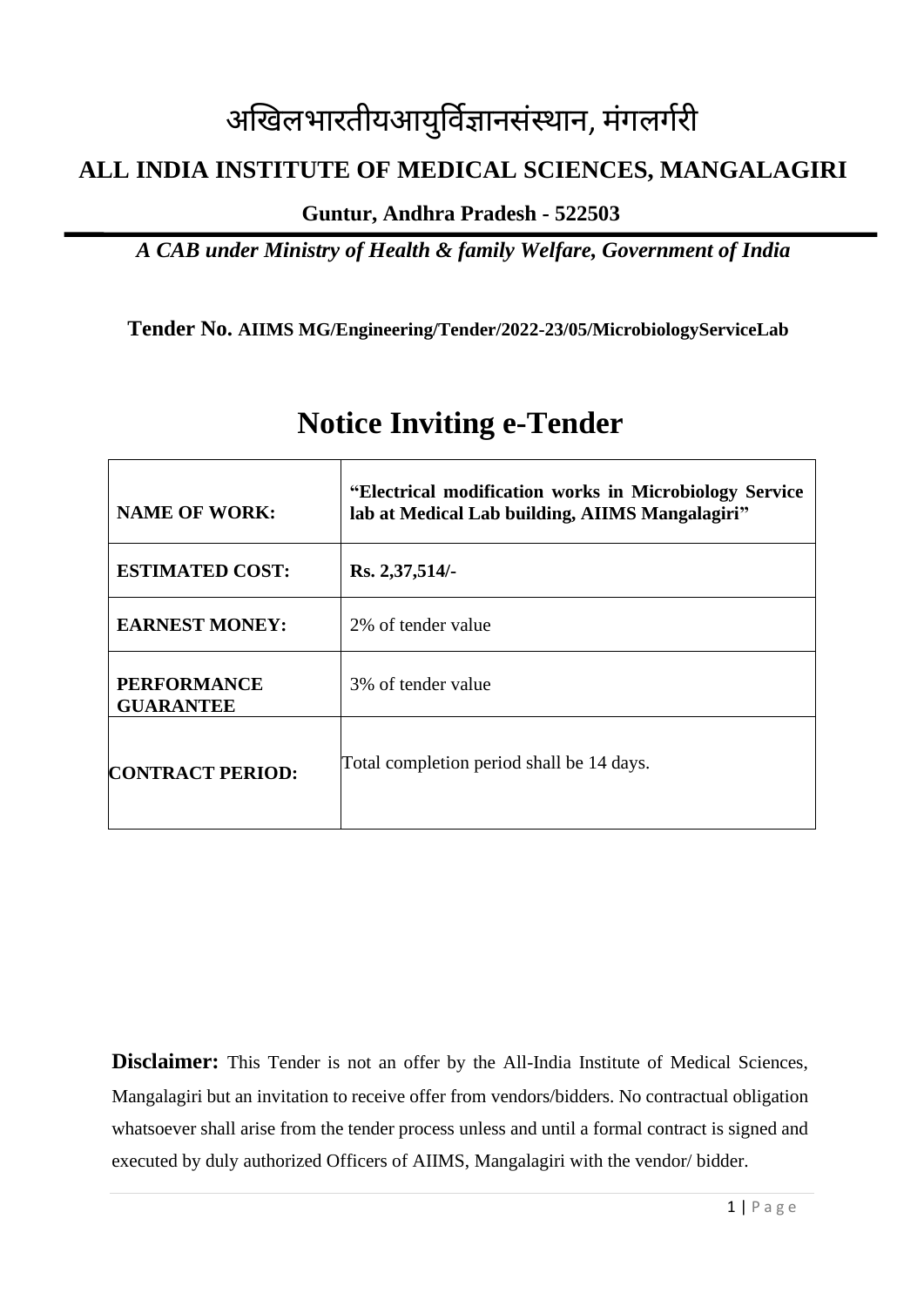# अखिलभारतीयआयुर्विज्ञानसंस्थान, मंगलर्गरी

## ALL INDIA INSTITUTE OF MEDICAL SCIENCES, MANGALAGIRI

**Guntur, Andhra Pradesh - 522503**

***A CAB under Ministry of Health & family Welfare, Government of India***

**Tender No. AIIMS MG/Engineering/Tender/2022-23/05/MicrobiologyServiceLab**

# Notice Inviting e-Tender

| | |
|---|---|
| **NAME OF WORK:** | **"Electrical modification works in Microbiology Service lab at Medical Lab building, AIIMS Mangalagiri"** |
| **ESTIMATED COST:** | **Rs. 2,37,514/-** |
| **EARNEST MONEY:** | 2% of tender value |
| **PERFORMANCE GUARANTEE** | 3% of tender value |
| **CONTRACT PERIOD:** | Total completion period shall be 14 days. |

**Disclaimer:** This Tender is not an offer by the All-India Institute of Medical Sciences, Mangalagiri but an invitation to receive offer from vendors/bidders. No contractual obligation whatsoever shall arise from the tender process unless and until a formal contract is signed and executed by duly authorized Officers of AIIMS, Mangalagiri with the vendor/ bidder.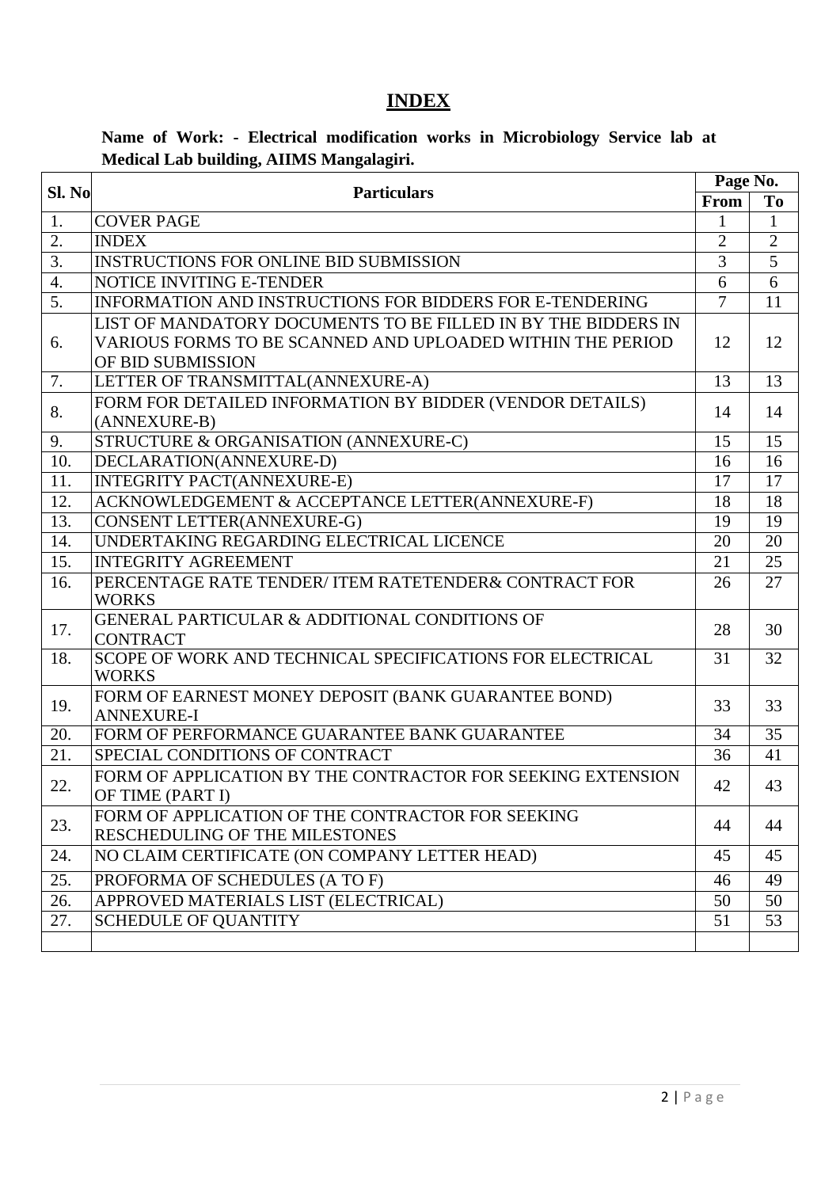# INDEX

**Name of Work: - Electrical modification works in Microbiology Service lab at Medical Lab building, AIIMS Mangalagiri.**

| Sl. No | Particulars | Page No. | |
|---|---|---|---|
| | | From | To |
| 1. | COVER PAGE | 1 | 1 |
| 2. | INDEX | 2 | 2 |
| 3. | INSTRUCTIONS FOR ONLINE BID SUBMISSION | 3 | 5 |
| 4. | NOTICE INVITING E-TENDER | 6 | 6 |
| 5. | INFORMATION AND INSTRUCTIONS FOR BIDDERS FOR E-TENDERING | 7 | 11 |
| 6. | LIST OF MANDATORY DOCUMENTS TO BE FILLED IN BY THE BIDDERS IN VARIOUS FORMS TO BE SCANNED AND UPLOADED WITHIN THE PERIOD OF BID SUBMISSION | 12 | 12 |
| 7. | LETTER OF TRANSMITTAL(ANNEXURE-A) | 13 | 13 |
| 8. | FORM FOR DETAILED INFORMATION BY BIDDER (VENDOR DETAILS) (ANNEXURE-B) | 14 | 14 |
| 9. | STRUCTURE & ORGANISATION (ANNEXURE-C) | 15 | 15 |
| 10. | DECLARATION(ANNEXURE-D) | 16 | 16 |
| 11. | INTEGRITY PACT(ANNEXURE-E) | 17 | 17 |
| 12. | ACKNOWLEDGEMENT & ACCEPTANCE LETTER(ANNEXURE-F) | 18 | 18 |
| 13. | CONSENT LETTER(ANNEXURE-G) | 19 | 19 |
| 14. | UNDERTAKING REGARDING ELECTRICAL LICENCE | 20 | 20 |
| 15. | INTEGRITY AGREEMENT | 21 | 25 |
| 16. | PERCENTAGE RATE TENDER/ ITEM RATETENDER& CONTRACT FOR WORKS | 26 | 27 |
| 17. | GENERAL PARTICULAR & ADDITIONAL CONDITIONS OF CONTRACT | 28 | 30 |
| 18. | SCOPE OF WORK AND TECHNICAL SPECIFICATIONS FOR ELECTRICAL WORKS | 31 | 32 |
| 19. | FORM OF EARNEST MONEY DEPOSIT (BANK GUARANTEE BOND) ANNEXURE-I | 33 | 33 |
| 20. | FORM OF PERFORMANCE GUARANTEE BANK GUARANTEE | 34 | 35 |
| 21. | SPECIAL CONDITIONS OF CONTRACT | 36 | 41 |
| 22. | FORM OF APPLICATION BY THE CONTRACTOR FOR SEEKING EXTENSION OF TIME (PART I) | 42 | 43 |
| 23. | FORM OF APPLICATION OF THE CONTRACTOR FOR SEEKING RESCHEDULING OF THE MILESTONES | 44 | 44 |
| 24. | NO CLAIM CERTIFICATE (ON COMPANY LETTER HEAD) | 45 | 45 |
| 25. | PROFORMA OF SCHEDULES (A TO F) | 46 | 49 |
| 26. | APPROVED MATERIALS LIST (ELECTRICAL) | 50 | 50 |
| 27. | SCHEDULE OF QUANTITY | 51 | 53 |
| | | | |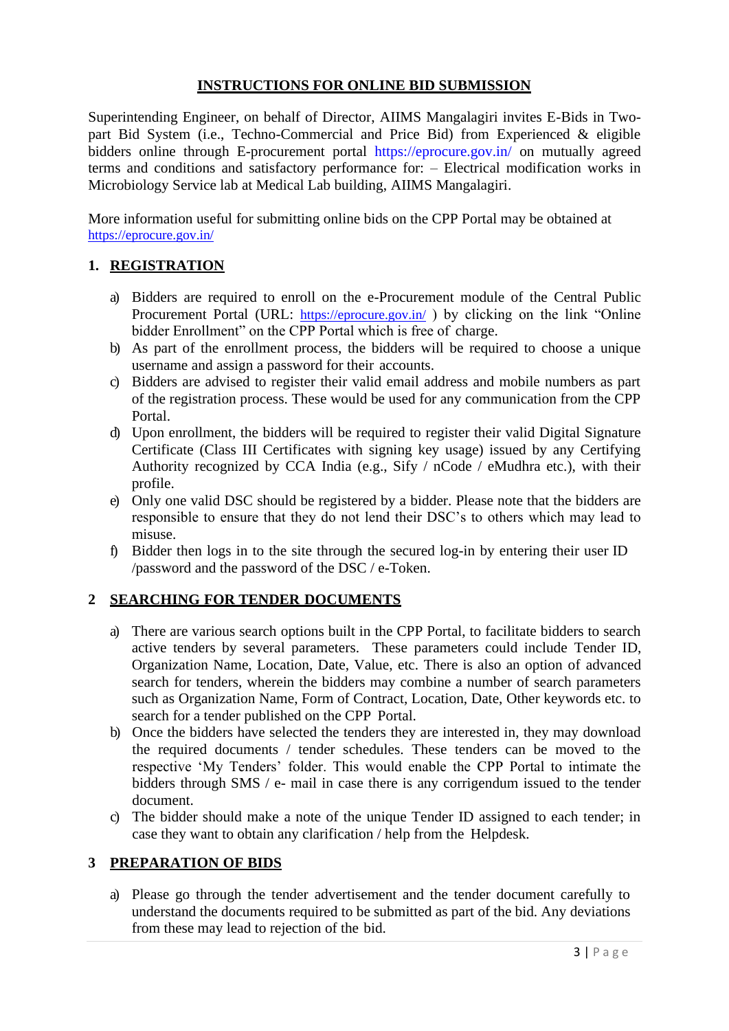# INSTRUCTIONS FOR ONLINE BID SUBMISSION

Superintending Engineer, on behalf of Director, AIIMS Mangalagiri invites E-Bids in Two-part Bid System (i.e., Techno-Commercial and Price Bid) from Experienced & eligible bidders online through E-procurement portal https://eprocure.gov.in/ on mutually agreed terms and conditions and satisfactory performance for: – Electrical modification works in Microbiology Service lab at Medical Lab building, AIIMS Mangalagiri.

More information useful for submitting online bids on the CPP Portal may be obtained at https://eprocure.gov.in/

## 1. REGISTRATION

a) Bidders are required to enroll on the e-Procurement module of the Central Public Procurement Portal (URL: https://eprocure.gov.in/ ) by clicking on the link "Online bidder Enrollment" on the CPP Portal which is free of charge.

b) As part of the enrollment process, the bidders will be required to choose a unique username and assign a password for their accounts.

c) Bidders are advised to register their valid email address and mobile numbers as part of the registration process. These would be used for any communication from the CPP Portal.

d) Upon enrollment, the bidders will be required to register their valid Digital Signature Certificate (Class III Certificates with signing key usage) issued by any Certifying Authority recognized by CCA India (e.g., Sify / nCode / eMudhra etc.), with their profile.

e) Only one valid DSC should be registered by a bidder. Please note that the bidders are responsible to ensure that they do not lend their DSC's to others which may lead to misuse.

f) Bidder then logs in to the site through the secured log-in by entering their user ID /password and the password of the DSC / e-Token.

## 2 SEARCHING FOR TENDER DOCUMENTS

a) There are various search options built in the CPP Portal, to facilitate bidders to search active tenders by several parameters. These parameters could include Tender ID, Organization Name, Location, Date, Value, etc. There is also an option of advanced search for tenders, wherein the bidders may combine a number of search parameters such as Organization Name, Form of Contract, Location, Date, Other keywords etc. to search for a tender published on the CPP Portal.

b) Once the bidders have selected the tenders they are interested in, they may download the required documents / tender schedules. These tenders can be moved to the respective 'My Tenders' folder. This would enable the CPP Portal to intimate the bidders through SMS / e- mail in case there is any corrigendum issued to the tender document.

c) The bidder should make a note of the unique Tender ID assigned to each tender; in case they want to obtain any clarification / help from the Helpdesk.

## 3 PREPARATION OF BIDS

a) Please go through the tender advertisement and the tender document carefully to understand the documents required to be submitted as part of the bid. Any deviations from these may lead to rejection of the bid.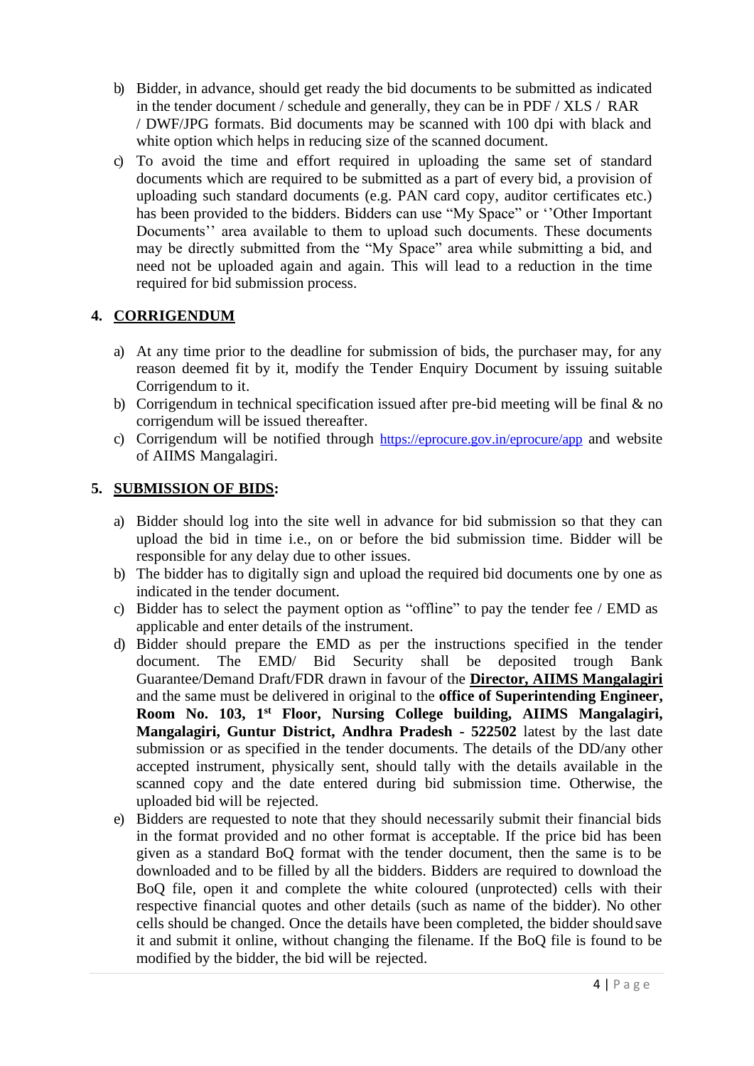b) Bidder, in advance, should get ready the bid documents to be submitted as indicated in the tender document / schedule and generally, they can be in PDF / XLS / RAR / DWF/JPG formats. Bid documents may be scanned with 100 dpi with black and white option which helps in reducing size of the scanned document.

c) To avoid the time and effort required in uploading the same set of standard documents which are required to be submitted as a part of every bid, a provision of uploading such standard documents (e.g. PAN card copy, auditor certificates etc.) has been provided to the bidders. Bidders can use "My Space" or ''Other Important Documents'' area available to them to upload such documents. These documents may be directly submitted from the "My Space" area while submitting a bid, and need not be uploaded again and again. This will lead to a reduction in the time required for bid submission process.

## 4. CORRIGENDUM

a) At any time prior to the deadline for submission of bids, the purchaser may, for any reason deemed fit by it, modify the Tender Enquiry Document by issuing suitable Corrigendum to it.

b) Corrigendum in technical specification issued after pre-bid meeting will be final & no corrigendum will be issued thereafter.

c) Corrigendum will be notified through https://eprocure.gov.in/eprocure/app and website of AIIMS Mangalagiri.

## 5. SUBMISSION OF BIDS:

a) Bidder should log into the site well in advance for bid submission so that they can upload the bid in time i.e., on or before the bid submission time. Bidder will be responsible for any delay due to other issues.

b) The bidder has to digitally sign and upload the required bid documents one by one as indicated in the tender document.

c) Bidder has to select the payment option as "offline" to pay the tender fee / EMD as applicable and enter details of the instrument.

d) Bidder should prepare the EMD as per the instructions specified in the tender document. The EMD/ Bid Security shall be deposited trough Bank Guarantee/Demand Draft/FDR drawn in favour of the **Director, AIIMS Mangalagiri** and the same must be delivered in original to the **office of Superintending Engineer, Room No. 103, 1st Floor, Nursing College building, AIIMS Mangalagiri, Mangalagiri, Guntur District, Andhra Pradesh - 522502** latest by the last date submission or as specified in the tender documents. The details of the DD/any other accepted instrument, physically sent, should tally with the details available in the scanned copy and the date entered during bid submission time. Otherwise, the uploaded bid will be rejected.

e) Bidders are requested to note that they should necessarily submit their financial bids in the format provided and no other format is acceptable. If the price bid has been given as a standard BoQ format with the tender document, then the same is to be downloaded and to be filled by all the bidders. Bidders are required to download the BoQ file, open it and complete the white coloured (unprotected) cells with their respective financial quotes and other details (such as name of the bidder). No other cells should be changed. Once the details have been completed, the bidder should save it and submit it online, without changing the filename. If the BoQ file is found to be modified by the bidder, the bid will be rejected.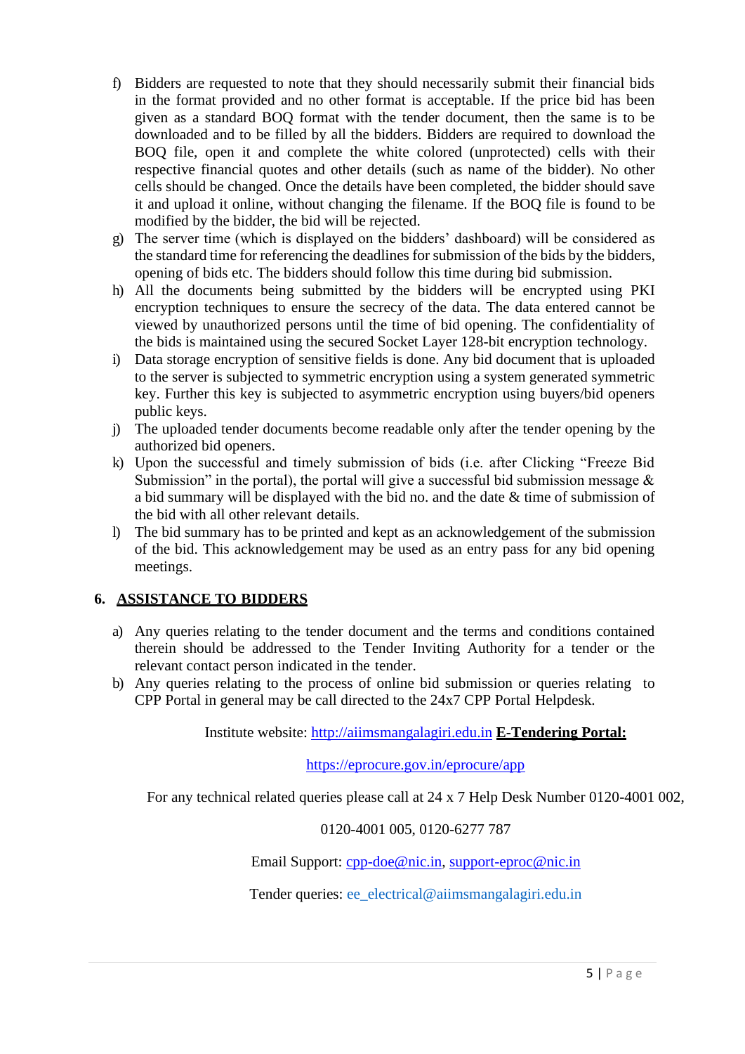f) Bidders are requested to note that they should necessarily submit their financial bids in the format provided and no other format is acceptable. If the price bid has been given as a standard BOQ format with the tender document, then the same is to be downloaded and to be filled by all the bidders. Bidders are required to download the BOQ file, open it and complete the white colored (unprotected) cells with their respective financial quotes and other details (such as name of the bidder). No other cells should be changed. Once the details have been completed, the bidder should save it and upload it online, without changing the filename. If the BOQ file is found to be modified by the bidder, the bid will be rejected.

g) The server time (which is displayed on the bidders' dashboard) will be considered as the standard time for referencing the deadlines for submission of the bids by the bidders, opening of bids etc. The bidders should follow this time during bid submission.

h) All the documents being submitted by the bidders will be encrypted using PKI encryption techniques to ensure the secrecy of the data. The data entered cannot be viewed by unauthorized persons until the time of bid opening. The confidentiality of the bids is maintained using the secured Socket Layer 128-bit encryption technology.

i) Data storage encryption of sensitive fields is done. Any bid document that is uploaded to the server is subjected to symmetric encryption using a system generated symmetric key. Further this key is subjected to asymmetric encryption using buyers/bid openers public keys.

j) The uploaded tender documents become readable only after the tender opening by the authorized bid openers.

k) Upon the successful and timely submission of bids (i.e. after Clicking "Freeze Bid Submission" in the portal), the portal will give a successful bid submission message & a bid summary will be displayed with the bid no. and the date & time of submission of the bid with all other relevant details.

l) The bid summary has to be printed and kept as an acknowledgement of the submission of the bid. This acknowledgement may be used as an entry pass for any bid opening meetings.

## 6. ASSISTANCE TO BIDDERS

a) Any queries relating to the tender document and the terms and conditions contained therein should be addressed to the Tender Inviting Authority for a tender or the relevant contact person indicated in the tender.

b) Any queries relating to the process of online bid submission or queries relating to CPP Portal in general may be call directed to the 24x7 CPP Portal Helpdesk.

Institute website: http://aiimsmangalagiri.edu.in **E-Tendering Portal:**

https://eprocure.gov.in/eprocure/app

For any technical related queries please call at 24 x 7 Help Desk Number 0120-4001 002, 0120-4001 005, 0120-6277 787

Email Support: cpp-doe@nic.in, support-eproc@nic.in

Tender queries: ee_electrical@aiimsmangalagiri.edu.in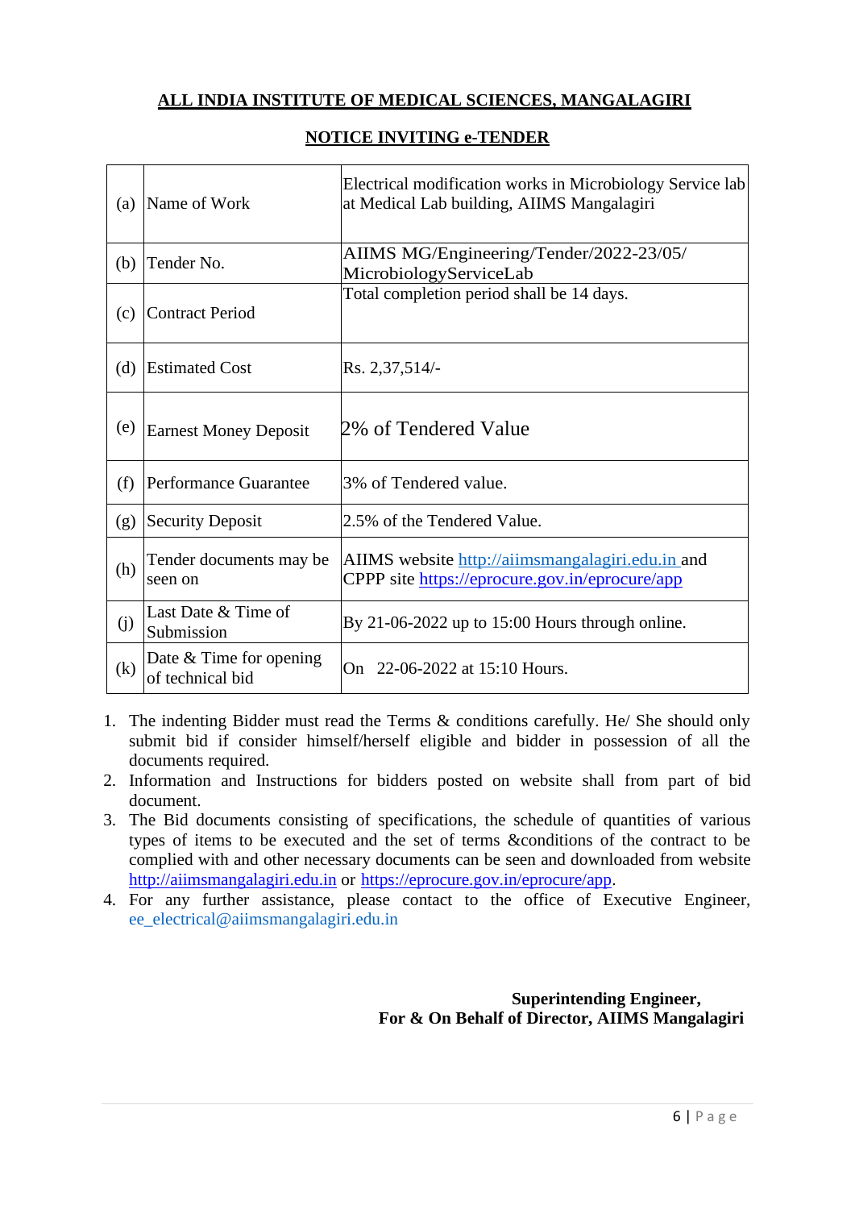# ALL INDIA INSTITUTE OF MEDICAL SCIENCES, MANGALAGIRI

## NOTICE INVITING e-TENDER

| | | |
|---|---|---|
| (a) | Name of Work | Electrical modification works in Microbiology Service lab at Medical Lab building, AIIMS Mangalagiri |
| (b) | Tender No. | AIIMS MG/Engineering/Tender/2022-23/05/ MicrobiologyServiceLab |
| (c) | Contract Period | Total completion period shall be 14 days. |
| (d) | Estimated Cost | Rs. 2,37,514/- |
| (e) | Earnest Money Deposit | 2% of Tendered Value |
| (f) | Performance Guarantee | 3% of Tendered value. |
| (g) | Security Deposit | 2.5% of the Tendered Value. |
| (h) | Tender documents may be seen on | AIIMS website http://aiimsmangalagiri.edu.in and CPPP site https://eprocure.gov.in/eprocure/app |
| (j) | Last Date & Time of Submission | By 21-06-2022 up to 15:00 Hours through online. |
| (k) | Date & Time for opening of technical bid | On 22-06-2022 at 15:10 Hours. |

1. The indenting Bidder must read the Terms & conditions carefully. He/ She should only submit bid if consider himself/herself eligible and bidder in possession of all the documents required.
2. Information and Instructions for bidders posted on website shall from part of bid document.
3. The Bid documents consisting of specifications, the schedule of quantities of various types of items to be executed and the set of terms &conditions of the contract to be complied with and other necessary documents can be seen and downloaded from website http://aiimsmangalagiri.edu.in or https://eprocure.gov.in/eprocure/app.
4. For any further assistance, please contact to the office of Executive Engineer, ee_electrical@aiimsmangalagiri.edu.in

**Superintending Engineer,**
**For & On Behalf of Director, AIIMS Mangalagiri**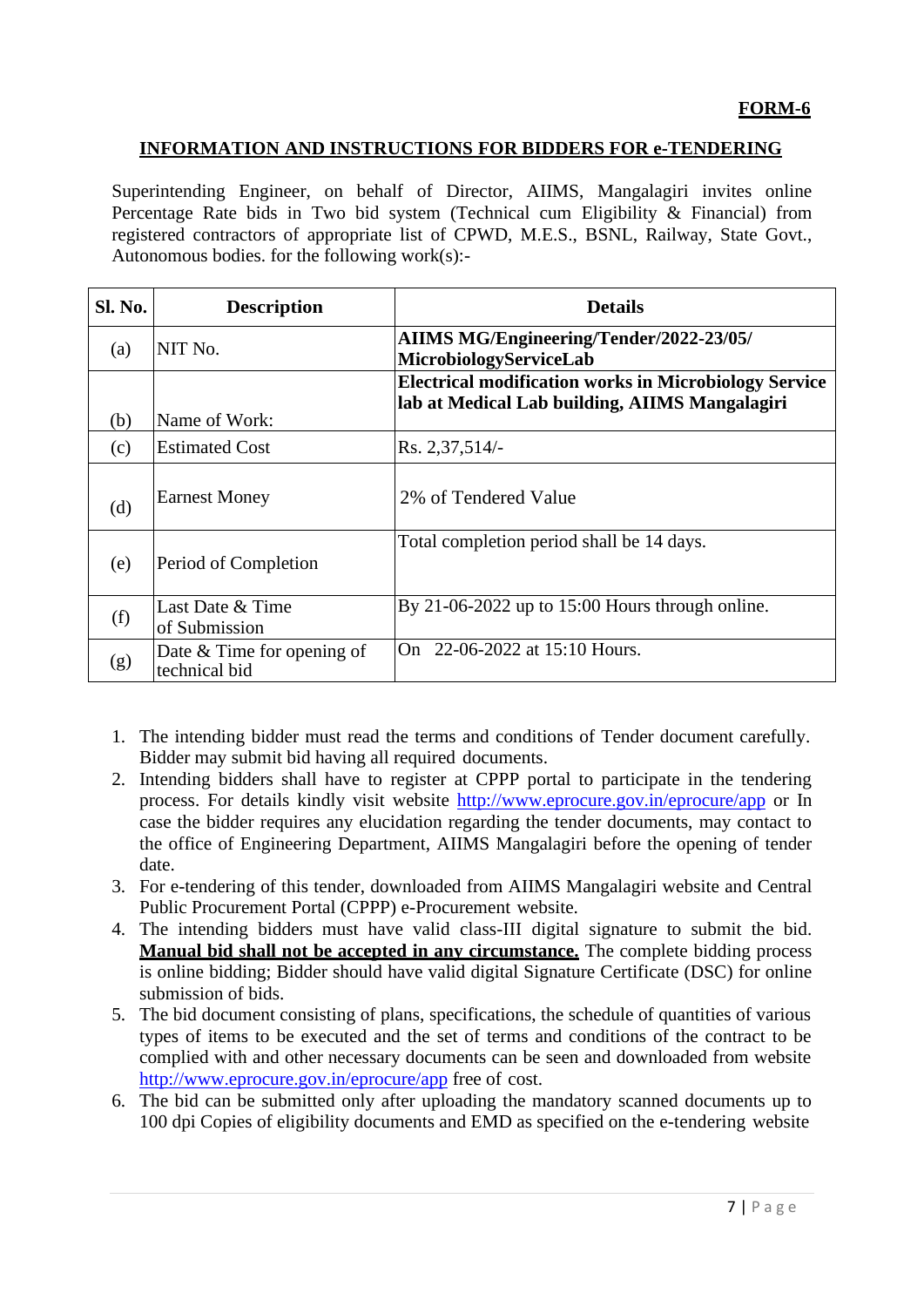**FORM-6**

## INFORMATION AND INSTRUCTIONS FOR BIDDERS FOR e-TENDERING

Superintending Engineer, on behalf of Director, AIIMS, Mangalagiri invites online Percentage Rate bids in Two bid system (Technical cum Eligibility & Financial) from registered contractors of appropriate list of CPWD, M.E.S., BSNL, Railway, State Govt., Autonomous bodies. for the following work(s):-

| Sl. No. | Description | Details |
|---|---|---|
| (a) | NIT No. | **AIIMS MG/Engineering/Tender/2022-23/05/ MicrobiologyServiceLab** |
| (b) | Name of Work: | **Electrical modification works in Microbiology Service lab at Medical Lab building, AIIMS Mangalagiri** |
| (c) | Estimated Cost | Rs. 2,37,514/- |
| (d) | Earnest Money | 2% of Tendered Value |
| (e) | Period of Completion | Total completion period shall be 14 days. |
| (f) | Last Date & Time of Submission | By 21-06-2022 up to 15:00 Hours through online. |
| (g) | Date & Time for opening of technical bid | On 22-06-2022 at 15:10 Hours. |

1. The intending bidder must read the terms and conditions of Tender document carefully. Bidder may submit bid having all required documents.
2. Intending bidders shall have to register at CPPP portal to participate in the tendering process. For details kindly visit website http://www.eprocure.gov.in/eprocure/app or In case the bidder requires any elucidation regarding the tender documents, may contact to the office of Engineering Department, AIIMS Mangalagiri before the opening of tender date.
3. For e-tendering of this tender, downloaded from AIIMS Mangalagiri website and Central Public Procurement Portal (CPPP) e-Procurement website.
4. The intending bidders must have valid class-III digital signature to submit the bid. **Manual bid shall not be accepted in any circumstance.** The complete bidding process is online bidding; Bidder should have valid digital Signature Certificate (DSC) for online submission of bids.
5. The bid document consisting of plans, specifications, the schedule of quantities of various types of items to be executed and the set of terms and conditions of the contract to be complied with and other necessary documents can be seen and downloaded from website http://www.eprocure.gov.in/eprocure/app free of cost.
6. The bid can be submitted only after uploading the mandatory scanned documents up to 100 dpi Copies of eligibility documents and EMD as specified on the e-tendering website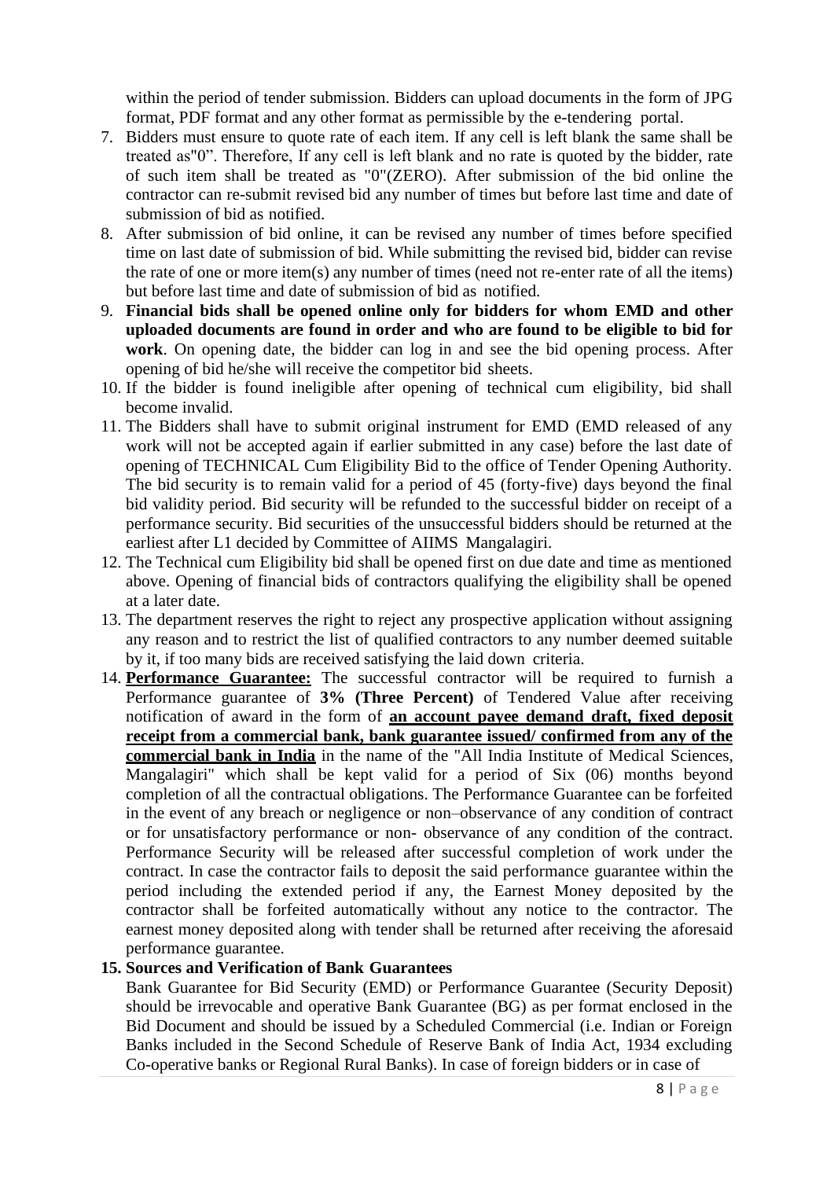within the period of tender submission. Bidders can upload documents in the form of JPG format, PDF format and any other format as permissible by the e-tendering portal.

7. Bidders must ensure to quote rate of each item. If any cell is left blank the same shall be treated as"0". Therefore, If any cell is left blank and no rate is quoted by the bidder, rate of such item shall be treated as "0"(ZERO). After submission of the bid online the contractor can re-submit revised bid any number of times but before last time and date of submission of bid as notified.
8. After submission of bid online, it can be revised any number of times before specified time on last date of submission of bid. While submitting the revised bid, bidder can revise the rate of one or more item(s) any number of times (need not re-enter rate of all the items) but before last time and date of submission of bid as notified.
9. **Financial bids shall be opened online only for bidders for whom EMD and other uploaded documents are found in order and who are found to be eligible to bid for work**. On opening date, the bidder can log in and see the bid opening process. After opening of bid he/she will receive the competitor bid sheets.
10. If the bidder is found ineligible after opening of technical cum eligibility, bid shall become invalid.
11. The Bidders shall have to submit original instrument for EMD (EMD released of any work will not be accepted again if earlier submitted in any case) before the last date of opening of TECHNICAL Cum Eligibility Bid to the office of Tender Opening Authority. The bid security is to remain valid for a period of 45 (forty-five) days beyond the final bid validity period. Bid security will be refunded to the successful bidder on receipt of a performance security. Bid securities of the unsuccessful bidders should be returned at the earliest after L1 decided by Committee of AIIMS Mangalagiri.
12. The Technical cum Eligibility bid shall be opened first on due date and time as mentioned above. Opening of financial bids of contractors qualifying the eligibility shall be opened at a later date.
13. The department reserves the right to reject any prospective application without assigning any reason and to restrict the list of qualified contractors to any number deemed suitable by it, if too many bids are received satisfying the laid down criteria.
14. **Performance Guarantee:** The successful contractor will be required to furnish a Performance guarantee of **3% (Three Percent)** of Tendered Value after receiving notification of award in the form of **an account payee demand draft, fixed deposit receipt from a commercial bank, bank guarantee issued/ confirmed from any of the commercial bank in India** in the name of the "All India Institute of Medical Sciences, Mangalagiri" which shall be kept valid for a period of Six (06) months beyond completion of all the contractual obligations. The Performance Guarantee can be forfeited in the event of any breach or negligence or non–observance of any condition of contract or for unsatisfactory performance or non- observance of any condition of the contract. Performance Security will be released after successful completion of work under the contract. In case the contractor fails to deposit the said performance guarantee within the period including the extended period if any, the Earnest Money deposited by the contractor shall be forfeited automatically without any notice to the contractor. The earnest money deposited along with tender shall be returned after receiving the aforesaid performance guarantee.
15. **Sources and Verification of Bank Guarantees**

    Bank Guarantee for Bid Security (EMD) or Performance Guarantee (Security Deposit) should be irrevocable and operative Bank Guarantee (BG) as per format enclosed in the Bid Document and should be issued by a Scheduled Commercial (i.e. Indian or Foreign Banks included in the Second Schedule of Reserve Bank of India Act, 1934 excluding Co-operative banks or Regional Rural Banks). In case of foreign bidders or in case of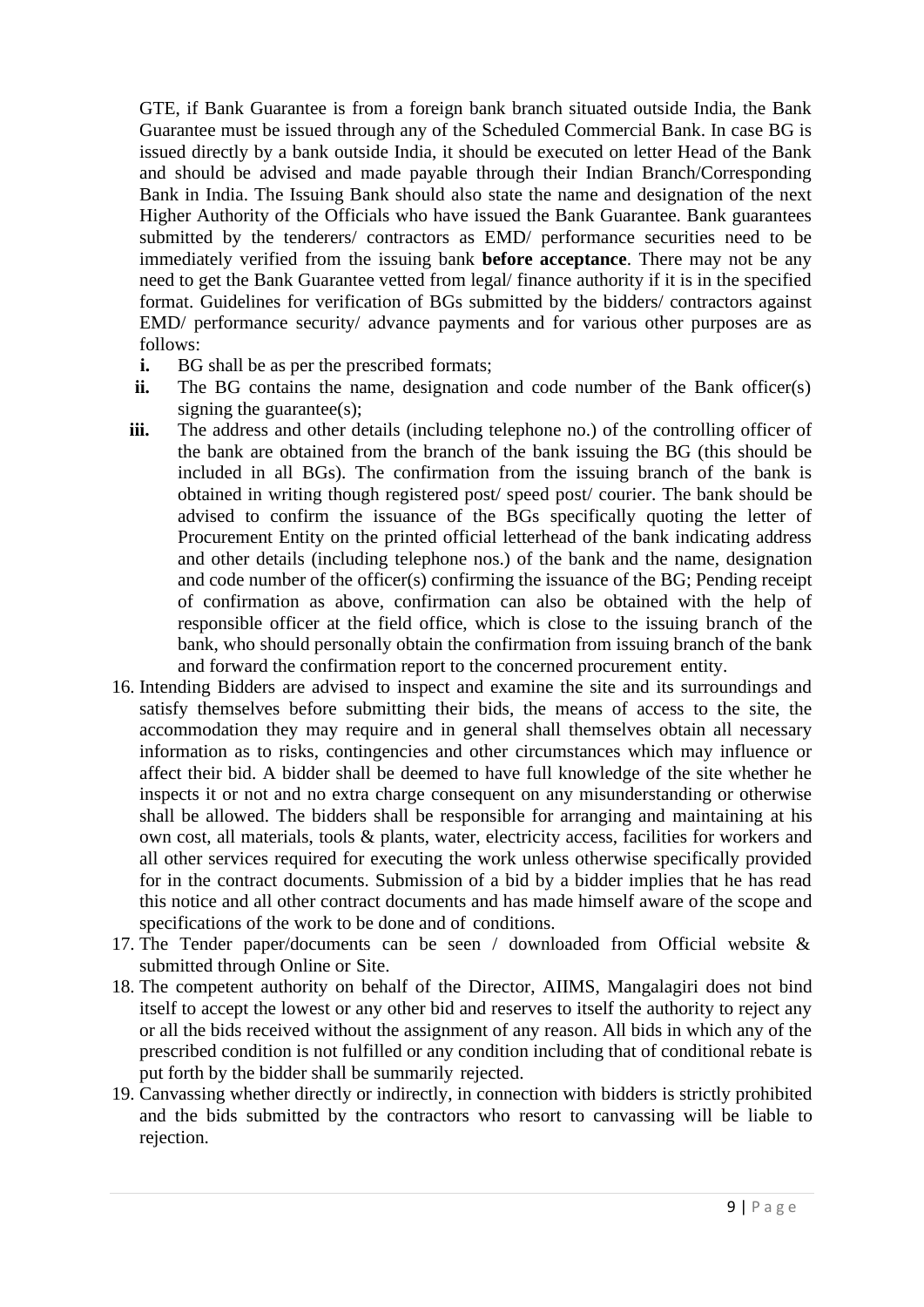GTE, if Bank Guarantee is from a foreign bank branch situated outside India, the Bank Guarantee must be issued through any of the Scheduled Commercial Bank. In case BG is issued directly by a bank outside India, it should be executed on letter Head of the Bank and should be advised and made payable through their Indian Branch/Corresponding Bank in India. The Issuing Bank should also state the name and designation of the next Higher Authority of the Officials who have issued the Bank Guarantee. Bank guarantees submitted by the tenderers/ contractors as EMD/ performance securities need to be immediately verified from the issuing bank **before acceptance**. There may not be any need to get the Bank Guarantee vetted from legal/ finance authority if it is in the specified format. Guidelines for verification of BGs submitted by the bidders/ contractors against EMD/ performance security/ advance payments and for various other purposes are as follows:

- **i.** BG shall be as per the prescribed formats;
- **ii.** The BG contains the name, designation and code number of the Bank officer(s) signing the guarantee(s);
- **iii.** The address and other details (including telephone no.) of the controlling officer of the bank are obtained from the branch of the bank issuing the BG (this should be included in all BGs). The confirmation from the issuing branch of the bank is obtained in writing though registered post/ speed post/ courier. The bank should be advised to confirm the issuance of the BGs specifically quoting the letter of Procurement Entity on the printed official letterhead of the bank indicating address and other details (including telephone nos.) of the bank and the name, designation and code number of the officer(s) confirming the issuance of the BG; Pending receipt of confirmation as above, confirmation can also be obtained with the help of responsible officer at the field office, which is close to the issuing branch of the bank, who should personally obtain the confirmation from issuing branch of the bank and forward the confirmation report to the concerned procurement entity.

16. Intending Bidders are advised to inspect and examine the site and its surroundings and satisfy themselves before submitting their bids, the means of access to the site, the accommodation they may require and in general shall themselves obtain all necessary information as to risks, contingencies and other circumstances which may influence or affect their bid. A bidder shall be deemed to have full knowledge of the site whether he inspects it or not and no extra charge consequent on any misunderstanding or otherwise shall be allowed. The bidders shall be responsible for arranging and maintaining at his own cost, all materials, tools & plants, water, electricity access, facilities for workers and all other services required for executing the work unless otherwise specifically provided for in the contract documents. Submission of a bid by a bidder implies that he has read this notice and all other contract documents and has made himself aware of the scope and specifications of the work to be done and of conditions.
17. The Tender paper/documents can be seen / downloaded from Official website & submitted through Online or Site.
18. The competent authority on behalf of the Director, AIIMS, Mangalagiri does not bind itself to accept the lowest or any other bid and reserves to itself the authority to reject any or all the bids received without the assignment of any reason. All bids in which any of the prescribed condition is not fulfilled or any condition including that of conditional rebate is put forth by the bidder shall be summarily rejected.
19. Canvassing whether directly or indirectly, in connection with bidders is strictly prohibited and the bids submitted by the contractors who resort to canvassing will be liable to rejection.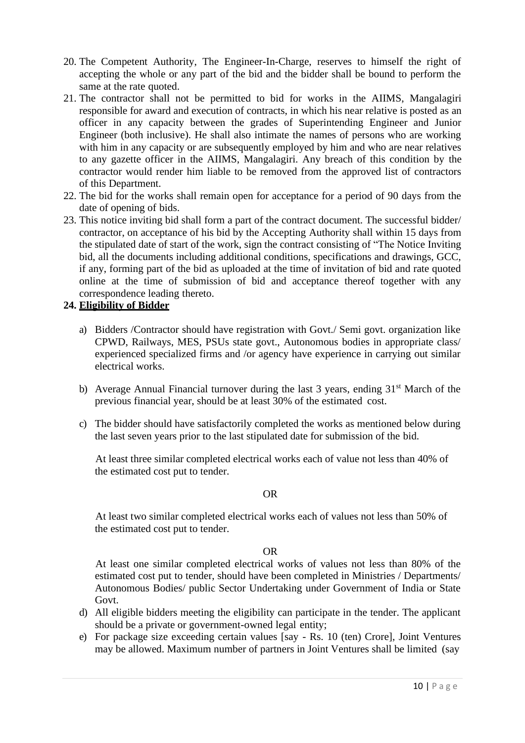20. The Competent Authority, The Engineer-In-Charge, reserves to himself the right of accepting the whole or any part of the bid and the bidder shall be bound to perform the same at the rate quoted.
21. The contractor shall not be permitted to bid for works in the AIIMS, Mangalagiri responsible for award and execution of contracts, in which his near relative is posted as an officer in any capacity between the grades of Superintending Engineer and Junior Engineer (both inclusive). He shall also intimate the names of persons who are working with him in any capacity or are subsequently employed by him and who are near relatives to any gazette officer in the AIIMS, Mangalagiri. Any breach of this condition by the contractor would render him liable to be removed from the approved list of contractors of this Department.
22. The bid for the works shall remain open for acceptance for a period of 90 days from the date of opening of bids.
23. This notice inviting bid shall form a part of the contract document. The successful bidder/ contractor, on acceptance of his bid by the Accepting Authority shall within 15 days from the stipulated date of start of the work, sign the contract consisting of "The Notice Inviting bid, all the documents including additional conditions, specifications and drawings, GCC, if any, forming part of the bid as uploaded at the time of invitation of bid and rate quoted online at the time of submission of bid and acceptance thereof together with any correspondence leading thereto.

**24. <u>Eligibility of Bidder</u>**

a) Bidders /Contractor should have registration with Govt./ Semi govt. organization like CPWD, Railways, MES, PSUs state govt., Autonomous bodies in appropriate class/ experienced specialized firms and /or agency have experience in carrying out similar electrical works.

b) Average Annual Financial turnover during the last 3 years, ending 31st March of the previous financial year, should be at least 30% of the estimated cost.

c) The bidder should have satisfactorily completed the works as mentioned below during the last seven years prior to the last stipulated date for submission of the bid.

At least three similar completed electrical works each of value not less than 40% of the estimated cost put to tender.

OR

At least two similar completed electrical works each of values not less than 50% of the estimated cost put to tender.

OR

At least one similar completed electrical works of values not less than 80% of the estimated cost put to tender, should have been completed in Ministries / Departments/ Autonomous Bodies/ public Sector Undertaking under Government of India or State Govt.

d) All eligible bidders meeting the eligibility can participate in the tender. The applicant should be a private or government-owned legal entity;

e) For package size exceeding certain values [say - Rs. 10 (ten) Crore], Joint Ventures may be allowed. Maximum number of partners in Joint Ventures shall be limited (say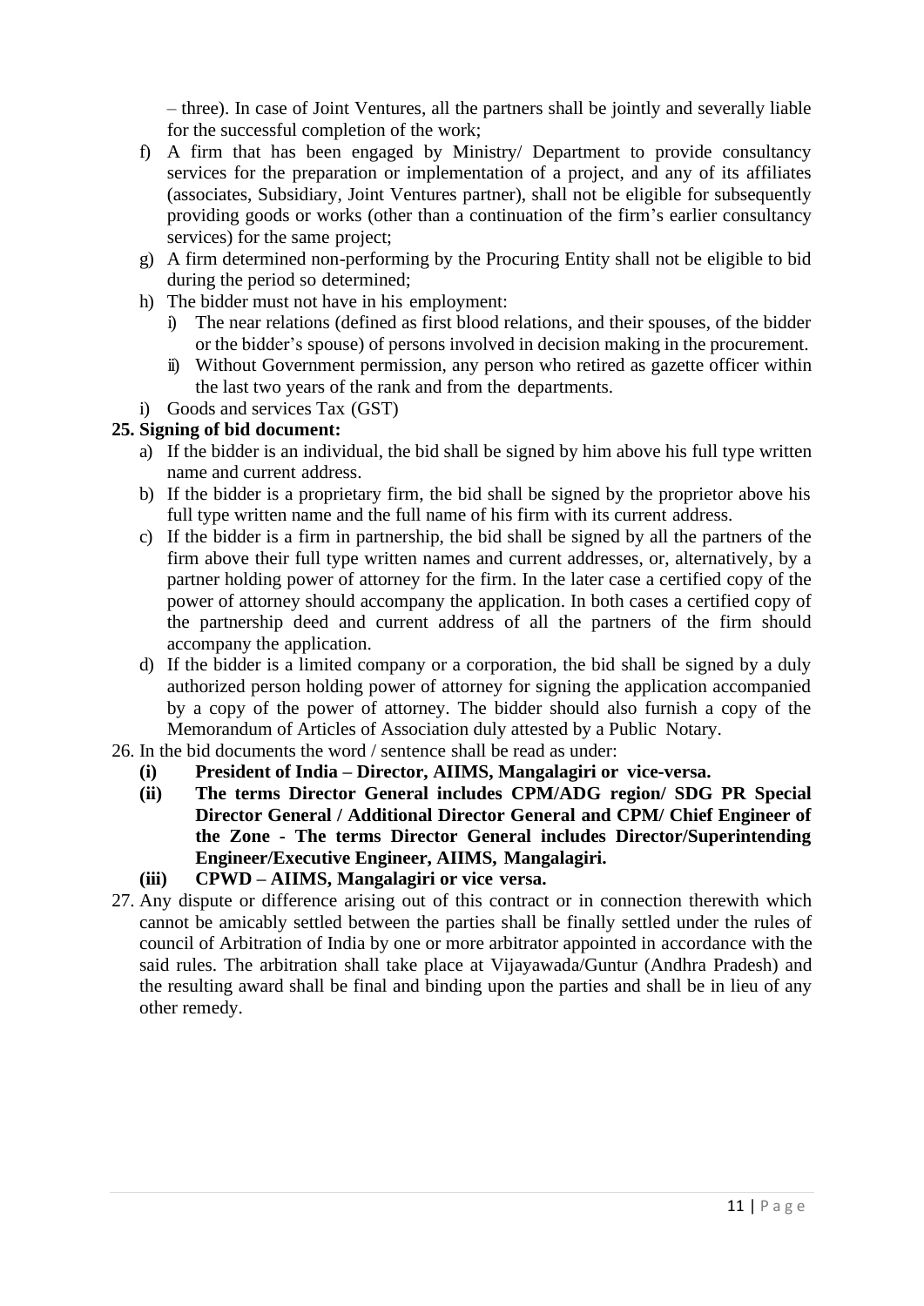– three). In case of Joint Ventures, all the partners shall be jointly and severally liable for the successful completion of the work;

f) A firm that has been engaged by Ministry/ Department to provide consultancy services for the preparation or implementation of a project, and any of its affiliates (associates, Subsidiary, Joint Ventures partner), shall not be eligible for subsequently providing goods or works (other than a continuation of the firm's earlier consultancy services) for the same project;

g) A firm determined non-performing by the Procuring Entity shall not be eligible to bid during the period so determined;

h) The bidder must not have in his employment:
   i) The near relations (defined as first blood relations, and their spouses, of the bidder or the bidder's spouse) of persons involved in decision making in the procurement.
   ii) Without Government permission, any person who retired as gazette officer within the last two years of the rank and from the departments.

i) Goods and services Tax (GST)

**25. Signing of bid document:**

a) If the bidder is an individual, the bid shall be signed by him above his full type written name and current address.

b) If the bidder is a proprietary firm, the bid shall be signed by the proprietor above his full type written name and the full name of his firm with its current address.

c) If the bidder is a firm in partnership, the bid shall be signed by all the partners of the firm above their full type written names and current addresses, or, alternatively, by a partner holding power of attorney for the firm. In the later case a certified copy of the power of attorney should accompany the application. In both cases a certified copy of the partnership deed and current address of all the partners of the firm should accompany the application.

d) If the bidder is a limited company or a corporation, the bid shall be signed by a duly authorized person holding power of attorney for signing the application accompanied by a copy of the power of attorney. The bidder should also furnish a copy of the Memorandum of Articles of Association duly attested by a Public Notary.

26. In the bid documents the word / sentence shall be read as under:

**(i) President of India – Director, AIIMS, Mangalagiri or vice-versa.**

**(ii) The terms Director General includes CPM/ADG region/ SDG PR Special Director General / Additional Director General and CPM/ Chief Engineer of the Zone - The terms Director General includes Director/Superintending Engineer/Executive Engineer, AIIMS, Mangalagiri.**

**(iii) CPWD – AIIMS, Mangalagiri or vice versa.**

27. Any dispute or difference arising out of this contract or in connection therewith which cannot be amicably settled between the parties shall be finally settled under the rules of council of Arbitration of India by one or more arbitrator appointed in accordance with the said rules. The arbitration shall take place at Vijayawada/Guntur (Andhra Pradesh) and the resulting award shall be final and binding upon the parties and shall be in lieu of any other remedy.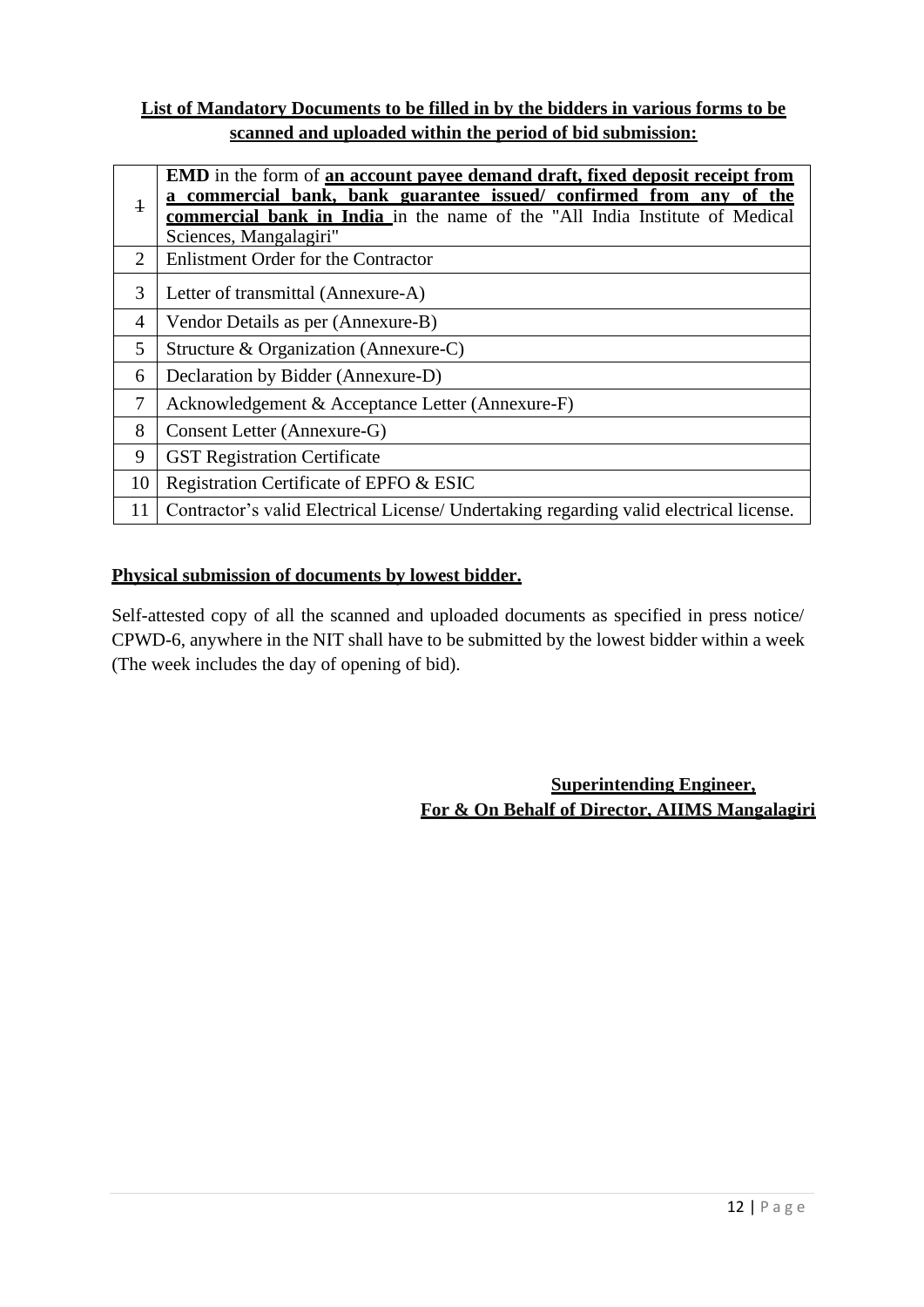**List of Mandatory Documents to be filled in by the bidders in various forms to be scanned and uploaded within the period of bid submission:**

| | |
|---|---|
| 1 | **EMD** in the form of **an account payee demand draft, fixed deposit receipt from a commercial bank, bank guarantee issued/ confirmed from any of the commercial bank in India** in the name of the "All India Institute of Medical Sciences, Mangalagiri" |
| 2 | Enlistment Order for the Contractor |
| 3 | Letter of transmittal (Annexure-A) |
| 4 | Vendor Details as per (Annexure-B) |
| 5 | Structure & Organization (Annexure-C) |
| 6 | Declaration by Bidder (Annexure-D) |
| 7 | Acknowledgement & Acceptance Letter (Annexure-F) |
| 8 | Consent Letter (Annexure-G) |
| 9 | GST Registration Certificate |
| 10 | Registration Certificate of EPFO & ESIC |
| 11 | Contractor's valid Electrical License/ Undertaking regarding valid electrical license. |

**Physical submission of documents by lowest bidder.**

Self-attested copy of all the scanned and uploaded documents as specified in press notice/ CPWD-6, anywhere in the NIT shall have to be submitted by the lowest bidder within a week (The week includes the day of opening of bid).

**Superintending Engineer,**
**For & On Behalf of Director, AIIMS Mangalagiri**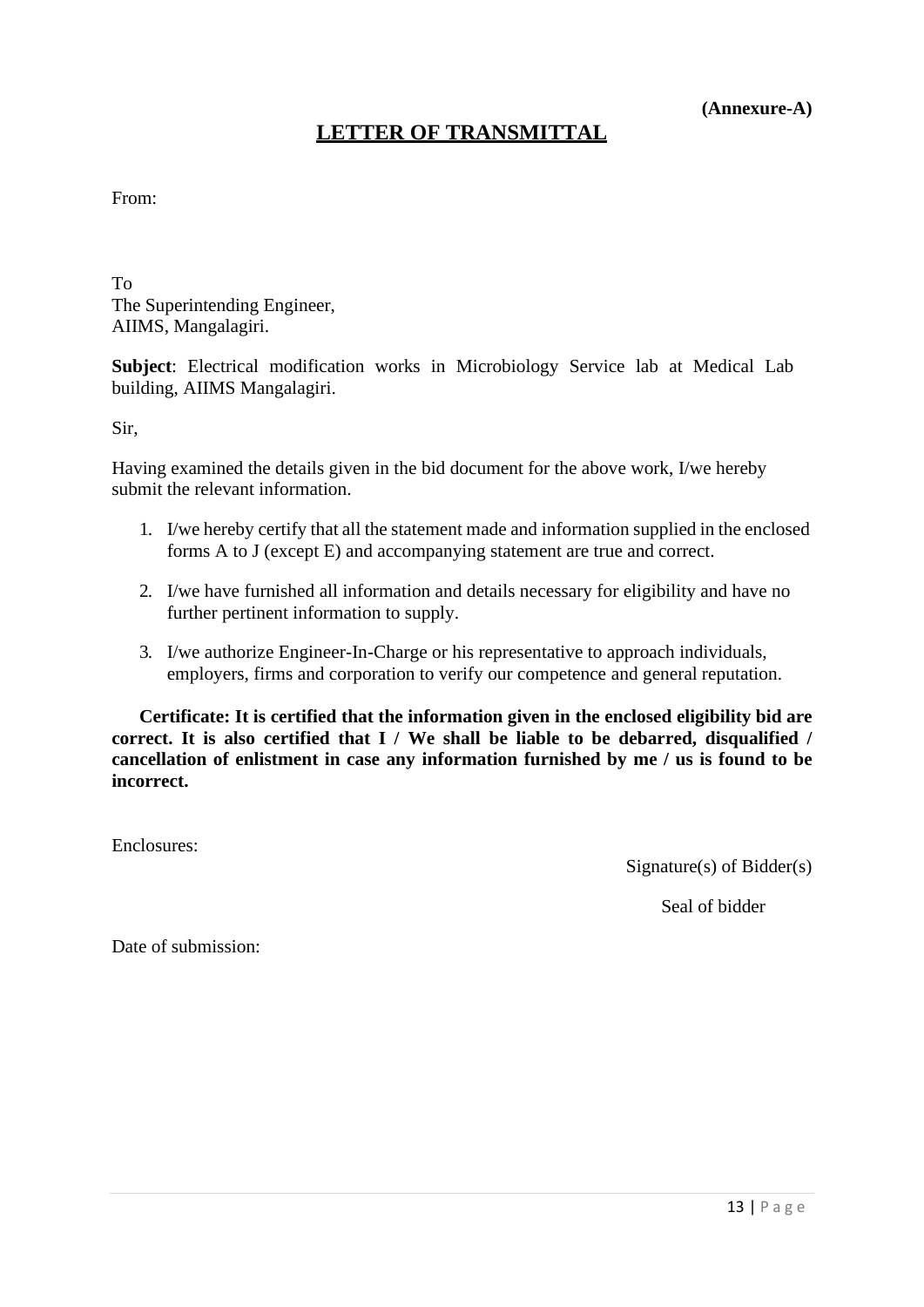**(Annexure-A)**

# LETTER OF TRANSMITTAL

From:

To
The Superintending Engineer,
AIIMS, Mangalagiri.

**Subject**: Electrical modification works in Microbiology Service lab at Medical Lab building, AIIMS Mangalagiri.

Sir,

Having examined the details given in the bid document for the above work, I/we hereby submit the relevant information.

1. I/we hereby certify that all the statement made and information supplied in the enclosed forms A to J (except E) and accompanying statement are true and correct.
2. I/we have furnished all information and details necessary for eligibility and have no further pertinent information to supply.
3. I/we authorize Engineer-In-Charge or his representative to approach individuals, employers, firms and corporation to verify our competence and general reputation.

**Certificate: It is certified that the information given in the enclosed eligibility bid are correct. It is also certified that I / We shall be liable to be debarred, disqualified / cancellation of enlistment in case any information furnished by me / us is found to be incorrect.**

Enclosures:

Signature(s) of Bidder(s)

Seal of bidder

Date of submission: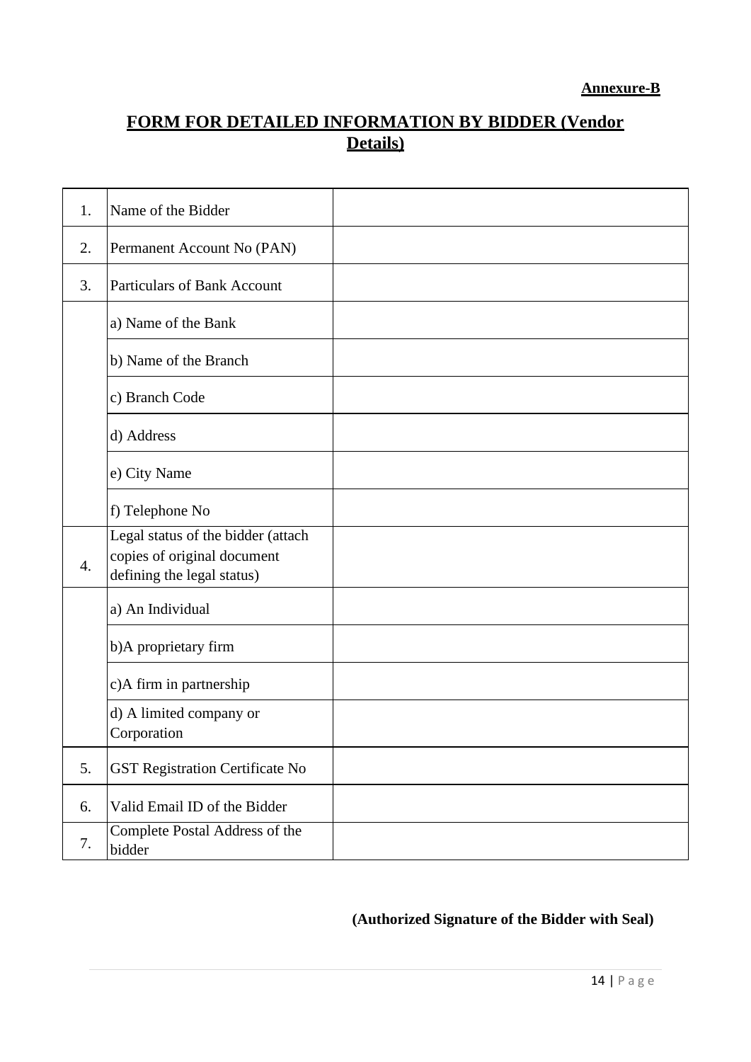**Annexure-B**

# FORM FOR DETAILED INFORMATION BY BIDDER (Vendor Details)

| | | |
|---|---|---|
| 1. | Name of the Bidder | |
| 2. | Permanent Account No (PAN) | |
| 3. | Particulars of Bank Account | |
| | a) Name of the Bank | |
| | b) Name of the Branch | |
| | c) Branch Code | |
| | d) Address | |
| | e) City Name | |
| | f) Telephone No | |
| 4. | Legal status of the bidder (attach copies of original document defining the legal status) | |
| | a) An Individual | |
| | b)A proprietary firm | |
| | c)A firm in partnership | |
| | d) A limited company or Corporation | |
| 5. | GST Registration Certificate No | |
| 6. | Valid Email ID of the Bidder | |
| 7. | Complete Postal Address of the bidder | |

**(Authorized Signature of the Bidder with Seal)**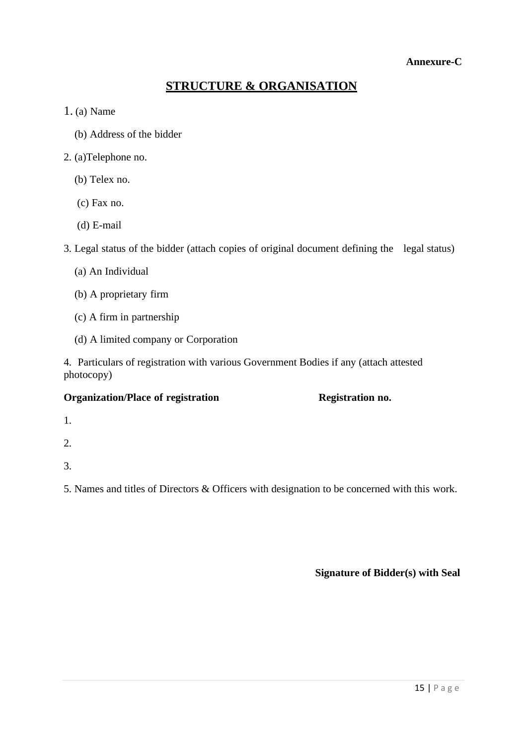**Annexure-C**

# STRUCTURE & ORGANISATION

1. (a) Name

   (b) Address of the bidder

2. (a)Telephone no.

   (b) Telex no.

   (c) Fax no.

   (d) E-mail

3. Legal status of the bidder (attach copies of original document defining the legal status)

   (a) An Individual

   (b) A proprietary firm

   (c) A firm in partnership

   (d) A limited company or Corporation

4. Particulars of registration with various Government Bodies if any (attach attested photocopy)

| Organization/Place of registration | Registration no. |
|---|---|
| 1. | |
| 2. | |
| 3. | |

5. Names and titles of Directors & Officers with designation to be concerned with this work.

**Signature of Bidder(s) with Seal**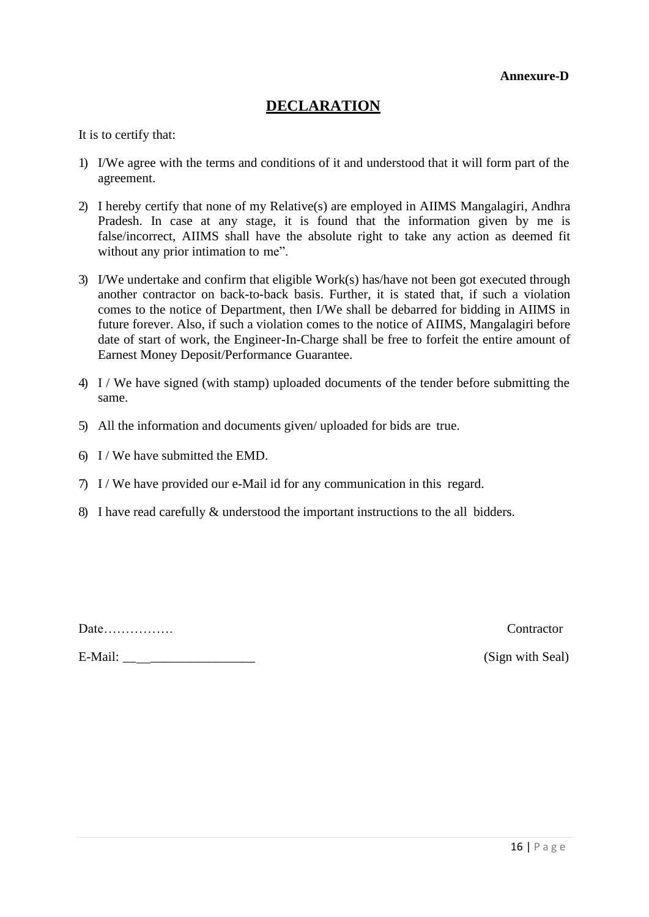**Annexure-D**

# DECLARATION

It is to certify that:

1) I/We agree with the terms and conditions of it and understood that it will form part of the agreement.
2) I hereby certify that none of my Relative(s) are employed in AIIMS Mangalagiri, Andhra Pradesh. In case at any stage, it is found that the information given by me is false/incorrect, AIIMS shall have the absolute right to take any action as deemed fit without any prior intimation to me".
3) I/We undertake and confirm that eligible Work(s) has/have not been got executed through another contractor on back-to-back basis. Further, it is stated that, if such a violation comes to the notice of Department, then I/We shall be debarred for bidding in AIIMS in future forever. Also, if such a violation comes to the notice of AIIMS, Mangalagiri before date of start of work, the Engineer-In-Charge shall be free to forfeit the entire amount of Earnest Money Deposit/Performance Guarantee.
4) I / We have signed (with stamp) uploaded documents of the tender before submitting the same.
5) All the information and documents given/ uploaded for bids are true.
6) I / We have submitted the EMD.
7) I / We have provided our e-Mail id for any communication in this regard.
8) I have read carefully & understood the important instructions to the all bidders.

Date……………. Contractor

E-Mail: ____________________ (Sign with Seal)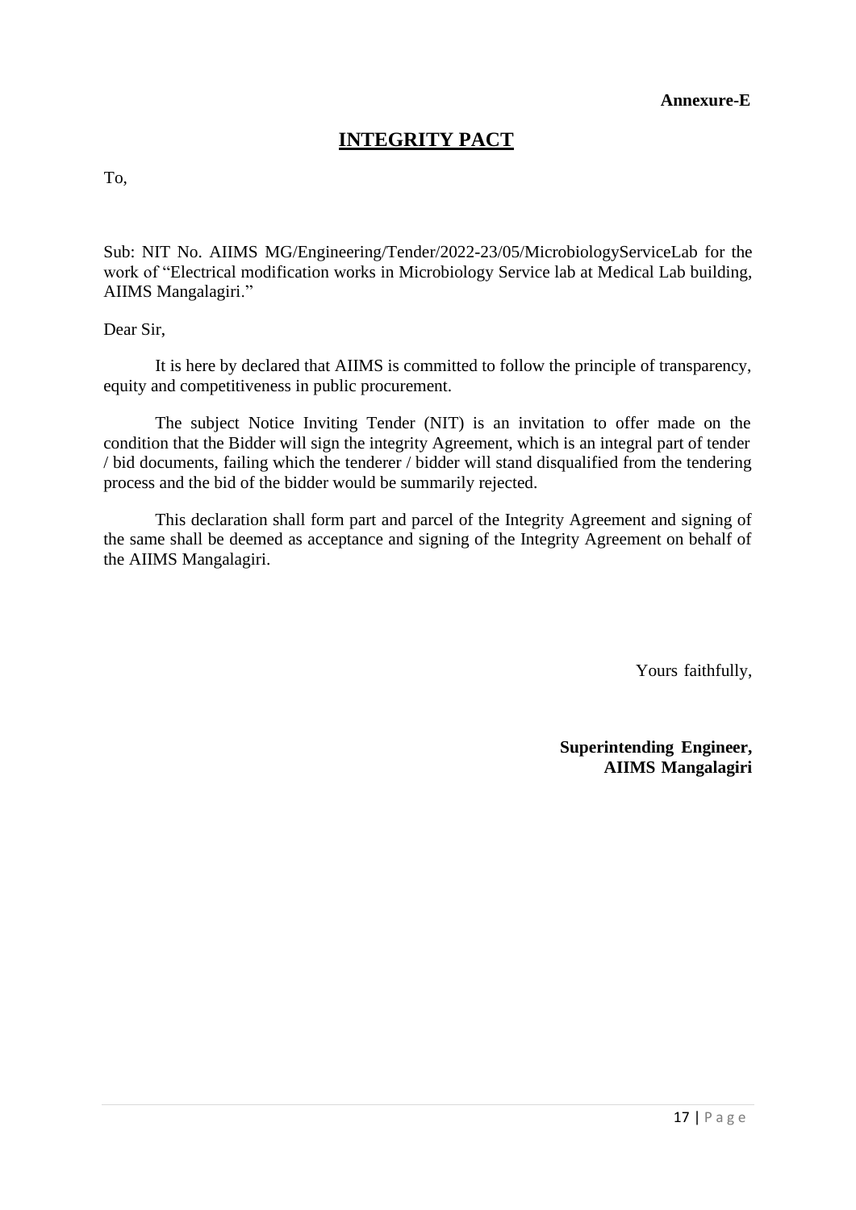**Annexure-E**

# INTEGRITY PACT

To,

Sub: NIT No. AIIMS MG/Engineering/Tender/2022-23/05/MicrobiologyServiceLab for the work of "Electrical modification works in Microbiology Service lab at Medical Lab building, AIIMS Mangalagiri."

Dear Sir,

It is here by declared that AIIMS is committed to follow the principle of transparency, equity and competitiveness in public procurement.

The subject Notice Inviting Tender (NIT) is an invitation to offer made on the condition that the Bidder will sign the integrity Agreement, which is an integral part of tender / bid documents, failing which the tenderer / bidder will stand disqualified from the tendering process and the bid of the bidder would be summarily rejected.

This declaration shall form part and parcel of the Integrity Agreement and signing of the same shall be deemed as acceptance and signing of the Integrity Agreement on behalf of the AIIMS Mangalagiri.

Yours faithfully,

**Superintending Engineer,**
**AIIMS Mangalagiri**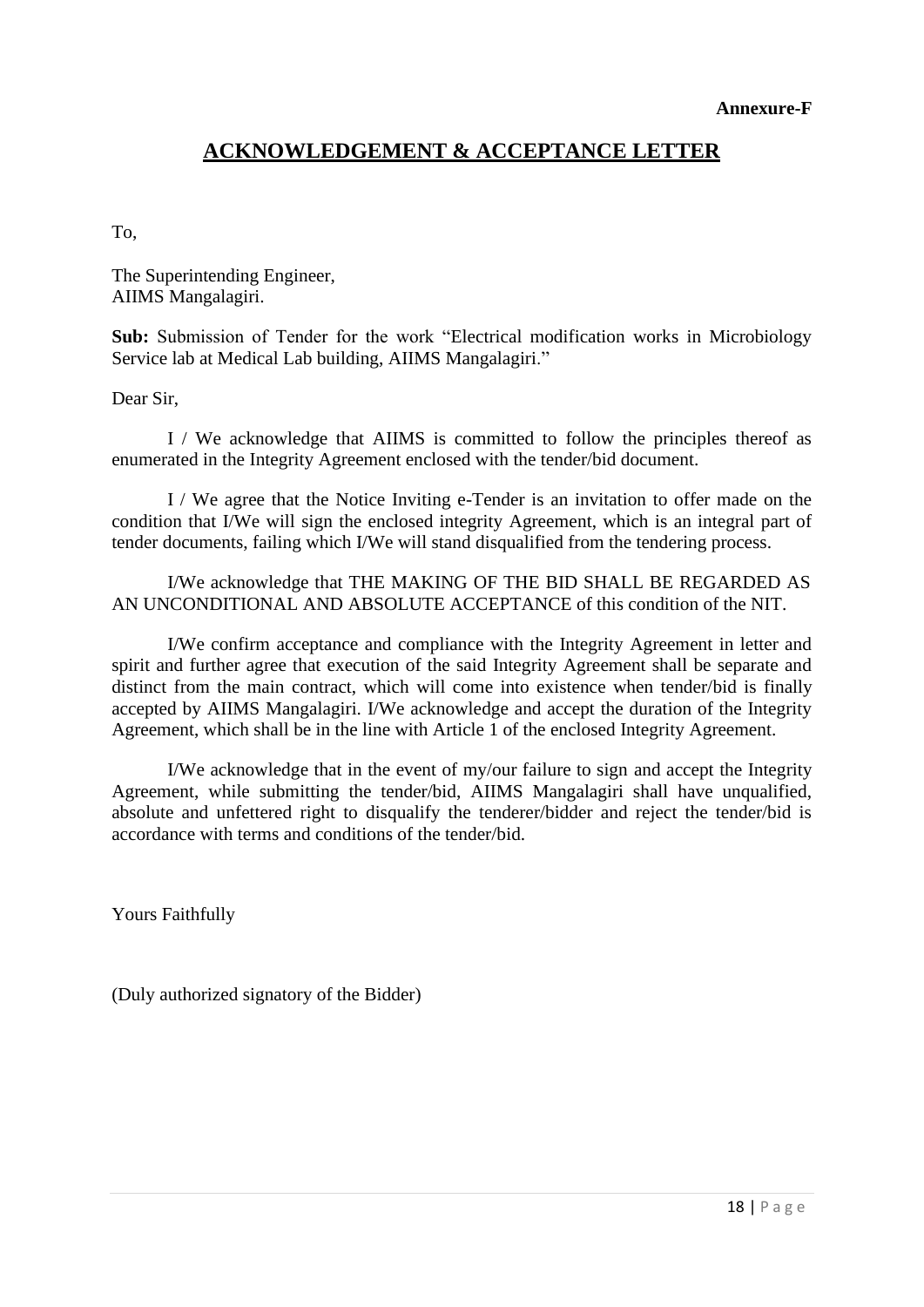**Annexure-F**

# ACKNOWLEDGEMENT & ACCEPTANCE LETTER

To,

The Superintending Engineer,
AIIMS Mangalagiri.

**Sub:** Submission of Tender for the work "Electrical modification works in Microbiology Service lab at Medical Lab building, AIIMS Mangalagiri."

Dear Sir,

I / We acknowledge that AIIMS is committed to follow the principles thereof as enumerated in the Integrity Agreement enclosed with the tender/bid document.

I / We agree that the Notice Inviting e-Tender is an invitation to offer made on the condition that I/We will sign the enclosed integrity Agreement, which is an integral part of tender documents, failing which I/We will stand disqualified from the tendering process.

I/We acknowledge that THE MAKING OF THE BID SHALL BE REGARDED AS AN UNCONDITIONAL AND ABSOLUTE ACCEPTANCE of this condition of the NIT.

I/We confirm acceptance and compliance with the Integrity Agreement in letter and spirit and further agree that execution of the said Integrity Agreement shall be separate and distinct from the main contract, which will come into existence when tender/bid is finally accepted by AIIMS Mangalagiri. I/We acknowledge and accept the duration of the Integrity Agreement, which shall be in the line with Article 1 of the enclosed Integrity Agreement.

I/We acknowledge that in the event of my/our failure to sign and accept the Integrity Agreement, while submitting the tender/bid, AIIMS Mangalagiri shall have unqualified, absolute and unfettered right to disqualify the tenderer/bidder and reject the tender/bid is accordance with terms and conditions of the tender/bid.

Yours Faithfully

(Duly authorized signatory of the Bidder)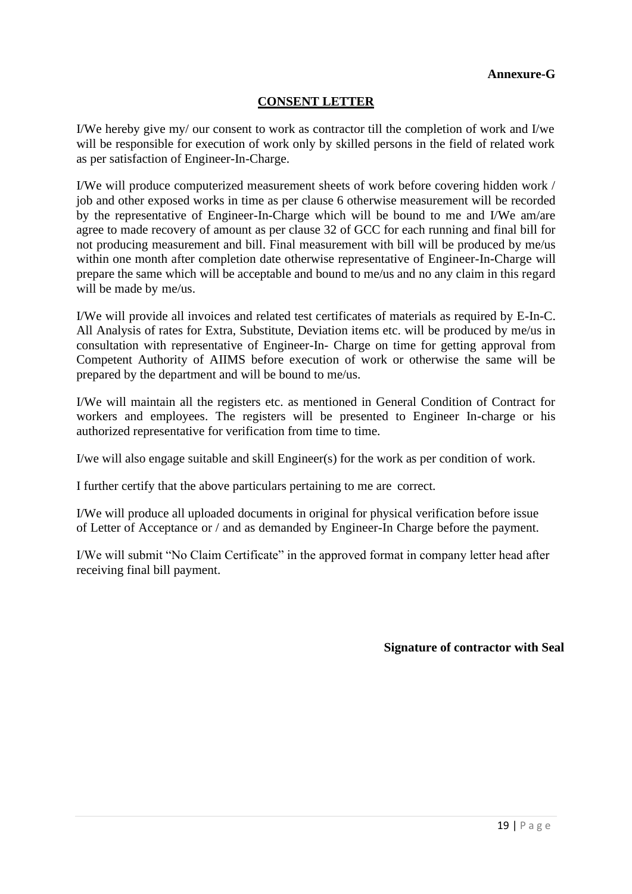**Annexure-G**

## CONSENT LETTER

I/We hereby give my/ our consent to work as contractor till the completion of work and I/we will be responsible for execution of work only by skilled persons in the field of related work as per satisfaction of Engineer-In-Charge.

I/We will produce computerized measurement sheets of work before covering hidden work / job and other exposed works in time as per clause 6 otherwise measurement will be recorded by the representative of Engineer-In-Charge which will be bound to me and I/We am/are agree to made recovery of amount as per clause 32 of GCC for each running and final bill for not producing measurement and bill. Final measurement with bill will be produced by me/us within one month after completion date otherwise representative of Engineer-In-Charge will prepare the same which will be acceptable and bound to me/us and no any claim in this regard will be made by me/us.

I/We will provide all invoices and related test certificates of materials as required by E-In-C. All Analysis of rates for Extra, Substitute, Deviation items etc. will be produced by me/us in consultation with representative of Engineer-In- Charge on time for getting approval from Competent Authority of AIIMS before execution of work or otherwise the same will be prepared by the department and will be bound to me/us.

I/We will maintain all the registers etc. as mentioned in General Condition of Contract for workers and employees. The registers will be presented to Engineer In-charge or his authorized representative for verification from time to time.

I/we will also engage suitable and skill Engineer(s) for the work as per condition of work.

I further certify that the above particulars pertaining to me are correct.

I/We will produce all uploaded documents in original for physical verification before issue of Letter of Acceptance or / and as demanded by Engineer-In Charge before the payment.

I/We will submit "No Claim Certificate" in the approved format in company letter head after receiving final bill payment.

**Signature of contractor with Seal**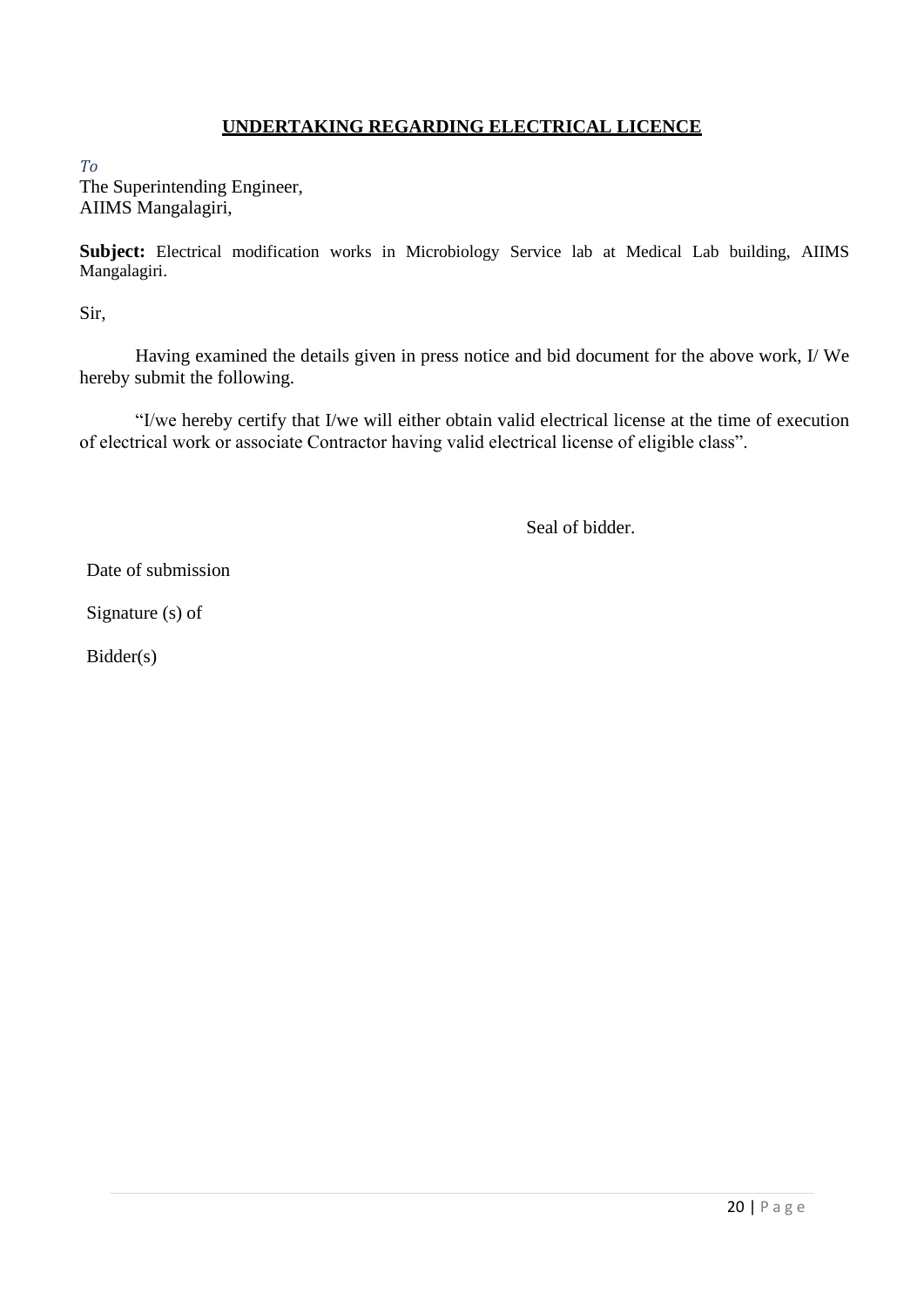## UNDERTAKING REGARDING ELECTRICAL LICENCE

*To*
The Superintending Engineer,
AIIMS Mangalagiri,

**Subject:** Electrical modification works in Microbiology Service lab at Medical Lab building, AIIMS Mangalagiri.

Sir,

Having examined the details given in press notice and bid document for the above work, I/ We hereby submit the following.

"I/we hereby certify that I/we will either obtain valid electrical license at the time of execution of electrical work or associate Contractor having valid electrical license of eligible class".

Seal of bidder.

Date of submission

Signature (s) of

Bidder(s)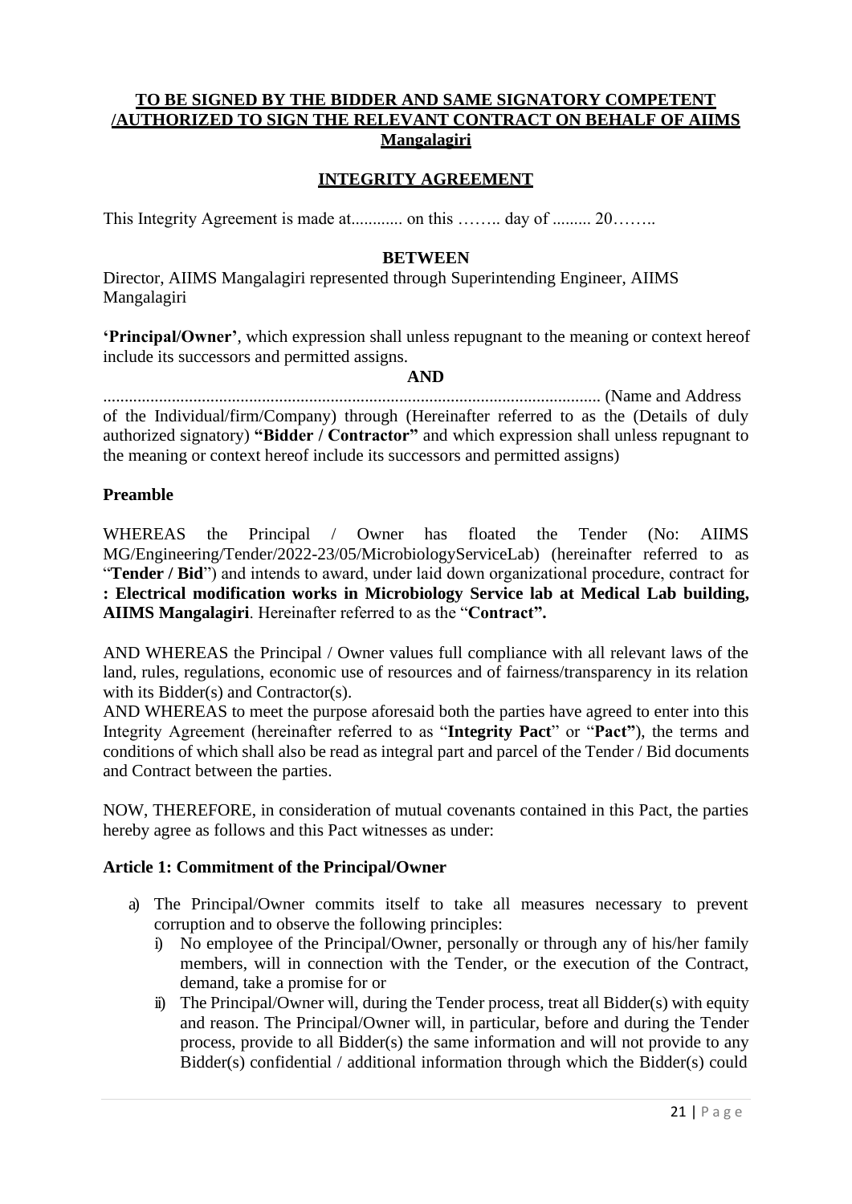**TO BE SIGNED BY THE BIDDER AND SAME SIGNATORY COMPETENT /AUTHORIZED TO SIGN THE RELEVANT CONTRACT ON BEHALF OF AIIMS Mangalagiri**

## INTEGRITY AGREEMENT

This Integrity Agreement is made at............ on this …….. day of ......... 20……..

**BETWEEN**

Director, AIIMS Mangalagiri represented through Superintending Engineer, AIIMS Mangalagiri

**'Principal/Owner'**, which expression shall unless repugnant to the meaning or context hereof include its successors and permitted assigns.

**AND**

.................................................................................................................. (Name and Address of the Individual/firm/Company) through (Hereinafter referred to as the (Details of duly authorized signatory) **"Bidder / Contractor"** and which expression shall unless repugnant to the meaning or context hereof include its successors and permitted assigns)

### Preamble

WHEREAS the Principal / Owner has floated the Tender (No: AIIMS MG/Engineering/Tender/2022-23/05/MicrobiologyServiceLab) (hereinafter referred to as "**Tender / Bid**") and intends to award, under laid down organizational procedure, contract for **: Electrical modification works in Microbiology Service lab at Medical Lab building, AIIMS Mangalagiri**. Hereinafter referred to as the "**Contract".**

AND WHEREAS the Principal / Owner values full compliance with all relevant laws of the land, rules, regulations, economic use of resources and of fairness/transparency in its relation with its Bidder(s) and Contractor(s).

AND WHEREAS to meet the purpose aforesaid both the parties have agreed to enter into this Integrity Agreement (hereinafter referred to as "**Integrity Pact**" or "**Pact"**), the terms and conditions of which shall also be read as integral part and parcel of the Tender / Bid documents and Contract between the parties.

NOW, THEREFORE, in consideration of mutual covenants contained in this Pact, the parties hereby agree as follows and this Pact witnesses as under:

### Article 1: Commitment of the Principal/Owner

a) The Principal/Owner commits itself to take all measures necessary to prevent corruption and to observe the following principles:
   i) No employee of the Principal/Owner, personally or through any of his/her family members, will in connection with the Tender, or the execution of the Contract, demand, take a promise for or
   ii) The Principal/Owner will, during the Tender process, treat all Bidder(s) with equity and reason. The Principal/Owner will, in particular, before and during the Tender process, provide to all Bidder(s) the same information and will not provide to any Bidder(s) confidential / additional information through which the Bidder(s) could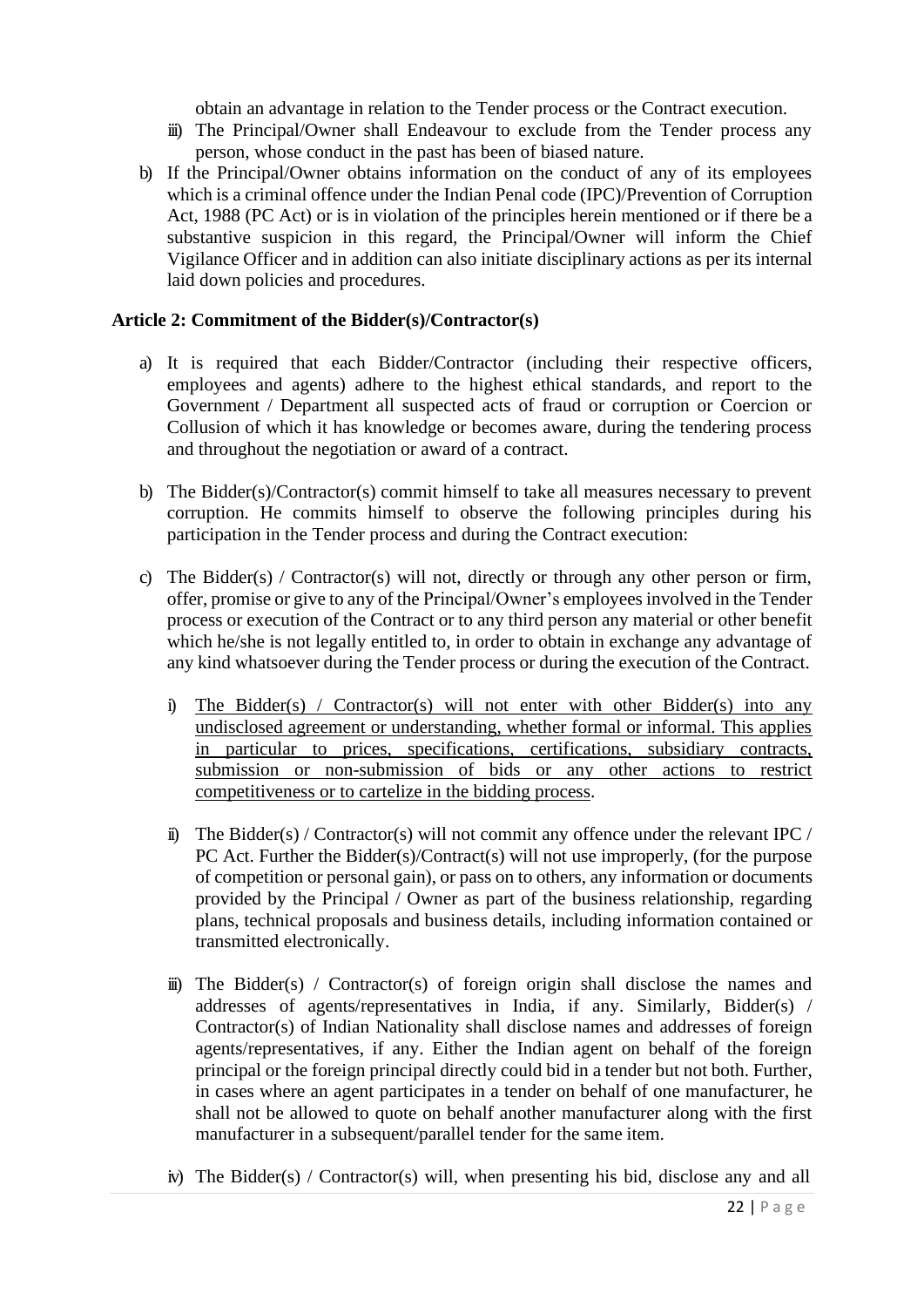obtain an advantage in relation to the Tender process or the Contract execution.

iii) The Principal/Owner shall Endeavour to exclude from the Tender process any person, whose conduct in the past has been of biased nature.

b) If the Principal/Owner obtains information on the conduct of any of its employees which is a criminal offence under the Indian Penal code (IPC)/Prevention of Corruption Act, 1988 (PC Act) or is in violation of the principles herein mentioned or if there be a substantive suspicion in this regard, the Principal/Owner will inform the Chief Vigilance Officer and in addition can also initiate disciplinary actions as per its internal laid down policies and procedures.

**Article 2: Commitment of the Bidder(s)/Contractor(s)**

a) It is required that each Bidder/Contractor (including their respective officers, employees and agents) adhere to the highest ethical standards, and report to the Government / Department all suspected acts of fraud or corruption or Coercion or Collusion of which it has knowledge or becomes aware, during the tendering process and throughout the negotiation or award of a contract.

b) The Bidder(s)/Contractor(s) commit himself to take all measures necessary to prevent corruption. He commits himself to observe the following principles during his participation in the Tender process and during the Contract execution:

c) The Bidder(s) / Contractor(s) will not, directly or through any other person or firm, offer, promise or give to any of the Principal/Owner's employees involved in the Tender process or execution of the Contract or to any third person any material or other benefit which he/she is not legally entitled to, in order to obtain in exchange any advantage of any kind whatsoever during the Tender process or during the execution of the Contract.

   i) <u>The Bidder(s) / Contractor(s) will not enter with other Bidder(s) into any undisclosed agreement or understanding, whether formal or informal. This applies in particular to prices, specifications, certifications, subsidiary contracts, submission or non-submission of bids or any other actions to restrict competitiveness or to cartelize in the bidding process</u>.

   ii) The Bidder(s) / Contractor(s) will not commit any offence under the relevant IPC / PC Act. Further the Bidder(s)/Contract(s) will not use improperly, (for the purpose of competition or personal gain), or pass on to others, any information or documents provided by the Principal / Owner as part of the business relationship, regarding plans, technical proposals and business details, including information contained or transmitted electronically.

   iii) The Bidder(s) / Contractor(s) of foreign origin shall disclose the names and addresses of agents/representatives in India, if any. Similarly, Bidder(s) / Contractor(s) of Indian Nationality shall disclose names and addresses of foreign agents/representatives, if any. Either the Indian agent on behalf of the foreign principal or the foreign principal directly could bid in a tender but not both. Further, in cases where an agent participates in a tender on behalf of one manufacturer, he shall not be allowed to quote on behalf another manufacturer along with the first manufacturer in a subsequent/parallel tender for the same item.

   iv) The Bidder(s) / Contractor(s) will, when presenting his bid, disclose any and all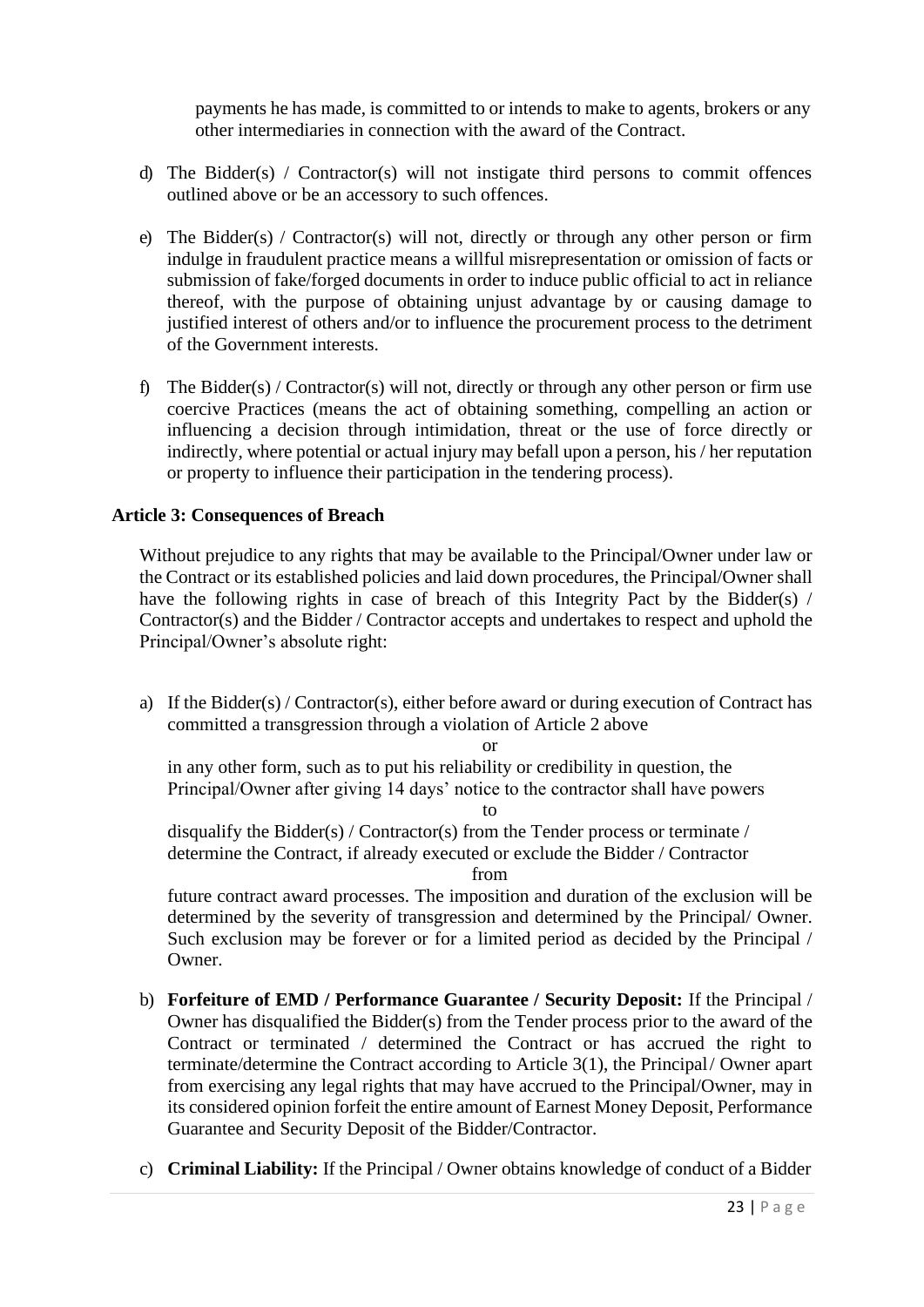payments he has made, is committed to or intends to make to agents, brokers or any other intermediaries in connection with the award of the Contract.

d) The Bidder(s) / Contractor(s) will not instigate third persons to commit offences outlined above or be an accessory to such offences.

e) The Bidder(s) / Contractor(s) will not, directly or through any other person or firm indulge in fraudulent practice means a willful misrepresentation or omission of facts or submission of fake/forged documents in order to induce public official to act in reliance thereof, with the purpose of obtaining unjust advantage by or causing damage to justified interest of others and/or to influence the procurement process to the detriment of the Government interests.

f) The Bidder(s) / Contractor(s) will not, directly or through any other person or firm use coercive Practices (means the act of obtaining something, compelling an action or influencing a decision through intimidation, threat or the use of force directly or indirectly, where potential or actual injury may befall upon a person, his / her reputation or property to influence their participation in the tendering process).

**Article 3: Consequences of Breach**

Without prejudice to any rights that may be available to the Principal/Owner under law or the Contract or its established policies and laid down procedures, the Principal/Owner shall have the following rights in case of breach of this Integrity Pact by the Bidder(s) / Contractor(s) and the Bidder / Contractor accepts and undertakes to respect and uphold the Principal/Owner's absolute right:

a) If the Bidder(s) / Contractor(s), either before award or during execution of Contract has committed a transgression through a violation of Article 2 above

or

in any other form, such as to put his reliability or credibility in question, the Principal/Owner after giving 14 days' notice to the contractor shall have powers

to

disqualify the Bidder(s) / Contractor(s) from the Tender process or terminate / determine the Contract, if already executed or exclude the Bidder / Contractor

from

future contract award processes. The imposition and duration of the exclusion will be determined by the severity of transgression and determined by the Principal/ Owner. Such exclusion may be forever or for a limited period as decided by the Principal / Owner.

b) **Forfeiture of EMD / Performance Guarantee / Security Deposit:** If the Principal / Owner has disqualified the Bidder(s) from the Tender process prior to the award of the Contract or terminated / determined the Contract or has accrued the right to terminate/determine the Contract according to Article 3(1), the Principal / Owner apart from exercising any legal rights that may have accrued to the Principal/Owner, may in its considered opinion forfeit the entire amount of Earnest Money Deposit, Performance Guarantee and Security Deposit of the Bidder/Contractor.

c) **Criminal Liability:** If the Principal / Owner obtains knowledge of conduct of a Bidder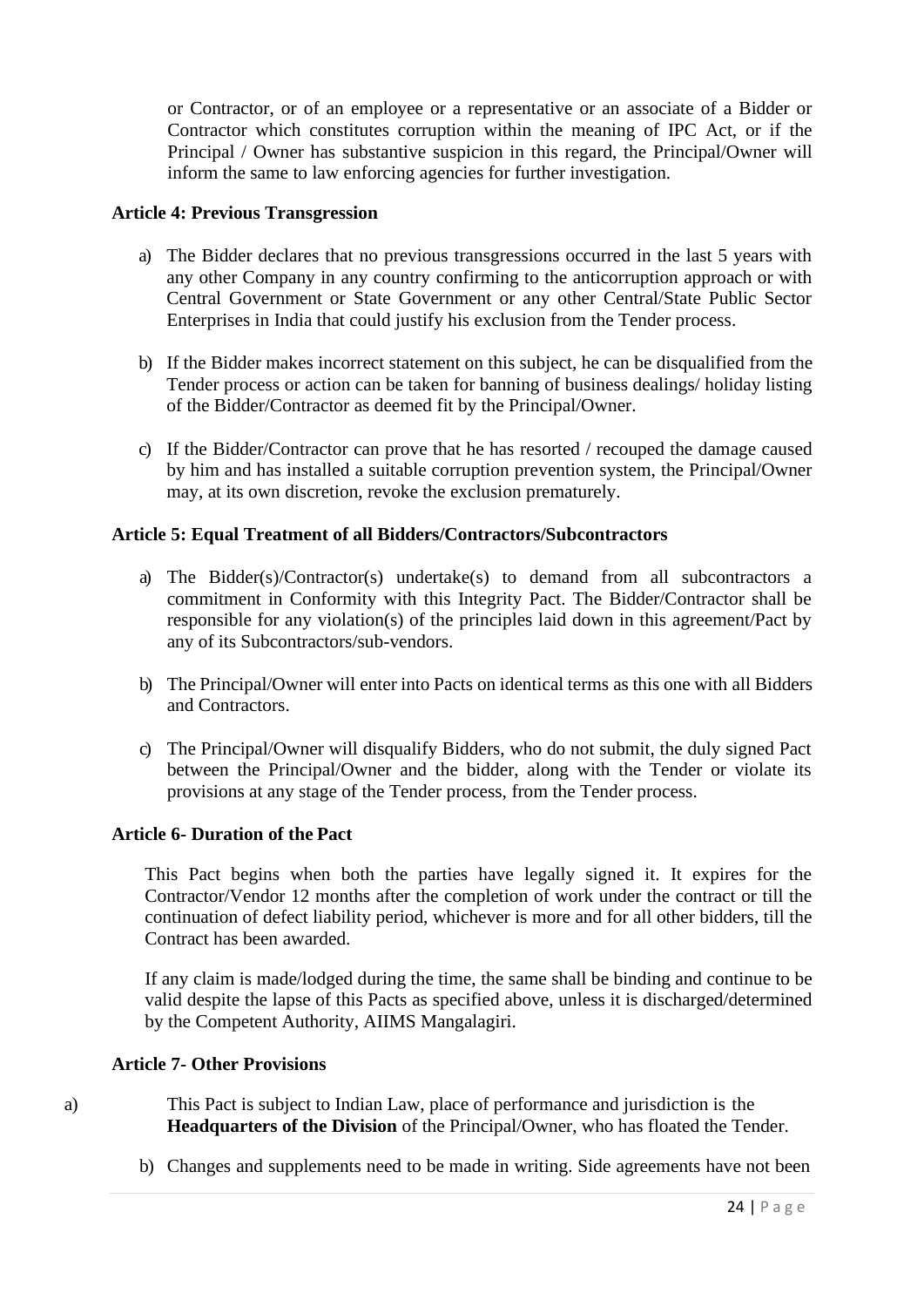or Contractor, or of an employee or a representative or an associate of a Bidder or Contractor which constitutes corruption within the meaning of IPC Act, or if the Principal / Owner has substantive suspicion in this regard, the Principal/Owner will inform the same to law enforcing agencies for further investigation.

**Article 4: Previous Transgression**

a) The Bidder declares that no previous transgressions occurred in the last 5 years with any other Company in any country confirming to the anticorruption approach or with Central Government or State Government or any other Central/State Public Sector Enterprises in India that could justify his exclusion from the Tender process.

b) If the Bidder makes incorrect statement on this subject, he can be disqualified from the Tender process or action can be taken for banning of business dealings/ holiday listing of the Bidder/Contractor as deemed fit by the Principal/Owner.

c) If the Bidder/Contractor can prove that he has resorted / recouped the damage caused by him and has installed a suitable corruption prevention system, the Principal/Owner may, at its own discretion, revoke the exclusion prematurely.

**Article 5: Equal Treatment of all Bidders/Contractors/Subcontractors**

a) The Bidder(s)/Contractor(s) undertake(s) to demand from all subcontractors a commitment in Conformity with this Integrity Pact. The Bidder/Contractor shall be responsible for any violation(s) of the principles laid down in this agreement/Pact by any of its Subcontractors/sub-vendors.

b) The Principal/Owner will enter into Pacts on identical terms as this one with all Bidders and Contractors.

c) The Principal/Owner will disqualify Bidders, who do not submit, the duly signed Pact between the Principal/Owner and the bidder, along with the Tender or violate its provisions at any stage of the Tender process, from the Tender process.

**Article 6- Duration of the Pact**

This Pact begins when both the parties have legally signed it. It expires for the Contractor/Vendor 12 months after the completion of work under the contract or till the continuation of defect liability period, whichever is more and for all other bidders, till the Contract has been awarded.

If any claim is made/lodged during the time, the same shall be binding and continue to be valid despite the lapse of this Pacts as specified above, unless it is discharged/determined by the Competent Authority, AIIMS Mangalagiri.

**Article 7- Other Provisions**

a) This Pact is subject to Indian Law, place of performance and jurisdiction is the **Headquarters of the Division** of the Principal/Owner, who has floated the Tender.

b) Changes and supplements need to be made in writing. Side agreements have not been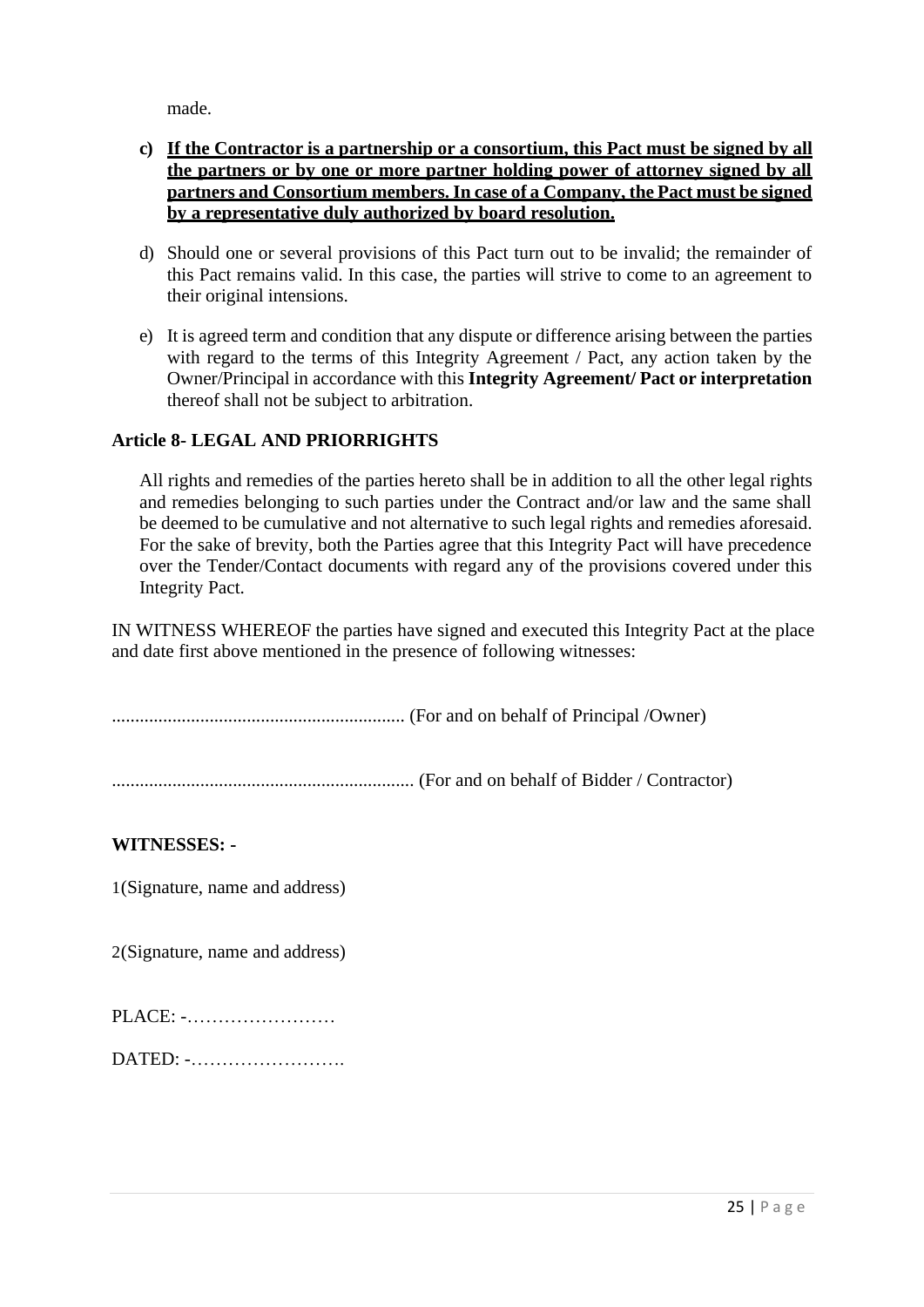made.

c) **If the Contractor is a partnership or a consortium, this Pact must be signed by all the partners or by one or more partner holding power of attorney signed by all partners and Consortium members. In case of a Company, the Pact must be signed by a representative duly authorized by board resolution.**

d) Should one or several provisions of this Pact turn out to be invalid; the remainder of this Pact remains valid. In this case, the parties will strive to come to an agreement to their original intensions.

e) It is agreed term and condition that any dispute or difference arising between the parties with regard to the terms of this Integrity Agreement / Pact, any action taken by the Owner/Principal in accordance with this **Integrity Agreement/ Pact or interpretation** thereof shall not be subject to arbitration.

**Article 8- LEGAL AND PRIORRIGHTS**

All rights and remedies of the parties hereto shall be in addition to all the other legal rights and remedies belonging to such parties under the Contract and/or law and the same shall be deemed to be cumulative and not alternative to such legal rights and remedies aforesaid. For the sake of brevity, both the Parties agree that this Integrity Pact will have precedence over the Tender/Contact documents with regard any of the provisions covered under this Integrity Pact.

IN WITNESS WHEREOF the parties have signed and executed this Integrity Pact at the place and date first above mentioned in the presence of following witnesses:

.............................................................. (For and on behalf of Principal /Owner)

................................................................ (For and on behalf of Bidder / Contractor)

**WITNESSES: -**

1(Signature, name and address)

2(Signature, name and address)

PLACE: -……………………

DATED: -…………………….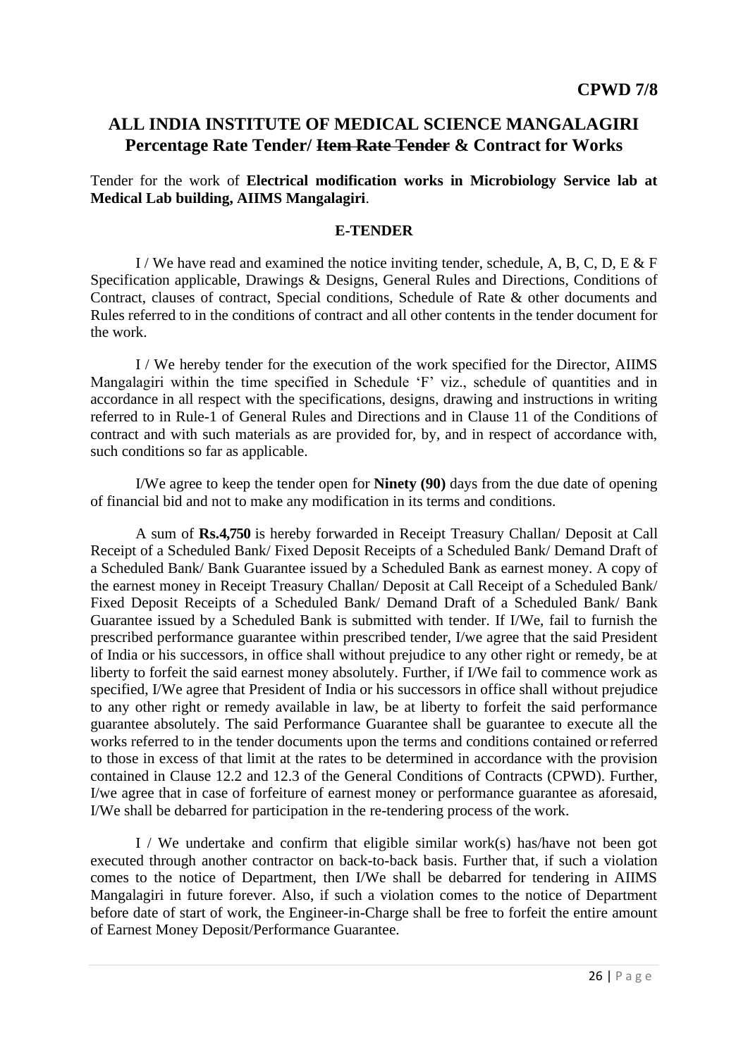**CPWD 7/8**

## ALL INDIA INSTITUTE OF MEDICAL SCIENCE MANGALAGIRI
## Percentage Rate Tender/ ~~Item Rate Tender~~ & Contract for Works

Tender for the work of **Electrical modification works in Microbiology Service lab at Medical Lab building, AIIMS Mangalagiri**.

**E-TENDER**

I / We have read and examined the notice inviting tender, schedule, A, B, C, D, E & F Specification applicable, Drawings & Designs, General Rules and Directions, Conditions of Contract, clauses of contract, Special conditions, Schedule of Rate & other documents and Rules referred to in the conditions of contract and all other contents in the tender document for the work.

I / We hereby tender for the execution of the work specified for the Director, AIIMS Mangalagiri within the time specified in Schedule 'F' viz., schedule of quantities and in accordance in all respect with the specifications, designs, drawing and instructions in writing referred to in Rule-1 of General Rules and Directions and in Clause 11 of the Conditions of contract and with such materials as are provided for, by, and in respect of accordance with, such conditions so far as applicable.

I/We agree to keep the tender open for **Ninety (90)** days from the due date of opening of financial bid and not to make any modification in its terms and conditions.

A sum of **Rs.4,750** is hereby forwarded in Receipt Treasury Challan/ Deposit at Call Receipt of a Scheduled Bank/ Fixed Deposit Receipts of a Scheduled Bank/ Demand Draft of a Scheduled Bank/ Bank Guarantee issued by a Scheduled Bank as earnest money. A copy of the earnest money in Receipt Treasury Challan/ Deposit at Call Receipt of a Scheduled Bank/ Fixed Deposit Receipts of a Scheduled Bank/ Demand Draft of a Scheduled Bank/ Bank Guarantee issued by a Scheduled Bank is submitted with tender. If I/We, fail to furnish the prescribed performance guarantee within prescribed tender, I/we agree that the said President of India or his successors, in office shall without prejudice to any other right or remedy, be at liberty to forfeit the said earnest money absolutely. Further, if I/We fail to commence work as specified, I/We agree that President of India or his successors in office shall without prejudice to any other right or remedy available in law, be at liberty to forfeit the said performance guarantee absolutely. The said Performance Guarantee shall be guarantee to execute all the works referred to in the tender documents upon the terms and conditions contained or referred to those in excess of that limit at the rates to be determined in accordance with the provision contained in Clause 12.2 and 12.3 of the General Conditions of Contracts (CPWD). Further, I/we agree that in case of forfeiture of earnest money or performance guarantee as aforesaid, I/We shall be debarred for participation in the re-tendering process of the work.

I / We undertake and confirm that eligible similar work(s) has/have not been got executed through another contractor on back-to-back basis. Further that, if such a violation comes to the notice of Department, then I/We shall be debarred for tendering in AIIMS Mangalagiri in future forever. Also, if such a violation comes to the notice of Department before date of start of work, the Engineer-in-Charge shall be free to forfeit the entire amount of Earnest Money Deposit/Performance Guarantee.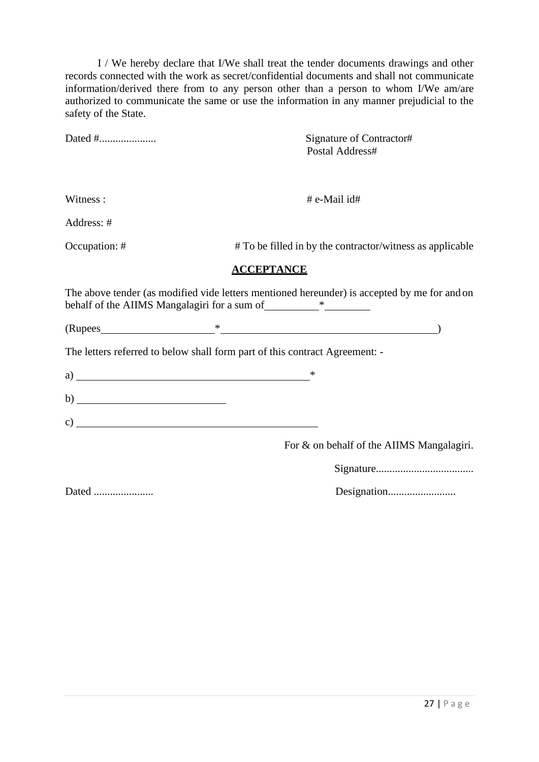I / We hereby declare that I/We shall treat the tender documents drawings and other records connected with the work as secret/confidential documents and shall not communicate information/derived there from to any person other than a person to whom I/We am/are authorized to communicate the same or use the information in any manner prejudicial to the safety of the State.

Dated #.....................

Signature of Contractor#
Postal Address#

Witness :

# e-Mail id#

Address: #

Occupation: #

# To be filled in by the contractor/witness as applicable

## ACCEPTANCE

The above tender (as modified vide letters mentioned hereunder) is accepted by me for and on behalf of the AIIMS Mangalagiri for a sum of __________*__________

(Rupees____________________*________________________________________)

The letters referred to below shall form part of this contract Agreement: -

a) ____________________________________________*

b) ____________________________

c) ____________________________________________

For & on behalf of the AIIMS Mangalagiri.

Signature....................................

Dated ......................

Designation.........................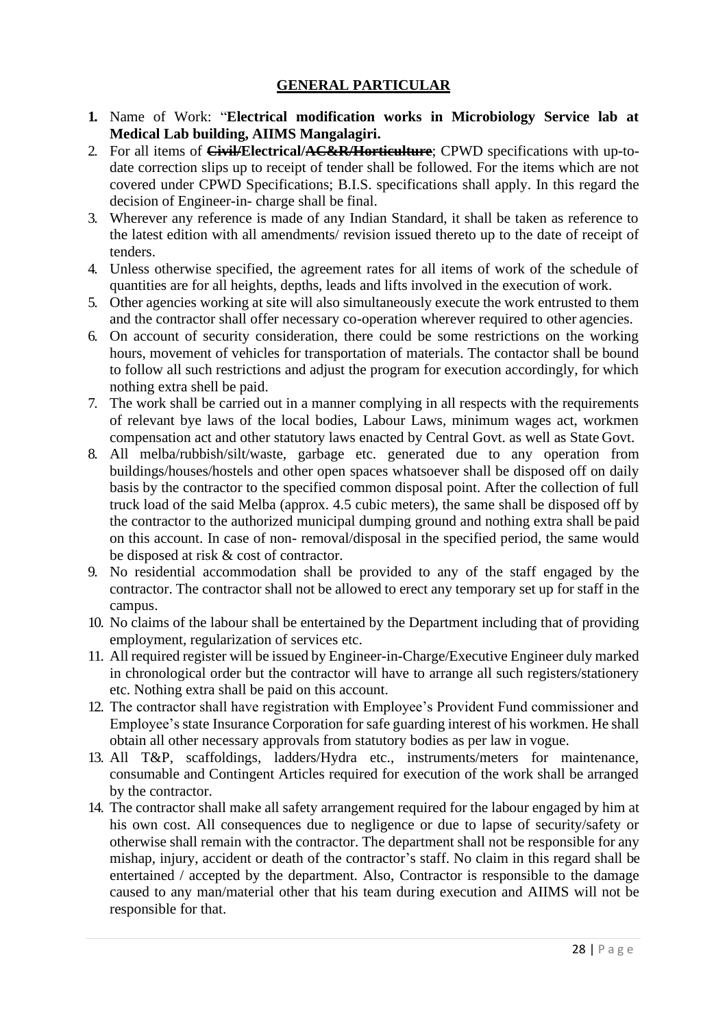## GENERAL PARTICULAR

1. Name of Work: "**Electrical modification works in Microbiology Service lab at Medical Lab building, AIIMS Mangalagiri.**
2. For all items of **~~Civil/~~Electrical/~~AC&R/Horticulture~~**; CPWD specifications with up-to-date correction slips up to receipt of tender shall be followed. For the items which are not covered under CPWD Specifications; B.I.S. specifications shall apply. In this regard the decision of Engineer-in- charge shall be final.
3. Wherever any reference is made of any Indian Standard, it shall be taken as reference to the latest edition with all amendments/ revision issued thereto up to the date of receipt of tenders.
4. Unless otherwise specified, the agreement rates for all items of work of the schedule of quantities are for all heights, depths, leads and lifts involved in the execution of work.
5. Other agencies working at site will also simultaneously execute the work entrusted to them and the contractor shall offer necessary co-operation wherever required to other agencies.
6. On account of security consideration, there could be some restrictions on the working hours, movement of vehicles for transportation of materials. The contactor shall be bound to follow all such restrictions and adjust the program for execution accordingly, for which nothing extra shell be paid.
7. The work shall be carried out in a manner complying in all respects with the requirements of relevant bye laws of the local bodies, Labour Laws, minimum wages act, workmen compensation act and other statutory laws enacted by Central Govt. as well as State Govt.
8. All melba/rubbish/silt/waste, garbage etc. generated due to any operation from buildings/houses/hostels and other open spaces whatsoever shall be disposed off on daily basis by the contractor to the specified common disposal point. After the collection of full truck load of the said Melba (approx. 4.5 cubic meters), the same shall be disposed off by the contractor to the authorized municipal dumping ground and nothing extra shall be paid on this account. In case of non- removal/disposal in the specified period, the same would be disposed at risk & cost of contractor.
9. No residential accommodation shall be provided to any of the staff engaged by the contractor. The contractor shall not be allowed to erect any temporary set up for staff in the campus.
10. No claims of the labour shall be entertained by the Department including that of providing employment, regularization of services etc.
11. All required register will be issued by Engineer-in-Charge/Executive Engineer duly marked in chronological order but the contractor will have to arrange all such registers/stationery etc. Nothing extra shall be paid on this account.
12. The contractor shall have registration with Employee's Provident Fund commissioner and Employee's state Insurance Corporation for safe guarding interest of his workmen. He shall obtain all other necessary approvals from statutory bodies as per law in vogue.
13. All T&P, scaffoldings, ladders/Hydra etc., instruments/meters for maintenance, consumable and Contingent Articles required for execution of the work shall be arranged by the contractor.
14. The contractor shall make all safety arrangement required for the labour engaged by him at his own cost. All consequences due to negligence or due to lapse of security/safety or otherwise shall remain with the contractor. The department shall not be responsible for any mishap, injury, accident or death of the contractor's staff. No claim in this regard shall be entertained / accepted by the department. Also, Contractor is responsible to the damage caused to any man/material other that his team during execution and AIIMS will not be responsible for that.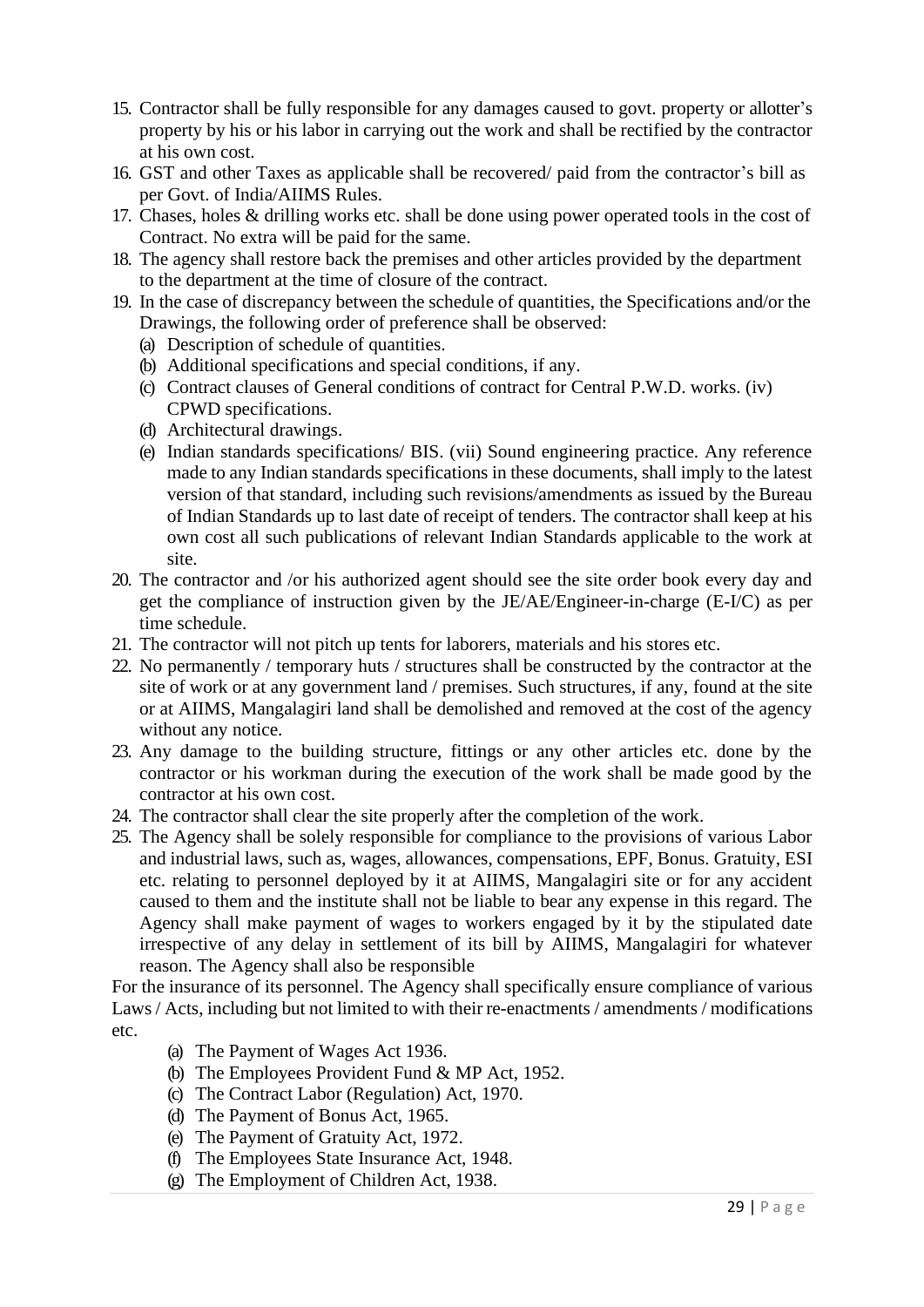15. Contractor shall be fully responsible for any damages caused to govt. property or allotter's property by his or his labor in carrying out the work and shall be rectified by the contractor at his own cost.
16. GST and other Taxes as applicable shall be recovered/ paid from the contractor's bill as per Govt. of India/AIIMS Rules.
17. Chases, holes & drilling works etc. shall be done using power operated tools in the cost of Contract. No extra will be paid for the same.
18. The agency shall restore back the premises and other articles provided by the department to the department at the time of closure of the contract.
19. In the case of discrepancy between the schedule of quantities, the Specifications and/or the Drawings, the following order of preference shall be observed:
    (a) Description of schedule of quantities.
    (b) Additional specifications and special conditions, if any.
    (c) Contract clauses of General conditions of contract for Central P.W.D. works. (iv) CPWD specifications.
    (d) Architectural drawings.
    (e) Indian standards specifications/ BIS. (vii) Sound engineering practice. Any reference made to any Indian standards specifications in these documents, shall imply to the latest version of that standard, including such revisions/amendments as issued by the Bureau of Indian Standards up to last date of receipt of tenders. The contractor shall keep at his own cost all such publications of relevant Indian Standards applicable to the work at site.
20. The contractor and /or his authorized agent should see the site order book every day and get the compliance of instruction given by the JE/AE/Engineer-in-charge (E-I/C) as per time schedule.
21. The contractor will not pitch up tents for laborers, materials and his stores etc.
22. No permanently / temporary huts / structures shall be constructed by the contractor at the site of work or at any government land / premises. Such structures, if any, found at the site or at AIIMS, Mangalagiri land shall be demolished and removed at the cost of the agency without any notice.
23. Any damage to the building structure, fittings or any other articles etc. done by the contractor or his workman during the execution of the work shall be made good by the contractor at his own cost.
24. The contractor shall clear the site properly after the completion of the work.
25. The Agency shall be solely responsible for compliance to the provisions of various Labor and industrial laws, such as, wages, allowances, compensations, EPF, Bonus. Gratuity, ESI etc. relating to personnel deployed by it at AIIMS, Mangalagiri site or for any accident caused to them and the institute shall not be liable to bear any expense in this regard. The Agency shall make payment of wages to workers engaged by it by the stipulated date irrespective of any delay in settlement of its bill by AIIMS, Mangalagiri for whatever reason. The Agency shall also be responsible

For the insurance of its personnel. The Agency shall specifically ensure compliance of various Laws / Acts, including but not limited to with their re-enactments / amendments / modifications etc.

(a) The Payment of Wages Act 1936.
(b) The Employees Provident Fund & MP Act, 1952.
(c) The Contract Labor (Regulation) Act, 1970.
(d) The Payment of Bonus Act, 1965.
(e) The Payment of Gratuity Act, 1972.
(f) The Employees State Insurance Act, 1948.
(g) The Employment of Children Act, 1938.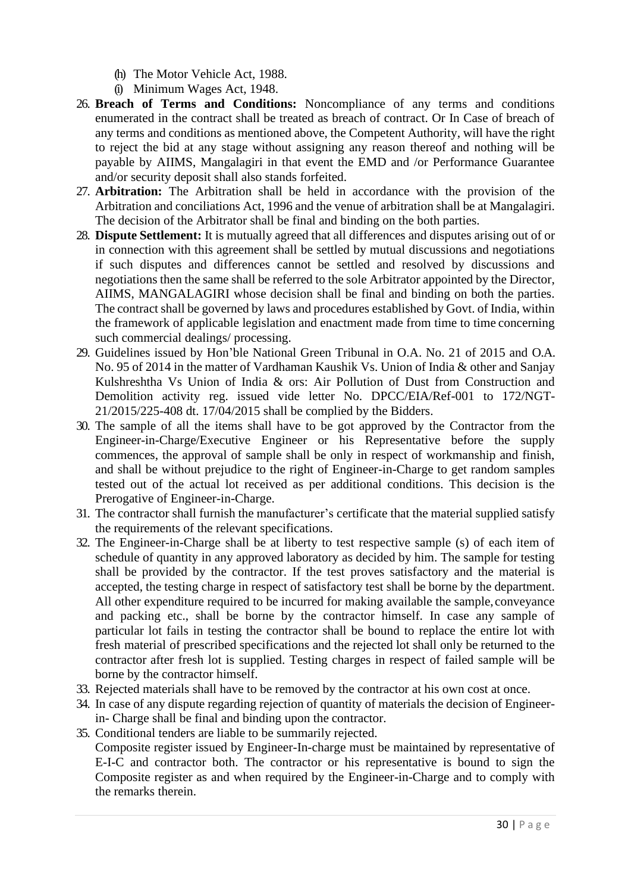(h) The Motor Vehicle Act, 1988.
(i) Minimum Wages Act, 1948.

26. **Breach of Terms and Conditions:** Noncompliance of any terms and conditions enumerated in the contract shall be treated as breach of contract. Or In Case of breach of any terms and conditions as mentioned above, the Competent Authority, will have the right to reject the bid at any stage without assigning any reason thereof and nothing will be payable by AIIMS, Mangalagiri in that event the EMD and /or Performance Guarantee and/or security deposit shall also stands forfeited.
27. **Arbitration:** The Arbitration shall be held in accordance with the provision of the Arbitration and conciliations Act, 1996 and the venue of arbitration shall be at Mangalagiri. The decision of the Arbitrator shall be final and binding on the both parties.
28. **Dispute Settlement:** It is mutually agreed that all differences and disputes arising out of or in connection with this agreement shall be settled by mutual discussions and negotiations if such disputes and differences cannot be settled and resolved by discussions and negotiations then the same shall be referred to the sole Arbitrator appointed by the Director, AIIMS, MANGALAGIRI whose decision shall be final and binding on both the parties. The contract shall be governed by laws and procedures established by Govt. of India, within the framework of applicable legislation and enactment made from time to time concerning such commercial dealings/ processing.
29. Guidelines issued by Hon'ble National Green Tribunal in O.A. No. 21 of 2015 and O.A. No. 95 of 2014 in the matter of Vardhaman Kaushik Vs. Union of India & other and Sanjay Kulshreshtha Vs Union of India & ors: Air Pollution of Dust from Construction and Demolition activity reg. issued vide letter No. DPCC/EIA/Ref-001 to 172/NGT-21/2015/225-408 dt. 17/04/2015 shall be complied by the Bidders.
30. The sample of all the items shall have to be got approved by the Contractor from the Engineer-in-Charge/Executive Engineer or his Representative before the supply commences, the approval of sample shall be only in respect of workmanship and finish, and shall be without prejudice to the right of Engineer-in-Charge to get random samples tested out of the actual lot received as per additional conditions. This decision is the Prerogative of Engineer-in-Charge.
31. The contractor shall furnish the manufacturer's certificate that the material supplied satisfy the requirements of the relevant specifications.
32. The Engineer-in-Charge shall be at liberty to test respective sample (s) of each item of schedule of quantity in any approved laboratory as decided by him. The sample for testing shall be provided by the contractor. If the test proves satisfactory and the material is accepted, the testing charge in respect of satisfactory test shall be borne by the department. All other expenditure required to be incurred for making available the sample, conveyance and packing etc., shall be borne by the contractor himself. In case any sample of particular lot fails in testing the contractor shall be bound to replace the entire lot with fresh material of prescribed specifications and the rejected lot shall only be returned to the contractor after fresh lot is supplied. Testing charges in respect of failed sample will be borne by the contractor himself.
33. Rejected materials shall have to be removed by the contractor at his own cost at once.
34. In case of any dispute regarding rejection of quantity of materials the decision of Engineer-in- Charge shall be final and binding upon the contractor.
35. Conditional tenders are liable to be summarily rejected.
    Composite register issued by Engineer-In-charge must be maintained by representative of E-I-C and contractor both. The contractor or his representative is bound to sign the Composite register as and when required by the Engineer-in-Charge and to comply with the remarks therein.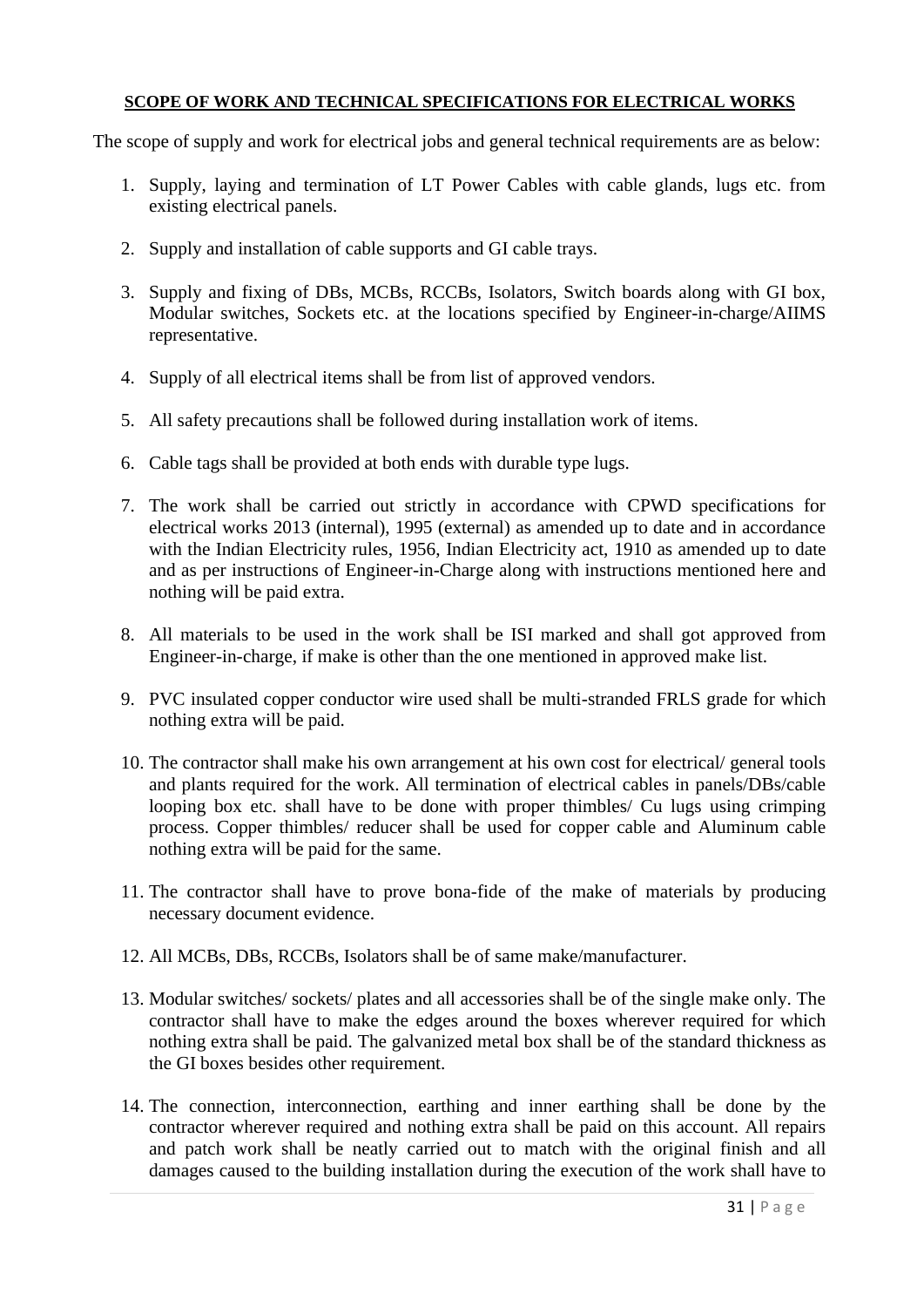**SCOPE OF WORK AND TECHNICAL SPECIFICATIONS FOR ELECTRICAL WORKS**

The scope of supply and work for electrical jobs and general technical requirements are as below:

1. Supply, laying and termination of LT Power Cables with cable glands, lugs etc. from existing electrical panels.

2. Supply and installation of cable supports and GI cable trays.

3. Supply and fixing of DBs, MCBs, RCCBs, Isolators, Switch boards along with GI box, Modular switches, Sockets etc. at the locations specified by Engineer-in-charge/AIIMS representative.

4. Supply of all electrical items shall be from list of approved vendors.

5. All safety precautions shall be followed during installation work of items.

6. Cable tags shall be provided at both ends with durable type lugs.

7. The work shall be carried out strictly in accordance with CPWD specifications for electrical works 2013 (internal), 1995 (external) as amended up to date and in accordance with the Indian Electricity rules, 1956, Indian Electricity act, 1910 as amended up to date and as per instructions of Engineer-in-Charge along with instructions mentioned here and nothing will be paid extra.

8. All materials to be used in the work shall be ISI marked and shall got approved from Engineer-in-charge, if make is other than the one mentioned in approved make list.

9. PVC insulated copper conductor wire used shall be multi-stranded FRLS grade for which nothing extra will be paid.

10. The contractor shall make his own arrangement at his own cost for electrical/ general tools and plants required for the work. All termination of electrical cables in panels/DBs/cable looping box etc. shall have to be done with proper thimbles/ Cu lugs using crimping process. Copper thimbles/ reducer shall be used for copper cable and Aluminum cable nothing extra will be paid for the same.

11. The contractor shall have to prove bona-fide of the make of materials by producing necessary document evidence.

12. All MCBs, DBs, RCCBs, Isolators shall be of same make/manufacturer.

13. Modular switches/ sockets/ plates and all accessories shall be of the single make only. The contractor shall have to make the edges around the boxes wherever required for which nothing extra shall be paid. The galvanized metal box shall be of the standard thickness as the GI boxes besides other requirement.

14. The connection, interconnection, earthing and inner earthing shall be done by the contractor wherever required and nothing extra shall be paid on this account. All repairs and patch work shall be neatly carried out to match with the original finish and all damages caused to the building installation during the execution of the work shall have to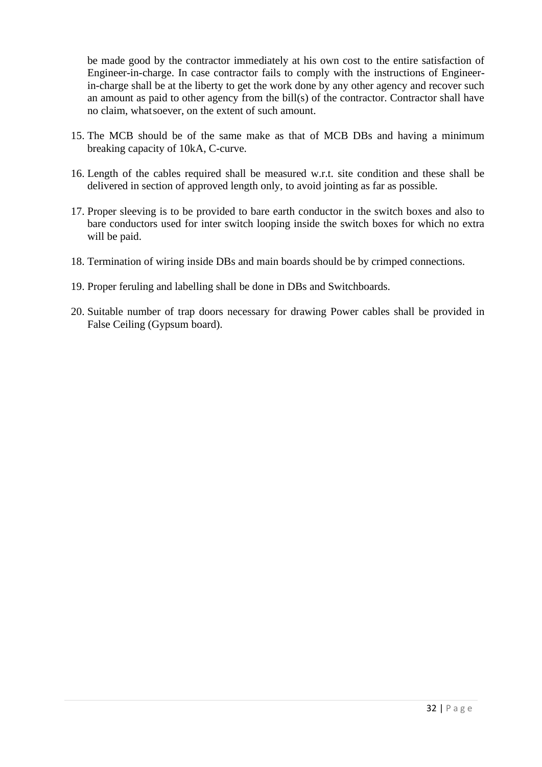be made good by the contractor immediately at his own cost to the entire satisfaction of Engineer-in-charge. In case contractor fails to comply with the instructions of Engineer-in-charge shall be at the liberty to get the work done by any other agency and recover such an amount as paid to other agency from the bill(s) of the contractor. Contractor shall have no claim, whatsoever, on the extent of such amount.

15. The MCB should be of the same make as that of MCB DBs and having a minimum breaking capacity of 10kA, C-curve.

16. Length of the cables required shall be measured w.r.t. site condition and these shall be delivered in section of approved length only, to avoid jointing as far as possible.

17. Proper sleeving is to be provided to bare earth conductor in the switch boxes and also to bare conductors used for inter switch looping inside the switch boxes for which no extra will be paid.

18. Termination of wiring inside DBs and main boards should be by crimped connections.

19. Proper feruling and labelling shall be done in DBs and Switchboards.

20. Suitable number of trap doors necessary for drawing Power cables shall be provided in False Ceiling (Gypsum board).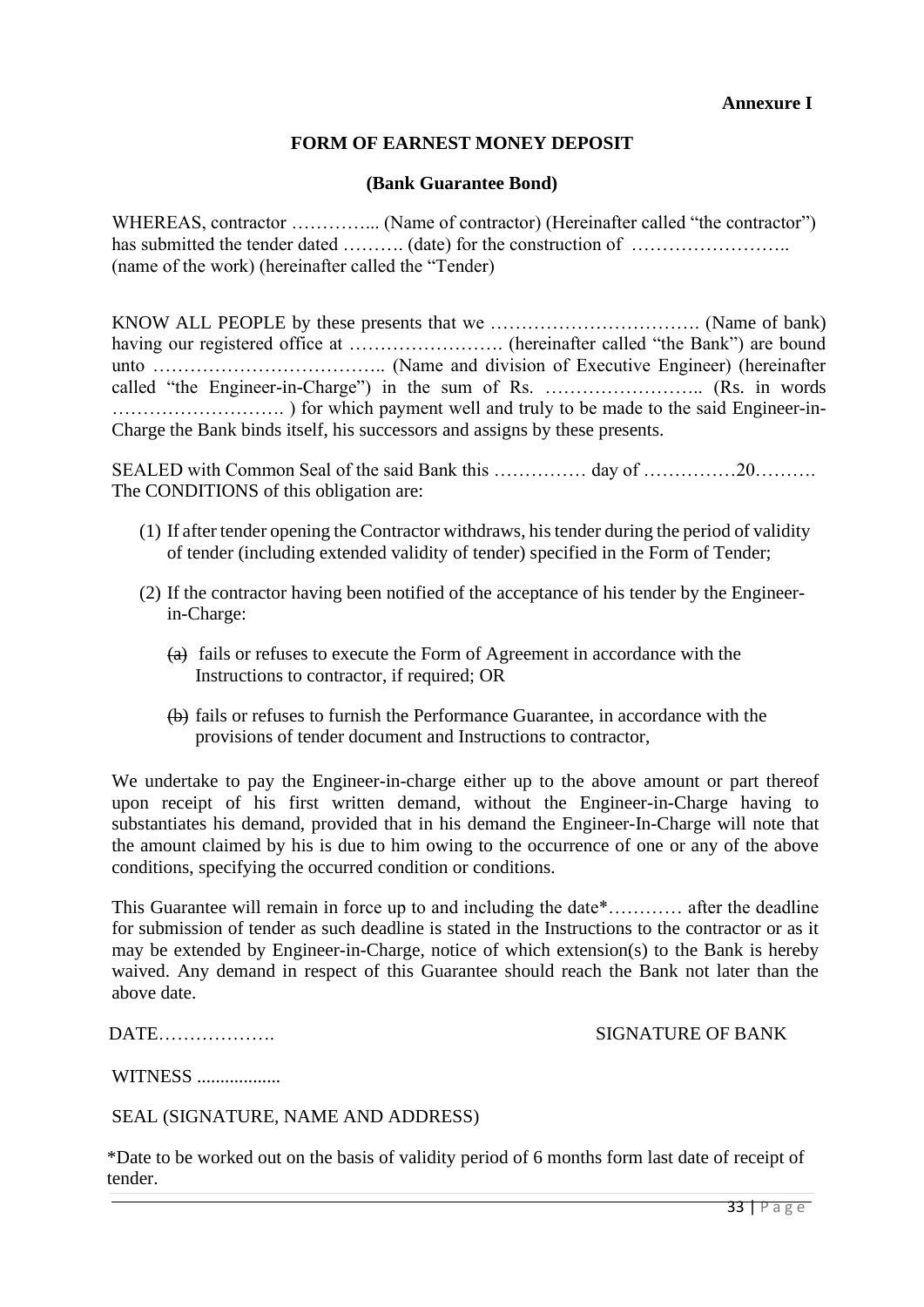**Annexure I**

## FORM OF EARNEST MONEY DEPOSIT

### (Bank Guarantee Bond)

WHEREAS, contractor …………... (Name of contractor) (Hereinafter called "the contractor") has submitted the tender dated ………. (date) for the construction of …………………….. (name of the work) (hereinafter called the "Tender)

KNOW ALL PEOPLE by these presents that we ……………………………. (Name of bank) having our registered office at ……………………. (hereinafter called "the Bank") are bound unto ……………………………….. (Name and division of Executive Engineer) (hereinafter called "the Engineer-in-Charge") in the sum of Rs. …………………….. (Rs. in words ………………………. ) for which payment well and truly to be made to the said Engineer-in-Charge the Bank binds itself, his successors and assigns by these presents.

SEALED with Common Seal of the said Bank this …………… day of ……………20………. The CONDITIONS of this obligation are:

(1) If after tender opening the Contractor withdraws, his tender during the period of validity of tender (including extended validity of tender) specified in the Form of Tender;

(2) If the contractor having been notified of the acceptance of his tender by the Engineer-in-Charge:

   ~~(a)~~ fails or refuses to execute the Form of Agreement in accordance with the Instructions to contractor, if required; OR

   ~~(b)~~ fails or refuses to furnish the Performance Guarantee, in accordance with the provisions of tender document and Instructions to contractor,

We undertake to pay the Engineer-in-charge either up to the above amount or part thereof upon receipt of his first written demand, without the Engineer-in-Charge having to substantiates his demand, provided that in his demand the Engineer-In-Charge will note that the amount claimed by his is due to him owing to the occurrence of one or any of the above conditions, specifying the occurred condition or conditions.

This Guarantee will remain in force up to and including the date*………… after the deadline for submission of tender as such deadline is stated in the Instructions to the contractor or as it may be extended by Engineer-in-Charge, notice of which extension(s) to the Bank is hereby waived. Any demand in respect of this Guarantee should reach the Bank not later than the above date.

DATE……………….                                                            SIGNATURE OF BANK

WITNESS ..................

SEAL (SIGNATURE, NAME AND ADDRESS)

*Date to be worked out on the basis of validity period of 6 months form last date of receipt of tender.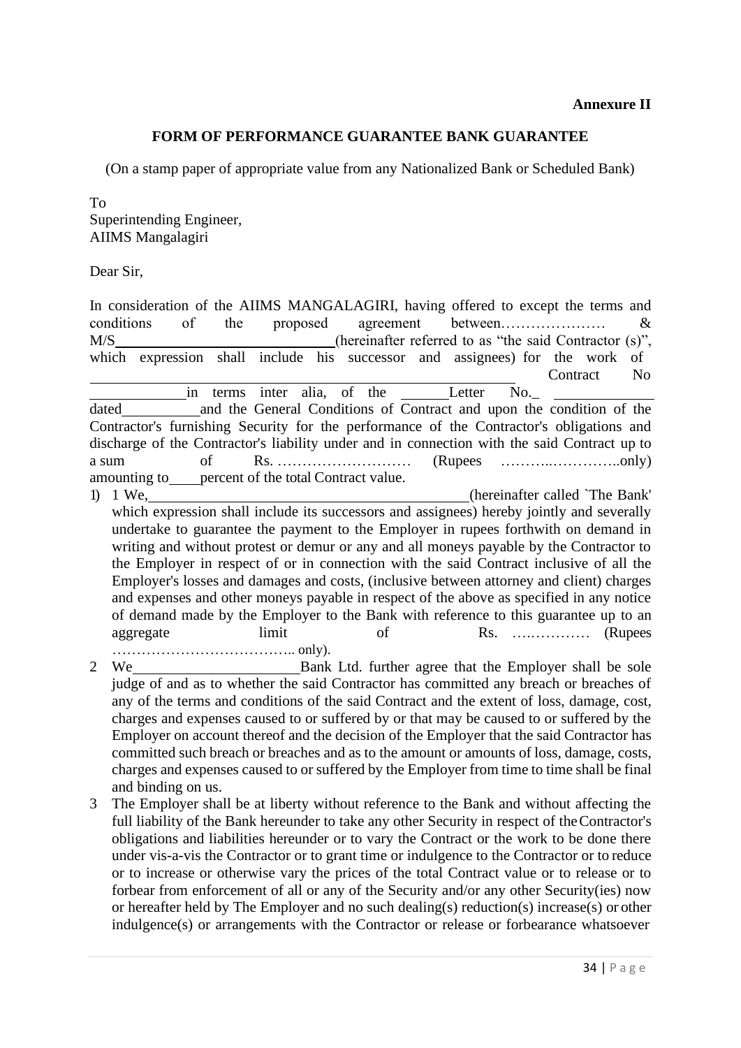**Annexure II**

**FORM OF PERFORMANCE GUARANTEE BANK GUARANTEE**

(On a stamp paper of appropriate value from any Nationalized Bank or Scheduled Bank)

To
Superintending Engineer,
AIIMS Mangalagiri

Dear Sir,

In consideration of the AIIMS MANGALAGIRI, having offered to except the terms and conditions of the proposed agreement between………………… & M/S\_\_\_\_\_\_\_\_\_\_\_\_\_\_\_\_\_\_\_\_\_\_\_\_\_\_\_\_(hereinafter referred to as "the said Contractor (s)", which expression shall include his successor and assignees) for the work of \_\_\_\_\_\_\_\_\_\_\_\_\_\_\_\_\_\_\_\_\_\_\_\_\_\_\_\_\_\_\_\_\_\_\_\_\_\_\_\_\_\_\_\_\_\_\_\_\_\_\_\_ Contract No \_\_\_\_\_\_\_\_\_\_\_\_in terms inter alia, of the \_\_\_\_\_\_Letter No.\_ \_\_\_\_\_\_\_\_\_\_\_\_ dated\_\_\_\_\_\_\_\_\_\_and the General Conditions of Contract and upon the condition of the Contractor's furnishing Security for the performance of the Contractor's obligations and discharge of the Contractor's liability under and in connection with the said Contract up to a sum of Rs. ……………………… (Rupees ………..…………..only) amounting to\_\_\_\_percent of the total Contract value.

1) 1 We,\_\_\_\_\_\_\_\_\_\_\_\_\_\_\_\_\_\_\_\_\_\_\_\_\_\_\_\_\_\_\_\_\_\_\_\_\_\_\_\_(hereinafter called `The Bank' which expression shall include its successors and assignees) hereby jointly and severally undertake to guarantee the payment to the Employer in rupees forthwith on demand in writing and without protest or demur or any and all moneys payable by the Contractor to the Employer in respect of or in connection with the said Contract inclusive of all the Employer's losses and damages and costs, (inclusive between attorney and client) charges and expenses and other moneys payable in respect of the above as specified in any notice of demand made by the Employer to the Bank with reference to this guarantee up to an aggregate limit of Rs. ….………… (Rupees ……………………………….. only).
2) We\_\_\_\_\_\_\_\_\_\_\_\_\_\_\_\_\_\_\_\_\_\_Bank Ltd. further agree that the Employer shall be sole judge of and as to whether the said Contractor has committed any breach or breaches of any of the terms and conditions of the said Contract and the extent of loss, damage, cost, charges and expenses caused to or suffered by or that may be caused to or suffered by the Employer on account thereof and the decision of the Employer that the said Contractor has committed such breach or breaches and as to the amount or amounts of loss, damage, costs, charges and expenses caused to or suffered by the Employer from time to time shall be final and binding on us.
3) The Employer shall be at liberty without reference to the Bank and without affecting the full liability of the Bank hereunder to take any other Security in respect of the Contractor's obligations and liabilities hereunder or to vary the Contract or the work to be done there under vis-a-vis the Contractor or to grant time or indulgence to the Contractor or to reduce or to increase or otherwise vary the prices of the total Contract value or to release or to forbear from enforcement of all or any of the Security and/or any other Security(ies) now or hereafter held by The Employer and no such dealing(s) reduction(s) increase(s) or other indulgence(s) or arrangements with the Contractor or release or forbearance whatsoever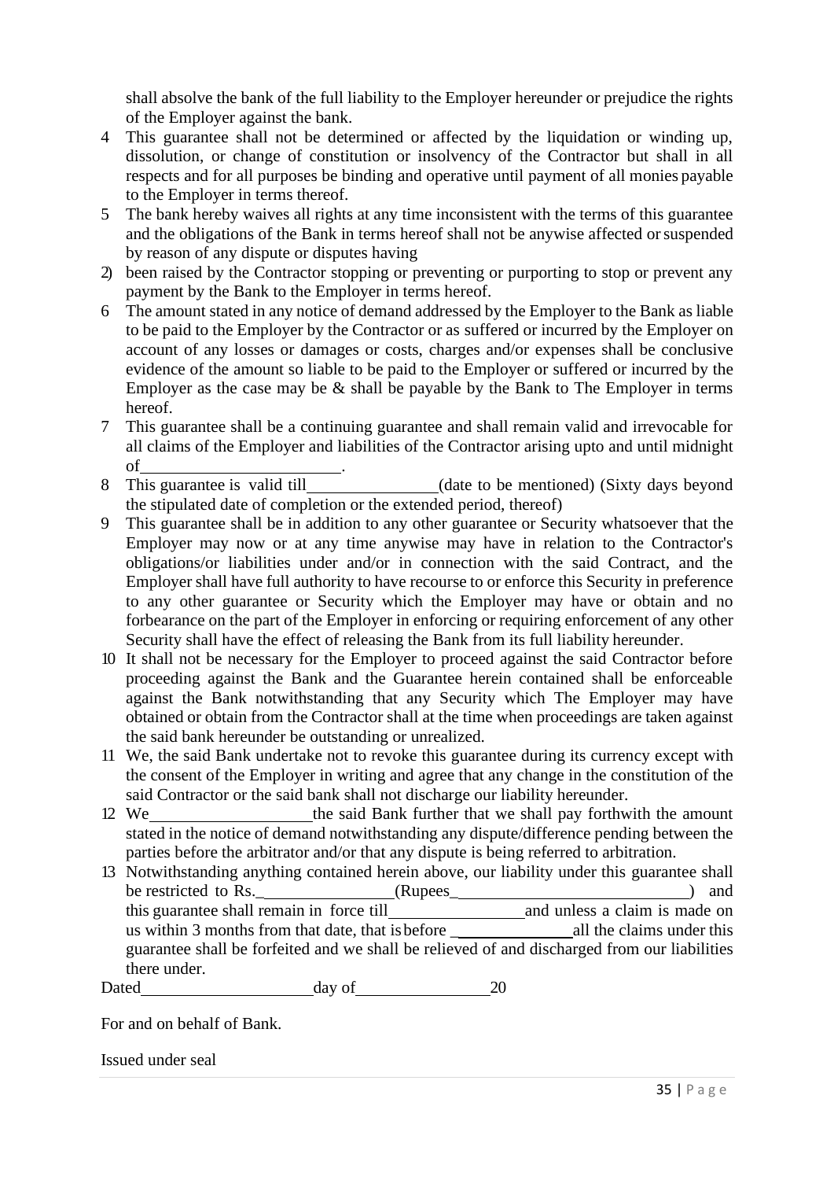shall absolve the bank of the full liability to the Employer hereunder or prejudice the rights of the Employer against the bank.

4 This guarantee shall not be determined or affected by the liquidation or winding up, dissolution, or change of constitution or insolvency of the Contractor but shall in all respects and for all purposes be binding and operative until payment of all monies payable to the Employer in terms thereof.

5 The bank hereby waives all rights at any time inconsistent with the terms of this guarantee and the obligations of the Bank in terms hereof shall not be anywise affected or suspended by reason of any dispute or disputes having

2) been raised by the Contractor stopping or preventing or purporting to stop or prevent any payment by the Bank to the Employer in terms hereof.

6 The amount stated in any notice of demand addressed by the Employer to the Bank as liable to be paid to the Employer by the Contractor or as suffered or incurred by the Employer on account of any losses or damages or costs, charges and/or expenses shall be conclusive evidence of the amount so liable to be paid to the Employer or suffered or incurred by the Employer as the case may be & shall be payable by the Bank to The Employer in terms hereof.

7 This guarantee shall be a continuing guarantee and shall remain valid and irrevocable for all claims of the Employer and liabilities of the Contractor arising upto and until midnight of________________________.

8 This guarantee is valid till________________(date to be mentioned) (Sixty days beyond the stipulated date of completion or the extended period, thereof)

9 This guarantee shall be in addition to any other guarantee or Security whatsoever that the Employer may now or at any time anywise may have in relation to the Contractor's obligations/or liabilities under and/or in connection with the said Contract, and the Employer shall have full authority to have recourse to or enforce this Security in preference to any other guarantee or Security which the Employer may have or obtain and no forbearance on the part of the Employer in enforcing or requiring enforcement of any other Security shall have the effect of releasing the Bank from its full liability hereunder.

10 It shall not be necessary for the Employer to proceed against the said Contractor before proceeding against the Bank and the Guarantee herein contained shall be enforceable against the Bank notwithstanding that any Security which The Employer may have obtained or obtain from the Contractor shall at the time when proceedings are taken against the said bank hereunder be outstanding or unrealized.

11 We, the said Bank undertake not to revoke this guarantee during its currency except with the consent of the Employer in writing and agree that any change in the constitution of the said Contractor or the said bank shall not discharge our liability hereunder.

12 We____________________the said Bank further that we shall pay forthwith the amount stated in the notice of demand notwithstanding any dispute/difference pending between the parties before the arbitrator and/or that any dispute is being referred to arbitration.

13 Notwithstanding anything contained herein above, our liability under this guarantee shall be restricted to Rs.________________(Rupees____________________________) and this guarantee shall remain in force till________________and unless a claim is made on us within 3 months from that date, that is before ______________all the claims under this guarantee shall be forfeited and we shall be relieved of and discharged from our liabilities there under.

Dated____________________day of________________20

For and on behalf of Bank.

Issued under seal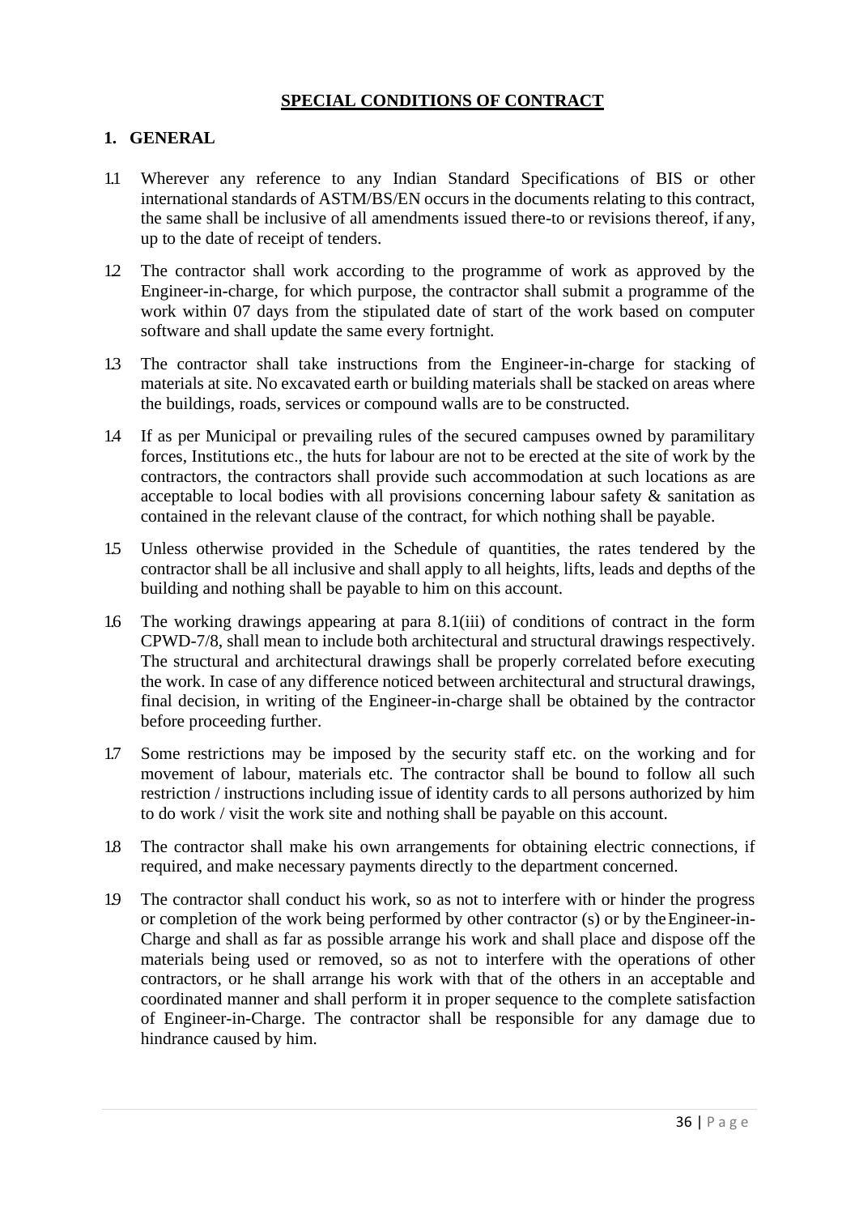## SPECIAL CONDITIONS OF CONTRACT

### 1. GENERAL

1.1 Wherever any reference to any Indian Standard Specifications of BIS or other international standards of ASTM/BS/EN occurs in the documents relating to this contract, the same shall be inclusive of all amendments issued there-to or revisions thereof, if any, up to the date of receipt of tenders.

1.2 The contractor shall work according to the programme of work as approved by the Engineer-in-charge, for which purpose, the contractor shall submit a programme of the work within 07 days from the stipulated date of start of the work based on computer software and shall update the same every fortnight.

1.3 The contractor shall take instructions from the Engineer-in-charge for stacking of materials at site. No excavated earth or building materials shall be stacked on areas where the buildings, roads, services or compound walls are to be constructed.

1.4 If as per Municipal or prevailing rules of the secured campuses owned by paramilitary forces, Institutions etc., the huts for labour are not to be erected at the site of work by the contractors, the contractors shall provide such accommodation at such locations as are acceptable to local bodies with all provisions concerning labour safety & sanitation as contained in the relevant clause of the contract, for which nothing shall be payable.

1.5 Unless otherwise provided in the Schedule of quantities, the rates tendered by the contractor shall be all inclusive and shall apply to all heights, lifts, leads and depths of the building and nothing shall be payable to him on this account.

1.6 The working drawings appearing at para 8.1(iii) of conditions of contract in the form CPWD-7/8, shall mean to include both architectural and structural drawings respectively. The structural and architectural drawings shall be properly correlated before executing the work. In case of any difference noticed between architectural and structural drawings, final decision, in writing of the Engineer-in-charge shall be obtained by the contractor before proceeding further.

1.7 Some restrictions may be imposed by the security staff etc. on the working and for movement of labour, materials etc. The contractor shall be bound to follow all such restriction / instructions including issue of identity cards to all persons authorized by him to do work / visit the work site and nothing shall be payable on this account.

1.8 The contractor shall make his own arrangements for obtaining electric connections, if required, and make necessary payments directly to the department concerned.

1.9 The contractor shall conduct his work, so as not to interfere with or hinder the progress or completion of the work being performed by other contractor (s) or by the Engineer-in-Charge and shall as far as possible arrange his work and shall place and dispose off the materials being used or removed, so as not to interfere with the operations of other contractors, or he shall arrange his work with that of the others in an acceptable and coordinated manner and shall perform it in proper sequence to the complete satisfaction of Engineer-in-Charge. The contractor shall be responsible for any damage due to hindrance caused by him.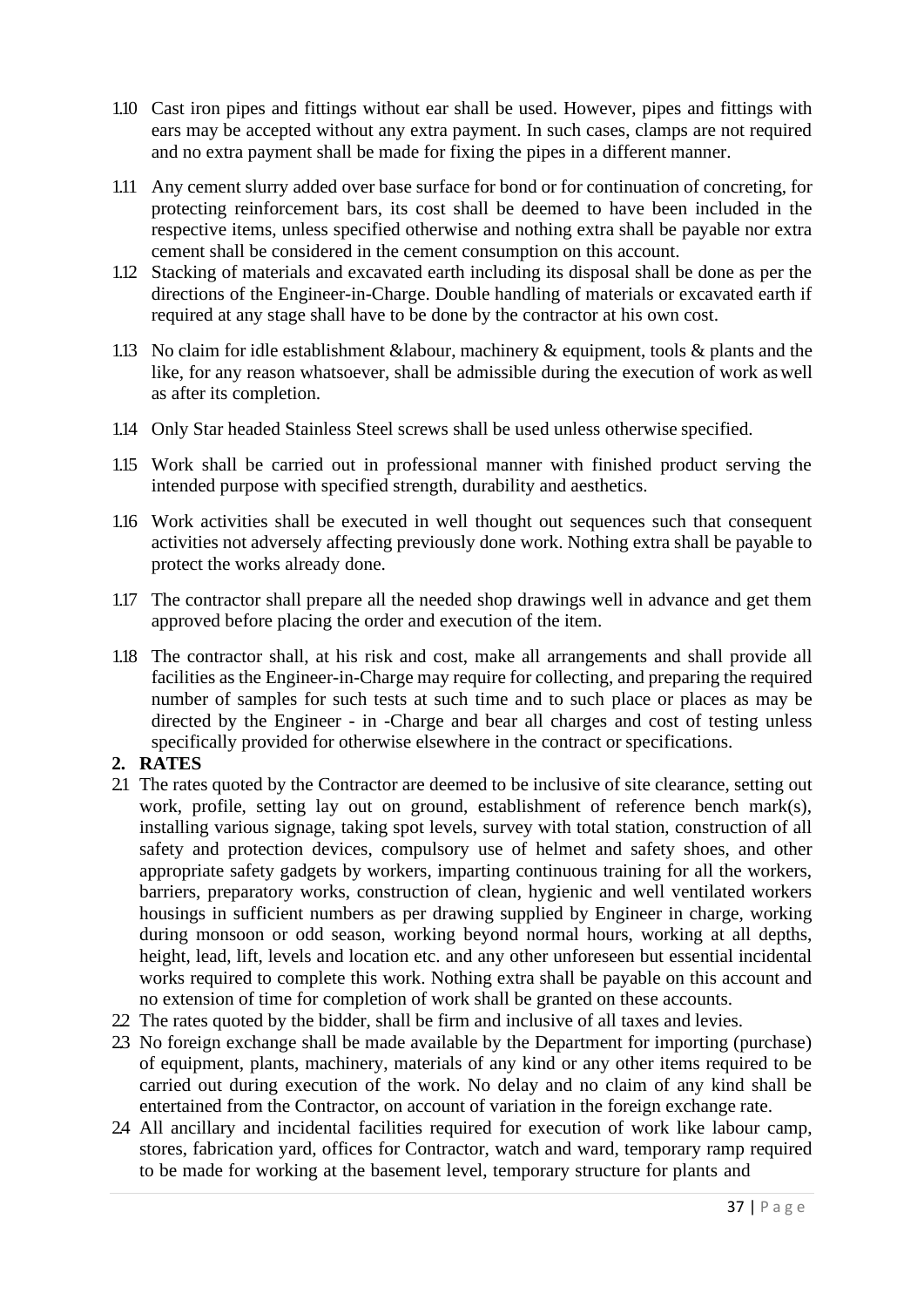1.10 Cast iron pipes and fittings without ear shall be used. However, pipes and fittings with ears may be accepted without any extra payment. In such cases, clamps are not required and no extra payment shall be made for fixing the pipes in a different manner.

1.11 Any cement slurry added over base surface for bond or for continuation of concreting, for protecting reinforcement bars, its cost shall be deemed to have been included in the respective items, unless specified otherwise and nothing extra shall be payable nor extra cement shall be considered in the cement consumption on this account.

1.12 Stacking of materials and excavated earth including its disposal shall be done as per the directions of the Engineer-in-Charge. Double handling of materials or excavated earth if required at any stage shall have to be done by the contractor at his own cost.

1.13 No claim for idle establishment &labour, machinery & equipment, tools & plants and the like, for any reason whatsoever, shall be admissible during the execution of work as well as after its completion.

1.14 Only Star headed Stainless Steel screws shall be used unless otherwise specified.

1.15 Work shall be carried out in professional manner with finished product serving the intended purpose with specified strength, durability and aesthetics.

1.16 Work activities shall be executed in well thought out sequences such that consequent activities not adversely affecting previously done work. Nothing extra shall be payable to protect the works already done.

1.17 The contractor shall prepare all the needed shop drawings well in advance and get them approved before placing the order and execution of the item.

1.18 The contractor shall, at his risk and cost, make all arrangements and shall provide all facilities as the Engineer-in-Charge may require for collecting, and preparing the required number of samples for such tests at such time and to such place or places as may be directed by the Engineer - in -Charge and bear all charges and cost of testing unless specifically provided for otherwise elsewhere in the contract or specifications.

## 2. RATES

2.1 The rates quoted by the Contractor are deemed to be inclusive of site clearance, setting out work, profile, setting lay out on ground, establishment of reference bench mark(s), installing various signage, taking spot levels, survey with total station, construction of all safety and protection devices, compulsory use of helmet and safety shoes, and other appropriate safety gadgets by workers, imparting continuous training for all the workers, barriers, preparatory works, construction of clean, hygienic and well ventilated workers housings in sufficient numbers as per drawing supplied by Engineer in charge, working during monsoon or odd season, working beyond normal hours, working at all depths, height, lead, lift, levels and location etc. and any other unforeseen but essential incidental works required to complete this work. Nothing extra shall be payable on this account and no extension of time for completion of work shall be granted on these accounts.

2.2 The rates quoted by the bidder, shall be firm and inclusive of all taxes and levies.

2.3 No foreign exchange shall be made available by the Department for importing (purchase) of equipment, plants, machinery, materials of any kind or any other items required to be carried out during execution of the work. No delay and no claim of any kind shall be entertained from the Contractor, on account of variation in the foreign exchange rate.

2.4 All ancillary and incidental facilities required for execution of work like labour camp, stores, fabrication yard, offices for Contractor, watch and ward, temporary ramp required to be made for working at the basement level, temporary structure for plants and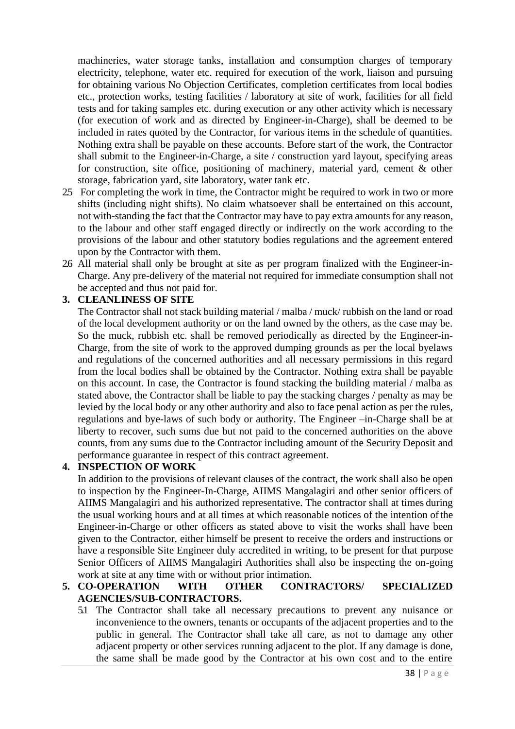machineries, water storage tanks, installation and consumption charges of temporary electricity, telephone, water etc. required for execution of the work, liaison and pursuing for obtaining various No Objection Certificates, completion certificates from local bodies etc., protection works, testing facilities / laboratory at site of work, facilities for all field tests and for taking samples etc. during execution or any other activity which is necessary (for execution of work and as directed by Engineer-in-Charge), shall be deemed to be included in rates quoted by the Contractor, for various items in the schedule of quantities. Nothing extra shall be payable on these accounts. Before start of the work, the Contractor shall submit to the Engineer-in-Charge, a site / construction yard layout, specifying areas for construction, site office, positioning of machinery, material yard, cement & other storage, fabrication yard, site laboratory, water tank etc.

2.5 For completing the work in time, the Contractor might be required to work in two or more shifts (including night shifts). No claim whatsoever shall be entertained on this account, not with-standing the fact that the Contractor may have to pay extra amounts for any reason, to the labour and other staff engaged directly or indirectly on the work according to the provisions of the labour and other statutory bodies regulations and the agreement entered upon by the Contractor with them.

2.6 All material shall only be brought at site as per program finalized with the Engineer-in-Charge. Any pre-delivery of the material not required for immediate consumption shall not be accepted and thus not paid for.

**3. CLEANLINESS OF SITE**

The Contractor shall not stack building material / malba / muck/ rubbish on the land or road of the local development authority or on the land owned by the others, as the case may be. So the muck, rubbish etc. shall be removed periodically as directed by the Engineer-in-Charge, from the site of work to the approved dumping grounds as per the local byelaws and regulations of the concerned authorities and all necessary permissions in this regard from the local bodies shall be obtained by the Contractor. Nothing extra shall be payable on this account. In case, the Contractor is found stacking the building material / malba as stated above, the Contractor shall be liable to pay the stacking charges / penalty as may be levied by the local body or any other authority and also to face penal action as per the rules, regulations and bye-laws of such body or authority. The Engineer –in-Charge shall be at liberty to recover, such sums due but not paid to the concerned authorities on the above counts, from any sums due to the Contractor including amount of the Security Deposit and performance guarantee in respect of this contract agreement.

**4. INSPECTION OF WORK**

In addition to the provisions of relevant clauses of the contract, the work shall also be open to inspection by the Engineer-In-Charge, AIIMS Mangalagiri and other senior officers of AIIMS Mangalagiri and his authorized representative. The contractor shall at times during the usual working hours and at all times at which reasonable notices of the intention of the Engineer-in-Charge or other officers as stated above to visit the works shall have been given to the Contractor, either himself be present to receive the orders and instructions or have a responsible Site Engineer duly accredited in writing, to be present for that purpose Senior Officers of AIIMS Mangalagiri Authorities shall also be inspecting the on-going work at site at any time with or without prior intimation.

**5. CO-OPERATION WITH OTHER CONTRACTORS/ SPECIALIZED AGENCIES/SUB-CONTRACTORS.**

5.1 The Contractor shall take all necessary precautions to prevent any nuisance or inconvenience to the owners, tenants or occupants of the adjacent properties and to the public in general. The Contractor shall take all care, as not to damage any other adjacent property or other services running adjacent to the plot. If any damage is done, the same shall be made good by the Contractor at his own cost and to the entire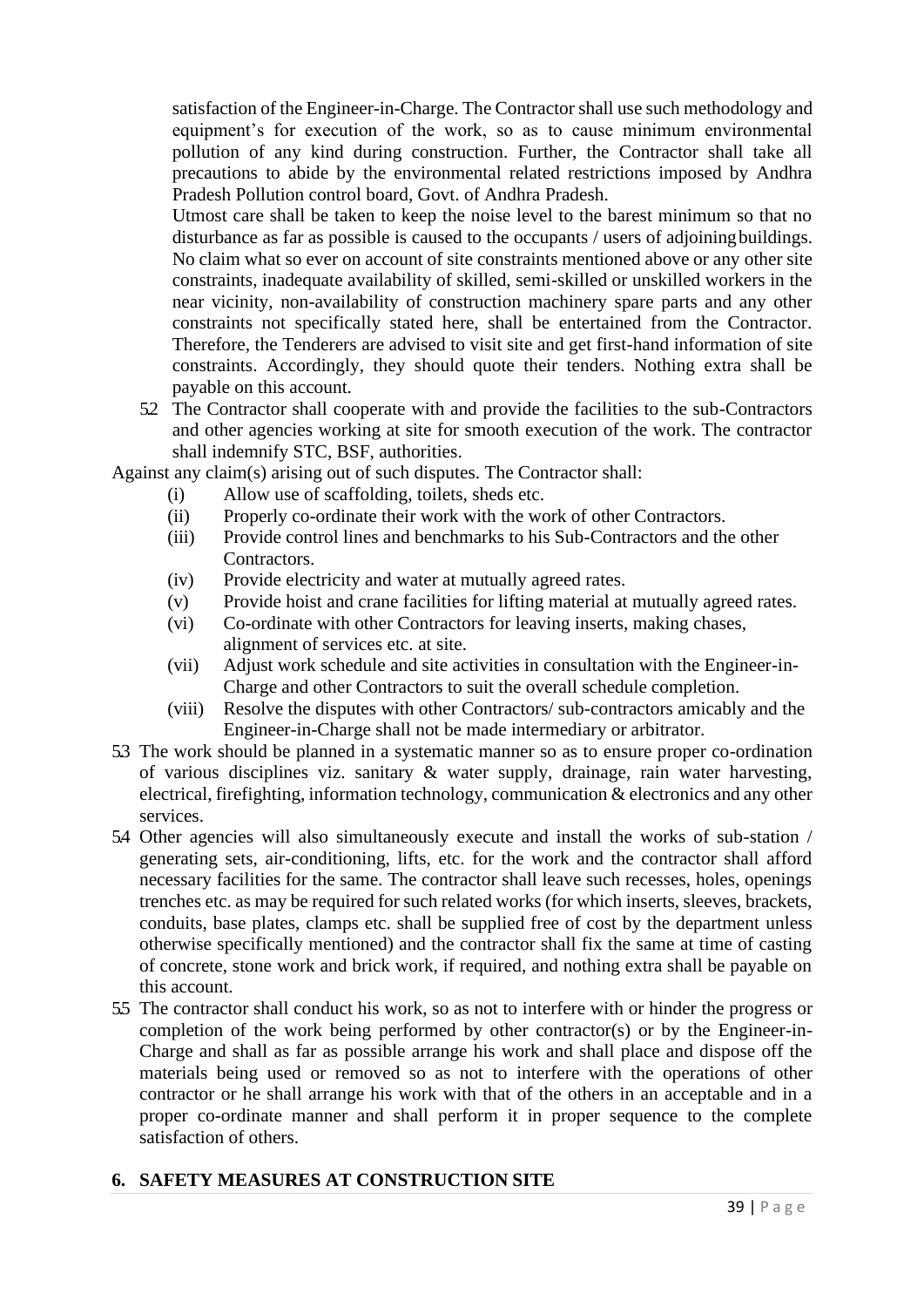satisfaction of the Engineer-in-Charge. The Contractor shall use such methodology and equipment's for execution of the work, so as to cause minimum environmental pollution of any kind during construction. Further, the Contractor shall take all precautions to abide by the environmental related restrictions imposed by Andhra Pradesh Pollution control board, Govt. of Andhra Pradesh.

Utmost care shall be taken to keep the noise level to the barest minimum so that no disturbance as far as possible is caused to the occupants / users of adjoining buildings. No claim what so ever on account of site constraints mentioned above or any other site constraints, inadequate availability of skilled, semi-skilled or unskilled workers in the near vicinity, non-availability of construction machinery spare parts and any other constraints not specifically stated here, shall be entertained from the Contractor. Therefore, the Tenderers are advised to visit site and get first-hand information of site constraints. Accordingly, they should quote their tenders. Nothing extra shall be payable on this account.

5.2 The Contractor shall cooperate with and provide the facilities to the sub-Contractors and other agencies working at site for smooth execution of the work. The contractor shall indemnify STC, BSF, authorities.

Against any claim(s) arising out of such disputes. The Contractor shall:

- (i) Allow use of scaffolding, toilets, sheds etc.
- (ii) Properly co-ordinate their work with the work of other Contractors.
- (iii) Provide control lines and benchmarks to his Sub-Contractors and the other Contractors.
- (iv) Provide electricity and water at mutually agreed rates.
- (v) Provide hoist and crane facilities for lifting material at mutually agreed rates.
- (vi) Co-ordinate with other Contractors for leaving inserts, making chases, alignment of services etc. at site.
- (vii) Adjust work schedule and site activities in consultation with the Engineer-in-Charge and other Contractors to suit the overall schedule completion.
- (viii) Resolve the disputes with other Contractors/ sub-contractors amicably and the Engineer-in-Charge shall not be made intermediary or arbitrator.

5.3 The work should be planned in a systematic manner so as to ensure proper co-ordination of various disciplines viz. sanitary & water supply, drainage, rain water harvesting, electrical, firefighting, information technology, communication & electronics and any other services.

5.4 Other agencies will also simultaneously execute and install the works of sub-station / generating sets, air-conditioning, lifts, etc. for the work and the contractor shall afford necessary facilities for the same. The contractor shall leave such recesses, holes, openings trenches etc. as may be required for such related works (for which inserts, sleeves, brackets, conduits, base plates, clamps etc. shall be supplied free of cost by the department unless otherwise specifically mentioned) and the contractor shall fix the same at time of casting of concrete, stone work and brick work, if required, and nothing extra shall be payable on this account.

5.5 The contractor shall conduct his work, so as not to interfere with or hinder the progress or completion of the work being performed by other contractor(s) or by the Engineer-in-Charge and shall as far as possible arrange his work and shall place and dispose off the materials being used or removed so as not to interfere with the operations of other contractor or he shall arrange his work with that of the others in an acceptable and in a proper co-ordinate manner and shall perform it in proper sequence to the complete satisfaction of others.

## 6. SAFETY MEASURES AT CONSTRUCTION SITE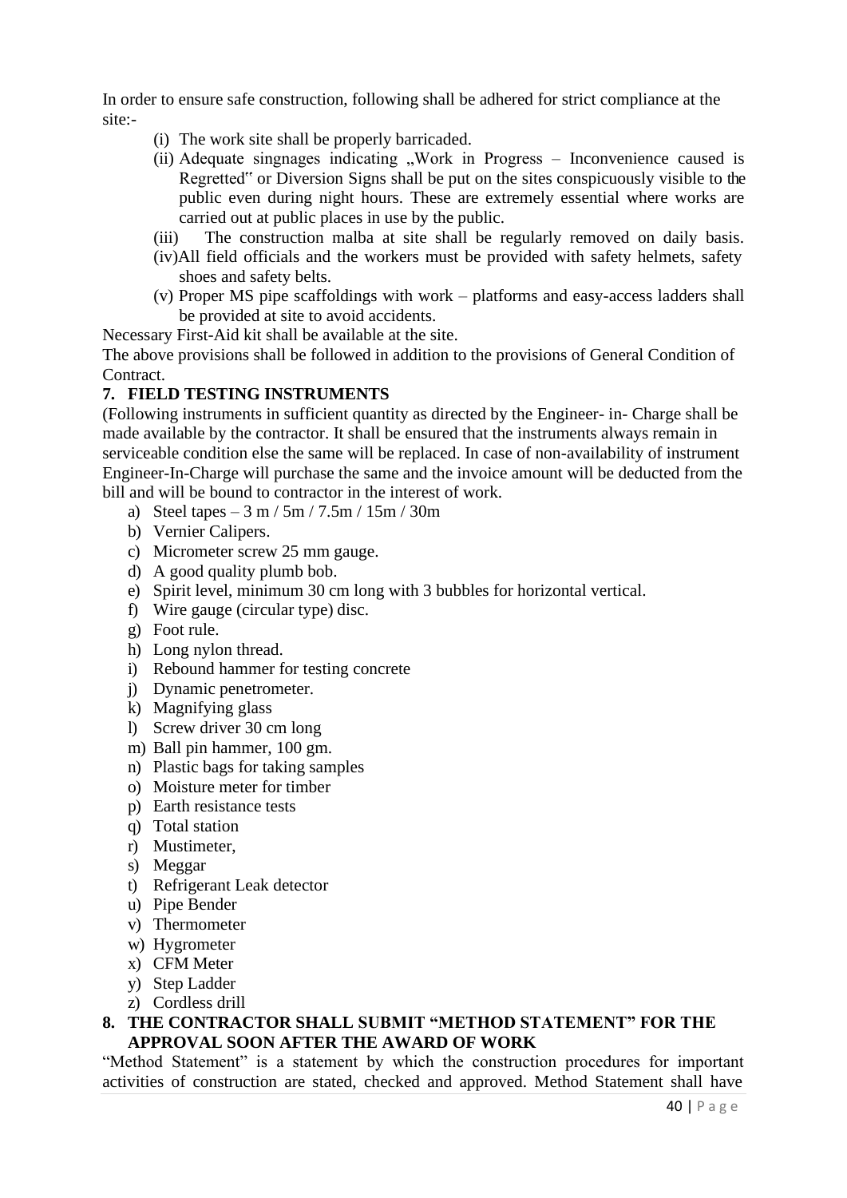In order to ensure safe construction, following shall be adhered for strict compliance at the site:-

(i) The work site shall be properly barricaded.

(ii) Adequate singnages indicating „Work in Progress – Inconvenience caused is Regretted" or Diversion Signs shall be put on the sites conspicuously visible to the public even during night hours. These are extremely essential where works are carried out at public places in use by the public.

(iii) The construction malba at site shall be regularly removed on daily basis.

(iv) All field officials and the workers must be provided with safety helmets, safety shoes and safety belts.

(v) Proper MS pipe scaffoldings with work – platforms and easy-access ladders shall be provided at site to avoid accidents.

Necessary First-Aid kit shall be available at the site.

The above provisions shall be followed in addition to the provisions of General Condition of Contract.

**7. FIELD TESTING INSTRUMENTS**

(Following instruments in sufficient quantity as directed by the Engineer- in- Charge shall be made available by the contractor. It shall be ensured that the instruments always remain in serviceable condition else the same will be replaced. In case of non-availability of instrument Engineer-In-Charge will purchase the same and the invoice amount will be deducted from the bill and will be bound to contractor in the interest of work.

a) Steel tapes – 3 m / 5m / 7.5m / 15m / 30m
b) Vernier Calipers.
c) Micrometer screw 25 mm gauge.
d) A good quality plumb bob.
e) Spirit level, minimum 30 cm long with 3 bubbles for horizontal vertical.
f) Wire gauge (circular type) disc.
g) Foot rule.
h) Long nylon thread.
i) Rebound hammer for testing concrete
j) Dynamic penetrometer.
k) Magnifying glass
l) Screw driver 30 cm long
m) Ball pin hammer, 100 gm.
n) Plastic bags for taking samples
o) Moisture meter for timber
p) Earth resistance tests
q) Total station
r) Mustimeter,
s) Meggar
t) Refrigerant Leak detector
u) Pipe Bender
v) Thermometer
w) Hygrometer
x) CFM Meter
y) Step Ladder
z) Cordless drill

**8. THE CONTRACTOR SHALL SUBMIT "METHOD STATEMENT" FOR THE APPROVAL SOON AFTER THE AWARD OF WORK**

"Method Statement" is a statement by which the construction procedures for important activities of construction are stated, checked and approved. Method Statement shall have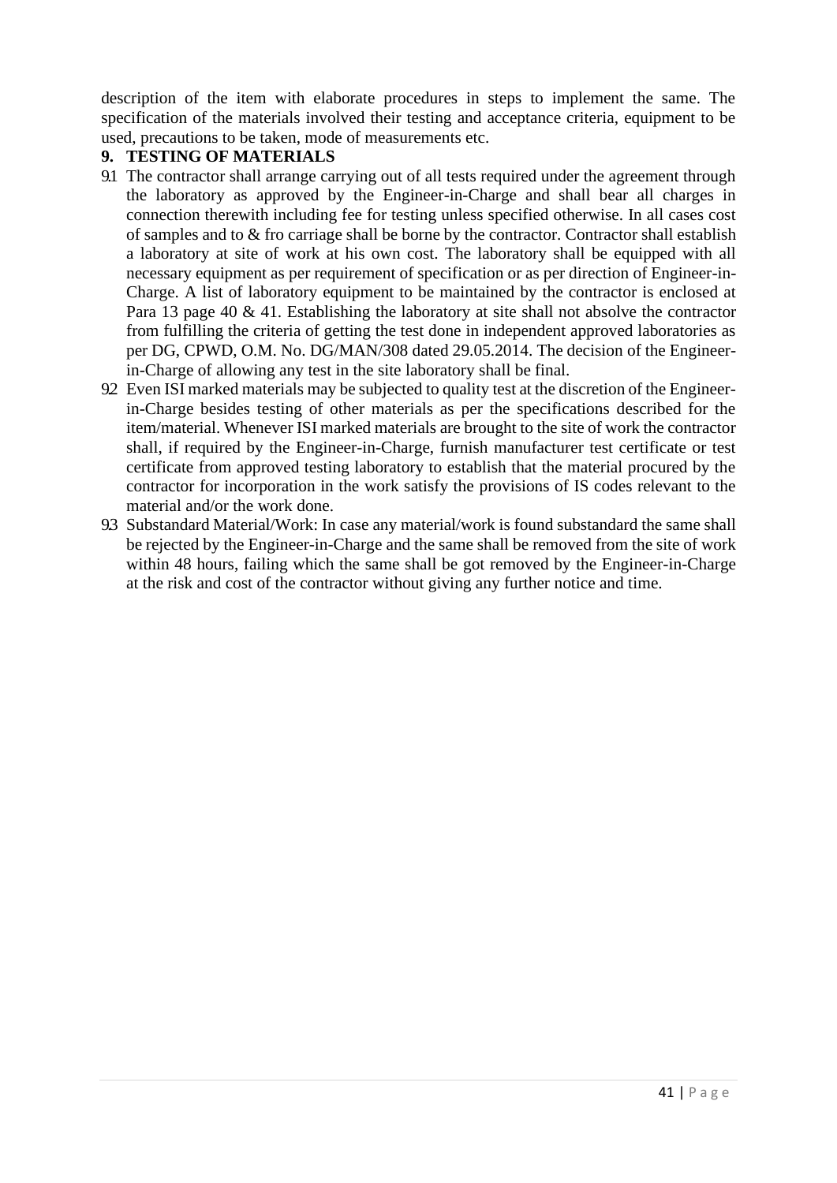description of the item with elaborate procedures in steps to implement the same. The specification of the materials involved their testing and acceptance criteria, equipment to be used, precautions to be taken, mode of measurements etc.

**9. TESTING OF MATERIALS**

9.1 The contractor shall arrange carrying out of all tests required under the agreement through the laboratory as approved by the Engineer-in-Charge and shall bear all charges in connection therewith including fee for testing unless specified otherwise. In all cases cost of samples and to & fro carriage shall be borne by the contractor. Contractor shall establish a laboratory at site of work at his own cost. The laboratory shall be equipped with all necessary equipment as per requirement of specification or as per direction of Engineer-in-Charge. A list of laboratory equipment to be maintained by the contractor is enclosed at Para 13 page 40 & 41. Establishing the laboratory at site shall not absolve the contractor from fulfilling the criteria of getting the test done in independent approved laboratories as per DG, CPWD, O.M. No. DG/MAN/308 dated 29.05.2014. The decision of the Engineer-in-Charge of allowing any test in the site laboratory shall be final.

9.2 Even ISI marked materials may be subjected to quality test at the discretion of the Engineer-in-Charge besides testing of other materials as per the specifications described for the item/material. Whenever ISI marked materials are brought to the site of work the contractor shall, if required by the Engineer-in-Charge, furnish manufacturer test certificate or test certificate from approved testing laboratory to establish that the material procured by the contractor for incorporation in the work satisfy the provisions of IS codes relevant to the material and/or the work done.

9.3 Substandard Material/Work: In case any material/work is found substandard the same shall be rejected by the Engineer-in-Charge and the same shall be removed from the site of work within 48 hours, failing which the same shall be got removed by the Engineer-in-Charge at the risk and cost of the contractor without giving any further notice and time.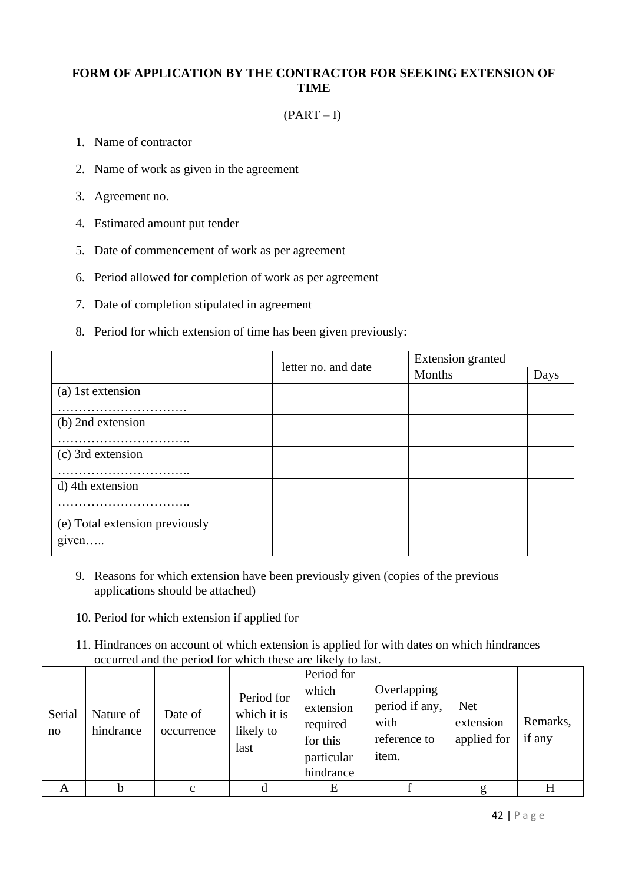## FORM OF APPLICATION BY THE CONTRACTOR FOR SEEKING EXTENSION OF TIME

(PART – I)

1. Name of contractor
2. Name of work as given in the agreement
3. Agreement no.
4. Estimated amount put tender
5. Date of commencement of work as per agreement
6. Period allowed for completion of work as per agreement
7. Date of completion stipulated in agreement
8. Period for which extension of time has been given previously:

| | letter no. and date | Extension granted | |
|---|---|---|---|
| | | Months | Days |
| (a) 1st extension …………………………. | | | |
| (b) 2nd extension ………………………….. | | | |
| (c) 3rd extension ………………………….. | | | |
| d) 4th extension ………………………….. | | | |
| (e) Total extension previously given….. | | | |

9. Reasons for which extension have been previously given (copies of the previous applications should be attached)
10. Period for which extension if applied for
11. Hindrances on account of which extension is applied for with dates on which hindrances occurred and the period for which these are likely to last.

| Serial no | Nature of hindrance | Date of occurrence | Period for which it is likely to last | Period for which extension required for this particular hindrance | Overlapping period if any, with reference to item. | Net extension applied for | Remarks, if any |
|---|---|---|---|---|---|---|---|
| A | b | c | d | E | f | g | H |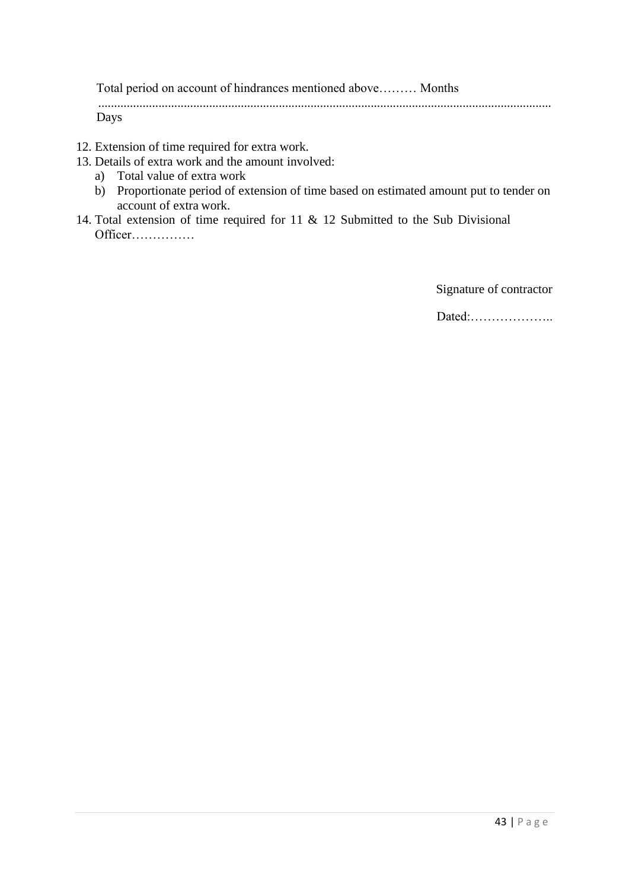Total period on account of hindrances mentioned above……… Months

..........................................................................................................................................

Days

12. Extension of time required for extra work.
13. Details of extra work and the amount involved:
    a) Total value of extra work
    b) Proportionate period of extension of time based on estimated amount put to tender on account of extra work.
14. Total extension of time required for 11 & 12 Submitted to the Sub Divisional Officer……………

Signature of contractor

Dated:………………..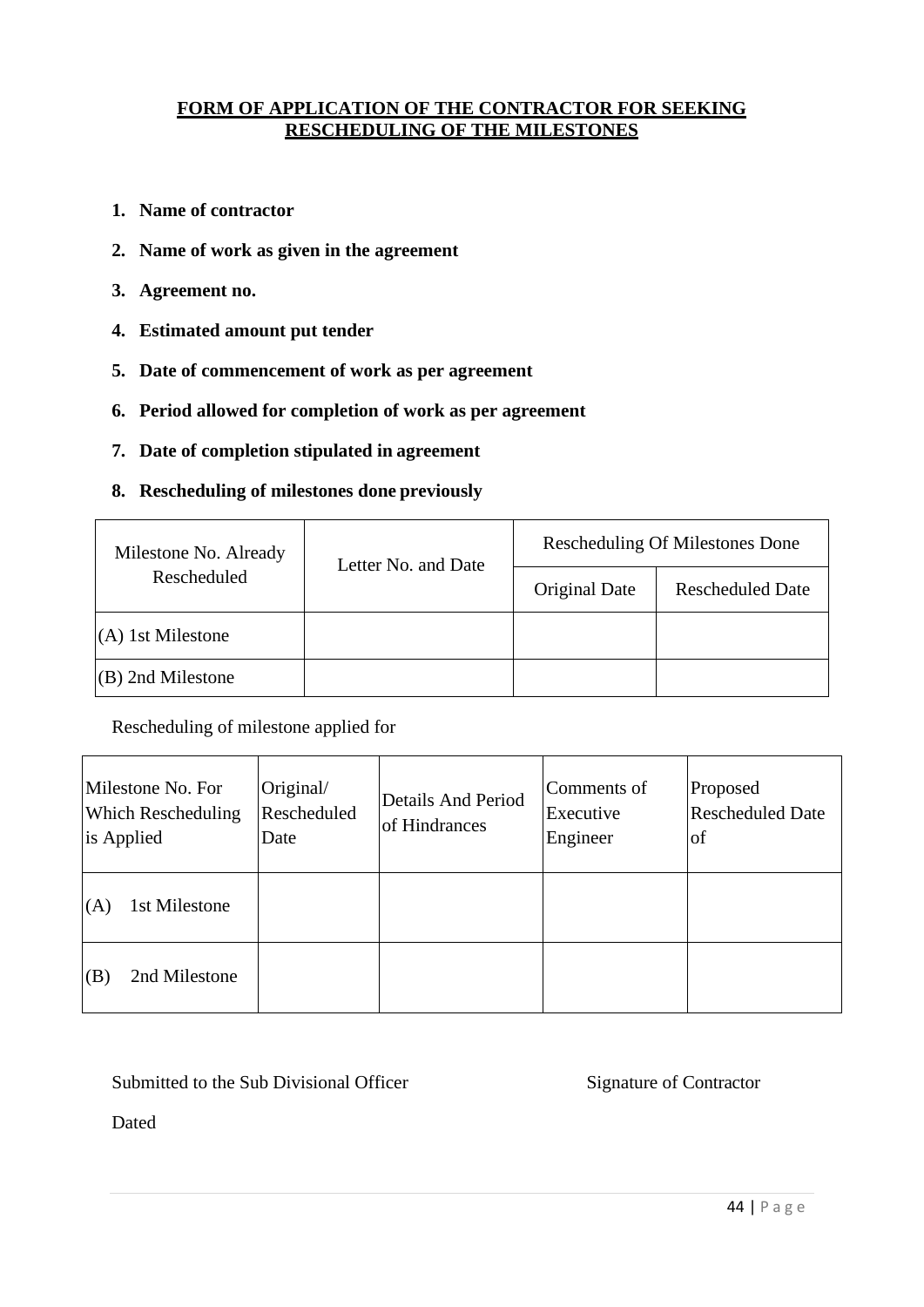## FORM OF APPLICATION OF THE CONTRACTOR FOR SEEKING RESCHEDULING OF THE MILESTONES

1. **Name of contractor**
2. **Name of work as given in the agreement**
3. **Agreement no.**
4. **Estimated amount put tender**
5. **Date of commencement of work as per agreement**
6. **Period allowed for completion of work as per agreement**
7. **Date of completion stipulated in agreement**
8. **Rescheduling of milestones done previously**

| Milestone No. Already Rescheduled | Letter No. and Date | Rescheduling Of Milestones Done | |
|---|---|---|---|
| | | Original Date | Rescheduled Date |
| (A) 1st Milestone | | | |
| (B) 2nd Milestone | | | |

Rescheduling of milestone applied for

| Milestone No. For Which Rescheduling is Applied | Original/ Rescheduled Date | Details And Period of Hindrances | Comments of Executive Engineer | Proposed Rescheduled Date of |
|---|---|---|---|---|
| (A) 1st Milestone | | | | |
| (B) 2nd Milestone | | | | |

Submitted to the Sub Divisional Officer

Signature of Contractor

Dated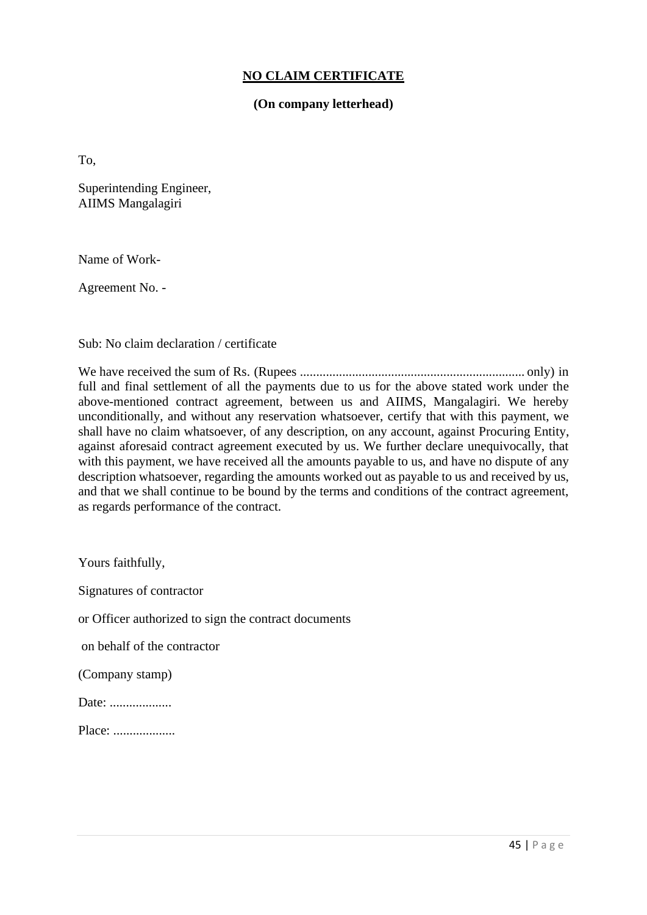# **NO CLAIM CERTIFICATE**

**(On company letterhead)**

To,

Superintending Engineer,
AIIMS Mangalagiri

Name of Work-

Agreement No. -

Sub: No claim declaration / certificate

We have received the sum of Rs. (Rupees ..................................................................... only) in full and final settlement of all the payments due to us for the above stated work under the above-mentioned contract agreement, between us and AIIMS, Mangalagiri. We hereby unconditionally, and without any reservation whatsoever, certify that with this payment, we shall have no claim whatsoever, of any description, on any account, against Procuring Entity, against aforesaid contract agreement executed by us. We further declare unequivocally, that with this payment, we have received all the amounts payable to us, and have no dispute of any description whatsoever, regarding the amounts worked out as payable to us and received by us, and that we shall continue to be bound by the terms and conditions of the contract agreement, as regards performance of the contract.

Yours faithfully,

Signatures of contractor

or Officer authorized to sign the contract documents

on behalf of the contractor

(Company stamp)

Date: ...................

Place: ...................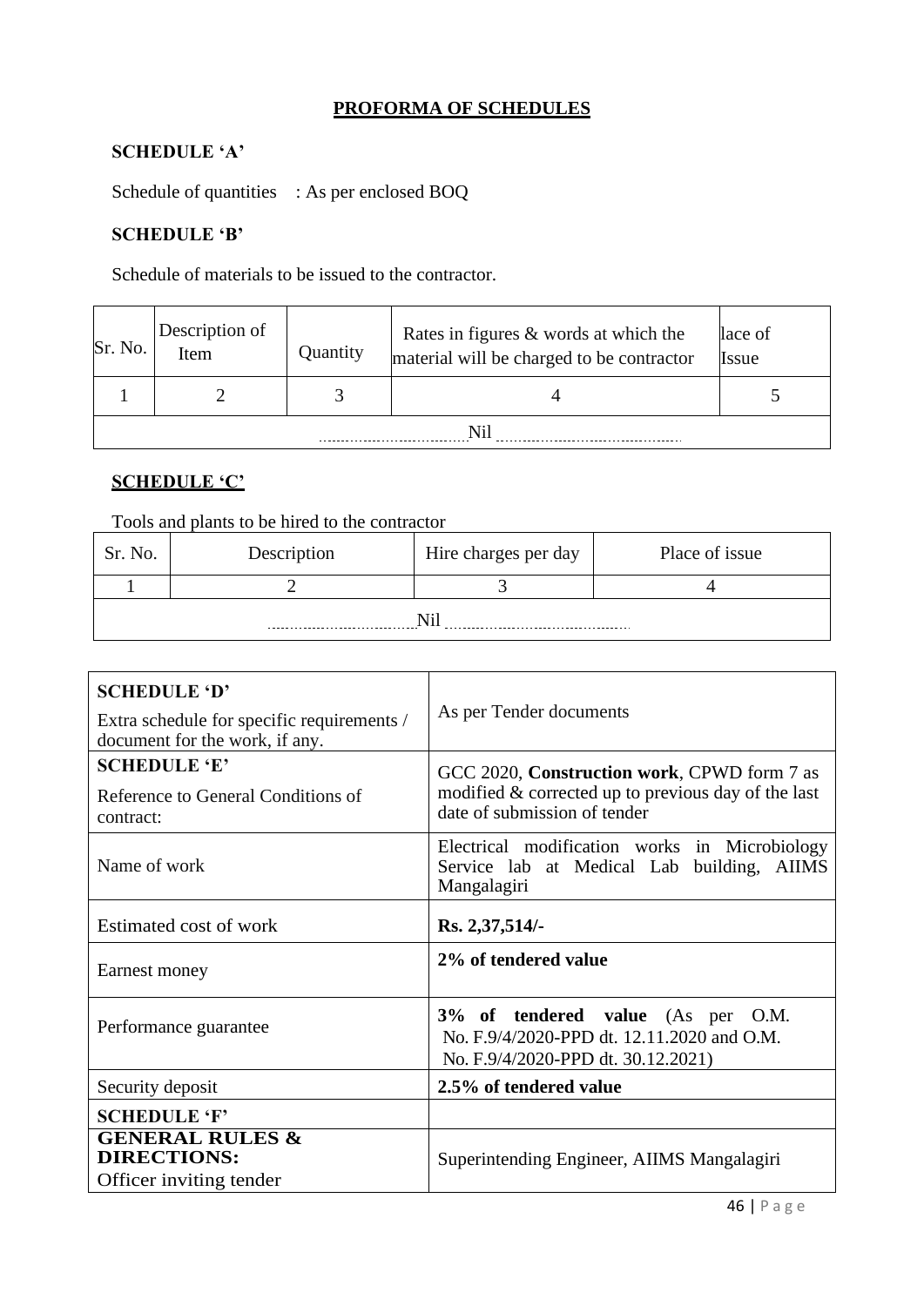## PROFORMA OF SCHEDULES

**SCHEDULE 'A'**

Schedule of quantities : As per enclosed BOQ

**SCHEDULE 'B'**

Schedule of materials to be issued to the contractor.

| Sr. No. | Description of Item | Quantity | Rates in figures & words at which the material will be charged to be contractor | lace of Issue |
|---|---|---|---|---|
| 1 | 2 | 3 | 4 | 5 |
| ..............Nil.............. | | | | |

**SCHEDULE 'C'**

Tools and plants to be hired to the contractor

| Sr. No. | Description | Hire charges per day | Place of issue |
|---|---|---|---|
| 1 | 2 | 3 | 4 |
| ..............Nil.............. | | | |

| | |
|---|---|
| **SCHEDULE 'D'**<br>Extra schedule for specific requirements / document for the work, if any. | As per Tender documents |
| **SCHEDULE 'E'**<br>Reference to General Conditions of contract: | GCC 2020, **Construction work**, CPWD form 7 as modified & corrected up to previous day of the last date of submission of tender |
| Name of work | Electrical modification works in Microbiology Service lab at Medical Lab building, AIIMS Mangalagiri |
| Estimated cost of work | **Rs. 2,37,514/-** |
| Earnest money | **2% of tendered value** |
| Performance guarantee | **3% of tendered value** (As per O.M. No. F.9/4/2020-PPD dt. 12.11.2020 and O.M. No. F.9/4/2020-PPD dt. 30.12.2021) |
| Security deposit | **2.5% of tendered value** |
| **SCHEDULE 'F'** | |
| **GENERAL RULES & DIRECTIONS:**<br>Officer inviting tender | Superintending Engineer, AIIMS Mangalagiri |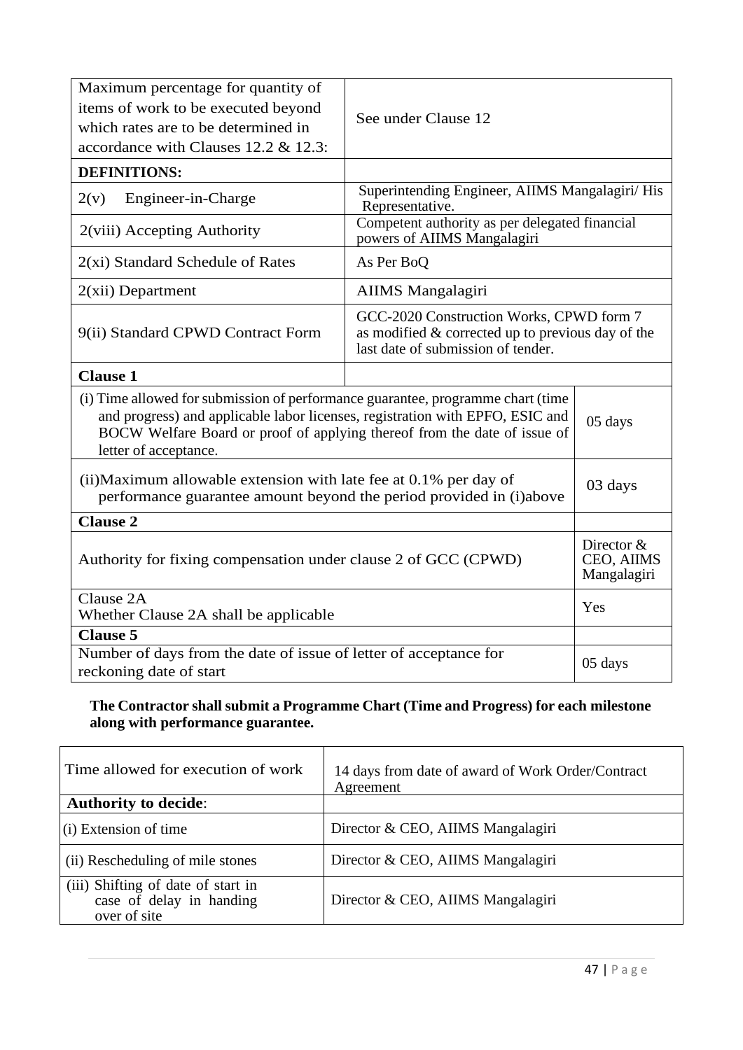| | |
|---|---|
| Maximum percentage for quantity of items of work to be executed beyond which rates are to be determined in accordance with Clauses 12.2 & 12.3: | See under Clause 12 |
| **DEFINITIONS:** | |
| 2(v) Engineer-in-Charge | Superintending Engineer, AIIMS Mangalagiri/ His Representative. |
| 2(viii) Accepting Authority | Competent authority as per delegated financial powers of AIIMS Mangalagiri |
| 2(xi) Standard Schedule of Rates | As Per BoQ |
| 2(xii) Department | AIIMS Mangalagiri |
| 9(ii) Standard CPWD Contract Form | GCC-2020 Construction Works, CPWD form 7 as modified & corrected up to previous day of the last date of submission of tender. |
| **Clause 1** | |

| | |
|---|---|
| (i) Time allowed for submission of performance guarantee, programme chart (time and progress) and applicable labor licenses, registration with EPFO, ESIC and BOCW Welfare Board or proof of applying thereof from the date of issue of letter of acceptance. | 05 days |
| (ii)Maximum allowable extension with late fee at 0.1% per day of performance guarantee amount beyond the period provided in (i)above | 03 days |
| **Clause 2** | |
| Authority for fixing compensation under clause 2 of GCC (CPWD) | Director & CEO, AIIMS Mangalagiri |
| Clause 2A<br>Whether Clause 2A shall be applicable | Yes |
| **Clause 5** | |
| Number of days from the date of issue of letter of acceptance for reckoning date of start | 05 days |

**The Contractor shall submit a Programme Chart (Time and Progress) for each milestone along with performance guarantee.**

| | |
|---|---|
| Time allowed for execution of work | 14 days from date of award of Work Order/Contract Agreement |
| **Authority to decide**: | |
| (i) Extension of time | Director & CEO, AIIMS Mangalagiri |
| (ii) Rescheduling of mile stones | Director & CEO, AIIMS Mangalagiri |
| (iii) Shifting of date of start in case of delay in handing over of site | Director & CEO, AIIMS Mangalagiri |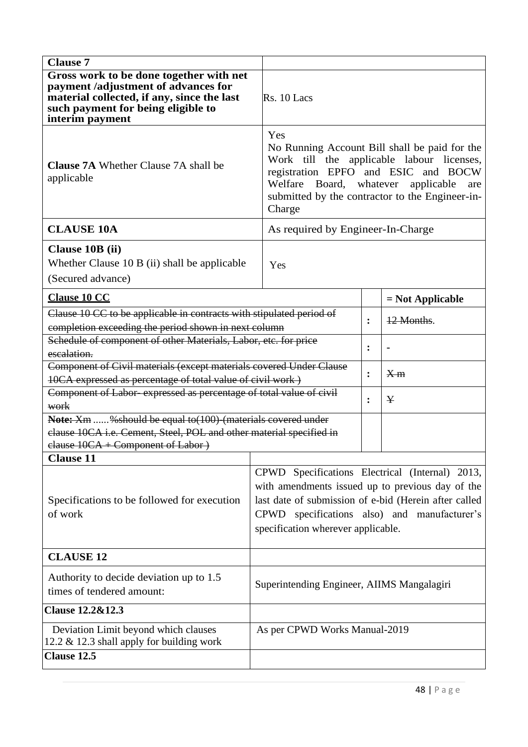| **Clause 7** | | | |
|---|---|---|---|
| **Gross work to be done together with net payment /adjustment of advances for material collected, if any, since the last such payment for being eligible to interim payment** | Rs. 10 Lacs | | |
| **Clause 7A** Whether Clause 7A shall be applicable | Yes<br>No Running Account Bill shall be paid for the Work till the applicable labour licenses, registration EPFO and ESIC and BOCW Welfare Board, whatever applicable are submitted by the contractor to the Engineer-in-Charge | | |
| **CLAUSE 10A** | As required by Engineer-In-Charge | | |
| **Clause 10B (ii)**<br>Whether Clause 10 B (ii) shall be applicable<br>(Secured advance) | Yes | | |
| **Clause 10 CC** | | | **= Not Applicable** |
| ~~Clause 10 CC to be applicable in contracts with stipulated period of completion exceeding the period shown in next column~~ | | : | ~~12 Months~~. |
| ~~Schedule of component of other Materials, Labor, etc. for price escalation.~~ | | : | - |
| ~~Component of Civil materials (except materials covered Under Clause 10CA expressed as percentage of total value of civil work )~~ | | : | ~~X m~~ |
| ~~Component of Labor- expressed as percentage of total value of civil work~~ | | : | ~~Y~~ |
| **Note:** ~~Xm ......%should be equal to(100)-(materials covered under clause 10CA i.e. Cement, Steel, POL and other material specified in clause 10CA + Component of Labor )~~ | | | |
| **Clause 11** | | | |
| Specifications to be followed for execution of work | CPWD Specifications Electrical (Internal) 2013, with amendments issued up to previous day of the last date of submission of e-bid (Herein after called CPWD specifications also) and manufacturer's specification wherever applicable. | | |
| **CLAUSE 12** | | | |
| Authority to decide deviation up to 1.5 times of tendered amount: | Superintending Engineer, AIIMS Mangalagiri | | |
| **Clause 12.2&12.3** | | | |
| Deviation Limit beyond which clauses 12.2 & 12.3 shall apply for building work | As per CPWD Works Manual-2019 | | |
| **Clause 12.5** | | | |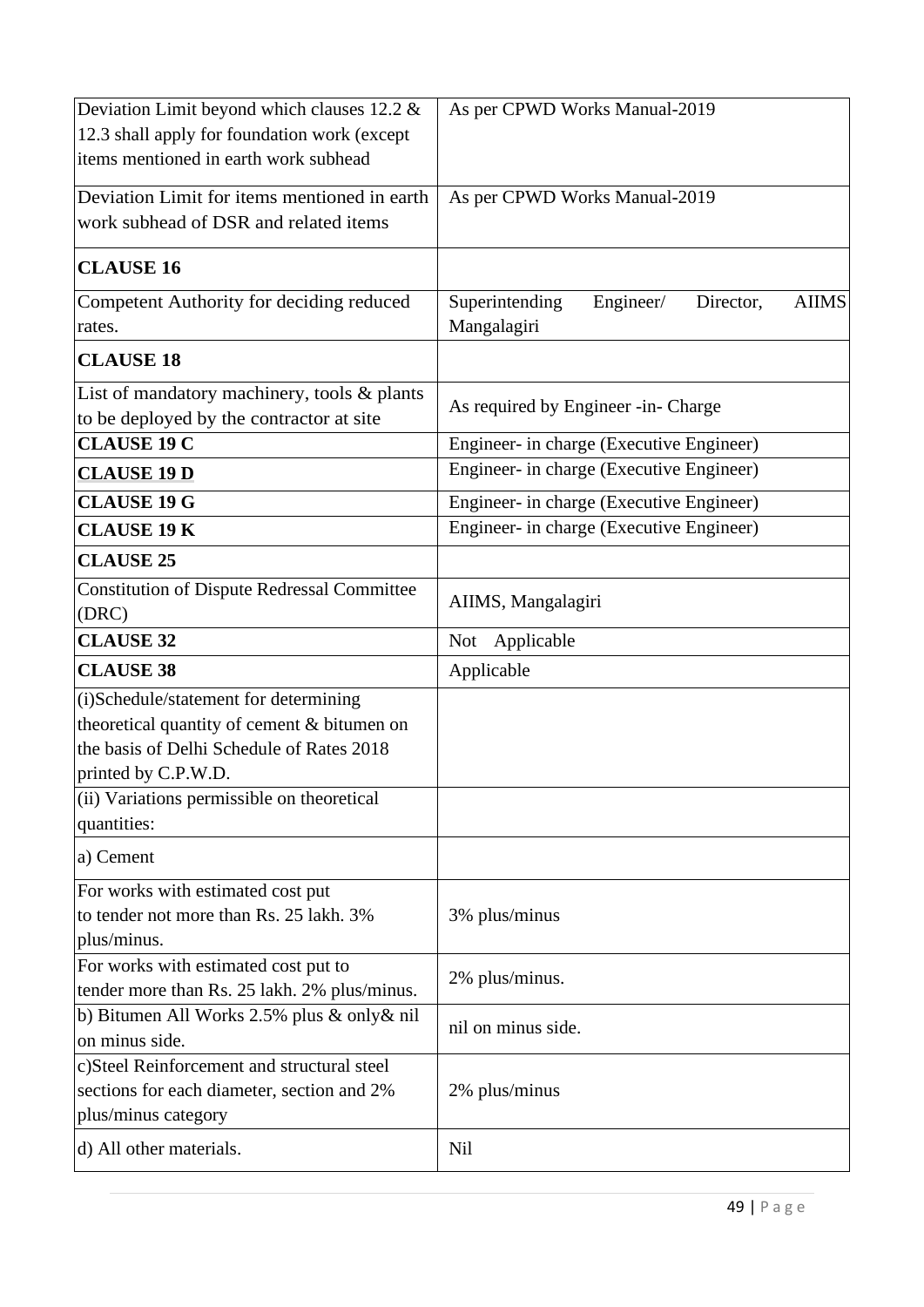| | |
|---|---|
| Deviation Limit beyond which clauses 12.2 & 12.3 shall apply for foundation work (except items mentioned in earth work subhead | As per CPWD Works Manual-2019 |
| Deviation Limit for items mentioned in earth work subhead of DSR and related items | As per CPWD Works Manual-2019 |
| **CLAUSE 16** | |
| Competent Authority for deciding reduced rates. | Superintending Engineer/ Director, AIIMS Mangalagiri |
| **CLAUSE 18** | |
| List of mandatory machinery, tools & plants to be deployed by the contractor at site | As required by Engineer -in- Charge |
| **CLAUSE 19 C** | Engineer- in charge (Executive Engineer) |
| **CLAUSE 19 D** | Engineer- in charge (Executive Engineer) |
| **CLAUSE 19 G** | Engineer- in charge (Executive Engineer) |
| **CLAUSE 19 K** | Engineer- in charge (Executive Engineer) |
| **CLAUSE 25** | |
| Constitution of Dispute Redressal Committee (DRC) | AIIMS, Mangalagiri |
| **CLAUSE 32** | Not Applicable |
| **CLAUSE 38** | Applicable |
| (i)Schedule/statement for determining theoretical quantity of cement & bitumen on the basis of Delhi Schedule of Rates 2018 printed by C.P.W.D. | |
| (ii) Variations permissible on theoretical quantities: | |
| a) Cement | |
| For works with estimated cost put to tender not more than Rs. 25 lakh. 3% plus/minus. | 3% plus/minus |
| For works with estimated cost put to tender more than Rs. 25 lakh. 2% plus/minus. | 2% plus/minus. |
| b) Bitumen All Works 2.5% plus & only& nil on minus side. | nil on minus side. |
| c)Steel Reinforcement and structural steel sections for each diameter, section and 2% plus/minus category | 2% plus/minus |
| d) All other materials. | Nil |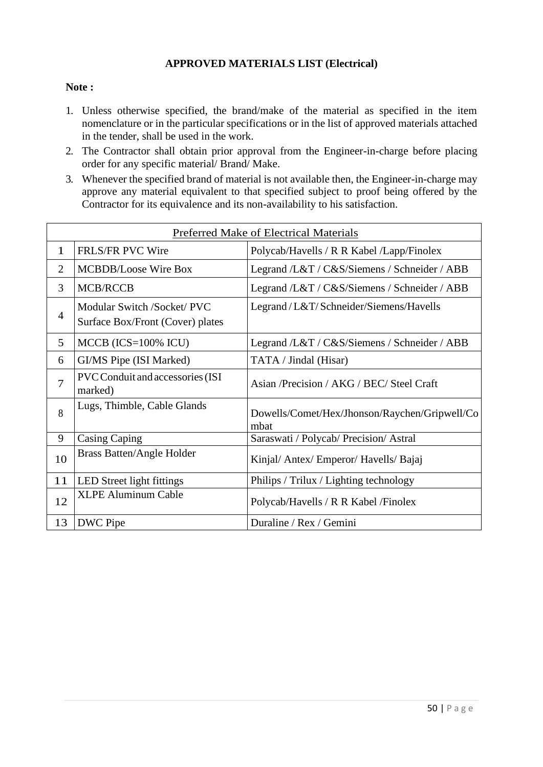# APPROVED MATERIALS LIST (Electrical)

**Note :**

1. Unless otherwise specified, the brand/make of the material as specified in the item nomenclature or in the particular specifications or in the list of approved materials attached in the tender, shall be used in the work.
2. The Contractor shall obtain prior approval from the Engineer-in-charge before placing order for any specific material/ Brand/ Make.
3. Whenever the specified brand of material is not available then, the Engineer-in-charge may approve any material equivalent to that specified subject to proof being offered by the Contractor for its equivalence and its non-availability to his satisfaction.

| Preferred Make of Electrical Materials | | |
|---|---|---|
| 1 | FRLS/FR PVC Wire | Polycab/Havells / R R Kabel /Lapp/Finolex |
| 2 | MCBDB/Loose Wire Box | Legrand /L&T / C&S/Siemens / Schneider / ABB |
| 3 | MCB/RCCB | Legrand /L&T / C&S/Siemens / Schneider / ABB |
| 4 | Modular Switch /Socket/ PVC Surface Box/Front (Cover) plates | Legrand / L&T/ Schneider/Siemens/Havells |
| 5 | MCCB (ICS=100% ICU) | Legrand /L&T / C&S/Siemens / Schneider / ABB |
| 6 | GI/MS Pipe (ISI Marked) | TATA / Jindal (Hisar) |
| 7 | PVC Conduit and accessories (ISI marked) | Asian /Precision / AKG / BEC/ Steel Craft |
| 8 | Lugs, Thimble, Cable Glands | Dowells/Comet/Hex/Jhonson/Raychen/Gripwell/Combat |
| 9 | Casing Caping | Saraswati / Polycab/ Precision/ Astral |
| 10 | Brass Batten/Angle Holder | Kinjal/ Antex/ Emperor/ Havells/ Bajaj |
| 11 | LED Street light fittings | Philips / Trilux / Lighting technology |
| 12 | XLPE Aluminum Cable | Polycab/Havells / R R Kabel /Finolex |
| 13 | DWC Pipe | Duraline / Rex / Gemini |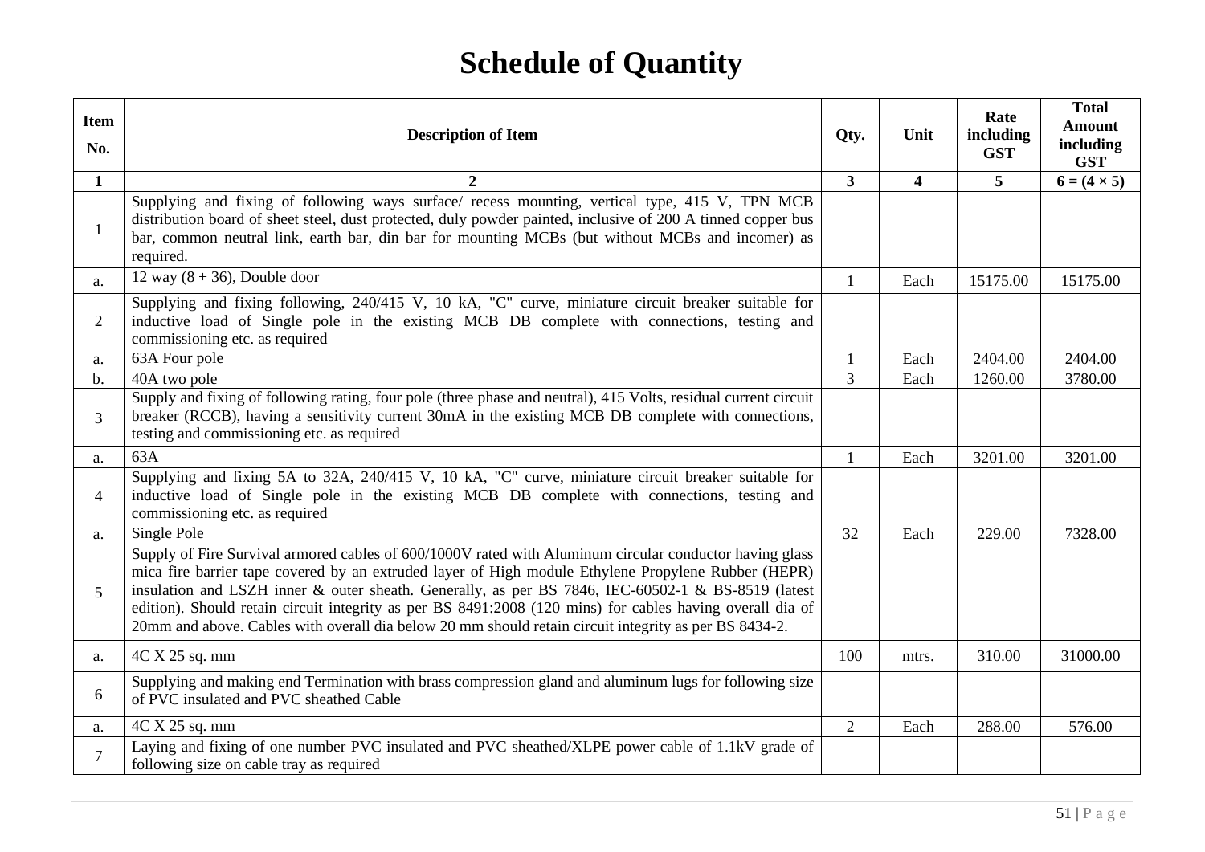# Schedule of Quantity

| Item No. | Description of Item | Qty. | Unit | Rate including GST | Total Amount including GST |
|---|---|---|---|---|---|
| 1 | 2 | 3 | 4 | 5 | 6 = (4 × 5) |
| 1 | Supplying and fixing of following ways surface/ recess mounting, vertical type, 415 V, TPN MCB distribution board of sheet steel, dust protected, duly powder painted, inclusive of 200 A tinned copper bus bar, common neutral link, earth bar, din bar for mounting MCBs (but without MCBs and incomer) as required. | | | | |
| a. | 12 way (8 + 36), Double door | 1 | Each | 15175.00 | 15175.00 |
| 2 | Supplying and fixing following, 240/415 V, 10 kA, "C" curve, miniature circuit breaker suitable for inductive load of Single pole in the existing MCB DB complete with connections, testing and commissioning etc. as required | | | | |
| a. | 63A Four pole | 1 | Each | 2404.00 | 2404.00 |
| b. | 40A two pole | 3 | Each | 1260.00 | 3780.00 |
| 3 | Supply and fixing of following rating, four pole (three phase and neutral), 415 Volts, residual current circuit breaker (RCCB), having a sensitivity current 30mA in the existing MCB DB complete with connections, testing and commissioning etc. as required | | | | |
| a. | 63A | 1 | Each | 3201.00 | 3201.00 |
| 4 | Supplying and fixing 5A to 32A, 240/415 V, 10 kA, "C" curve, miniature circuit breaker suitable for inductive load of Single pole in the existing MCB DB complete with connections, testing and commissioning etc. as required | | | | |
| a. | Single Pole | 32 | Each | 229.00 | 7328.00 |
| 5 | Supply of Fire Survival armored cables of 600/1000V rated with Aluminum circular conductor having glass mica fire barrier tape covered by an extruded layer of High module Ethylene Propylene Rubber (HEPR) insulation and LSZH inner & outer sheath. Generally, as per BS 7846, IEC-60502-1 & BS-8519 (latest edition). Should retain circuit integrity as per BS 8491:2008 (120 mins) for cables having overall dia of 20mm and above. Cables with overall dia below 20 mm should retain circuit integrity as per BS 8434-2. | | | | |
| a. | 4C X 25 sq. mm | 100 | mtrs. | 310.00 | 31000.00 |
| 6 | Supplying and making end Termination with brass compression gland and aluminum lugs for following size of PVC insulated and PVC sheathed Cable | | | | |
| a. | 4C X 25 sq. mm | 2 | Each | 288.00 | 576.00 |
| 7 | Laying and fixing of one number PVC insulated and PVC sheathed/XLPE power cable of 1.1kV grade of following size on cable tray as required | | | | |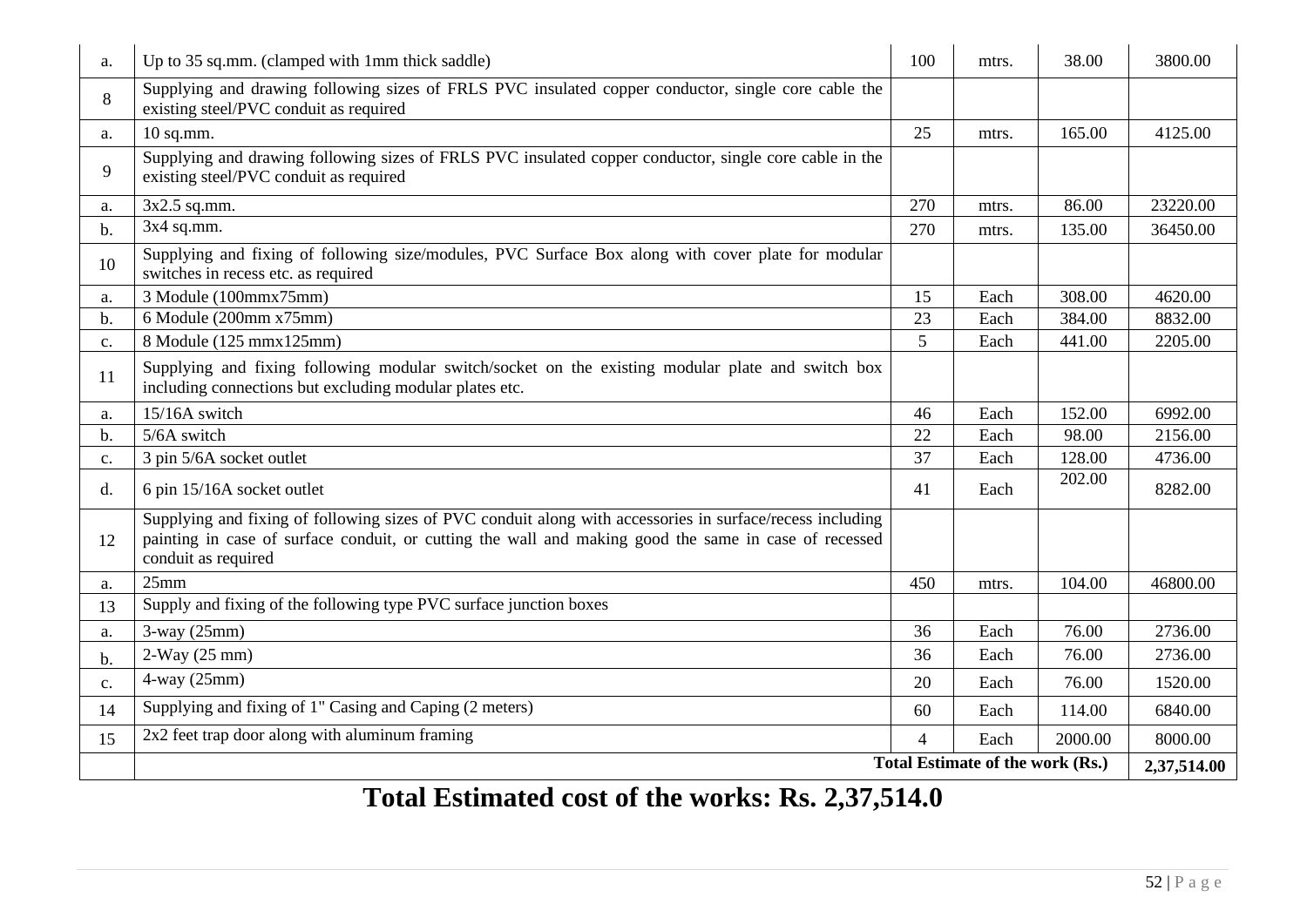| | | | | | |
|---|---|---|---|---|---|
| a. | Up to 35 sq.mm. (clamped with 1mm thick saddle) | 100 | mtrs. | 38.00 | 3800.00 |
| 8 | Supplying and drawing following sizes of FRLS PVC insulated copper conductor, single core cable the existing steel/PVC conduit as required | | | | |
| a. | 10 sq.mm. | 25 | mtrs. | 165.00 | 4125.00 |
| 9 | Supplying and drawing following sizes of FRLS PVC insulated copper conductor, single core cable in the existing steel/PVC conduit as required | | | | |
| a. | 3x2.5 sq.mm. | 270 | mtrs. | 86.00 | 23220.00 |
| b. | 3x4 sq.mm. | 270 | mtrs. | 135.00 | 36450.00 |
| 10 | Supplying and fixing of following size/modules, PVC Surface Box along with cover plate for modular switches in recess etc. as required | | | | |
| a. | 3 Module (100mmx75mm) | 15 | Each | 308.00 | 4620.00 |
| b. | 6 Module (200mm x75mm) | 23 | Each | 384.00 | 8832.00 |
| c. | 8 Module (125 mmx125mm) | 5 | Each | 441.00 | 2205.00 |
| 11 | Supplying and fixing following modular switch/socket on the existing modular plate and switch box including connections but excluding modular plates etc. | | | | |
| a. | 15/16A switch | 46 | Each | 152.00 | 6992.00 |
| b. | 5/6A switch | 22 | Each | 98.00 | 2156.00 |
| c. | 3 pin 5/6A socket outlet | 37 | Each | 128.00 | 4736.00 |
| d. | 6 pin 15/16A socket outlet | 41 | Each | 202.00 | 8282.00 |
| 12 | Supplying and fixing of following sizes of PVC conduit along with accessories in surface/recess including painting in case of surface conduit, or cutting the wall and making good the same in case of recessed conduit as required | | | | |
| a. | 25mm | 450 | mtrs. | 104.00 | 46800.00 |
| 13 | Supply and fixing of the following type PVC surface junction boxes | | | | |
| a. | 3-way (25mm) | 36 | Each | 76.00 | 2736.00 |
| b. | 2-Way (25 mm) | 36 | Each | 76.00 | 2736.00 |
| c. | 4-way (25mm) | 20 | Each | 76.00 | 1520.00 |
| 14 | Supplying and fixing of 1" Casing and Caping (2 meters) | 60 | Each | 114.00 | 6840.00 |
| 15 | 2x2 feet trap door along with aluminum framing | 4 | Each | 2000.00 | 8000.00 |
| | **Total Estimate of the work (Rs.)** | | | | **2,37,514.00** |

# Total Estimated cost of the works: Rs. 2,37,514.0